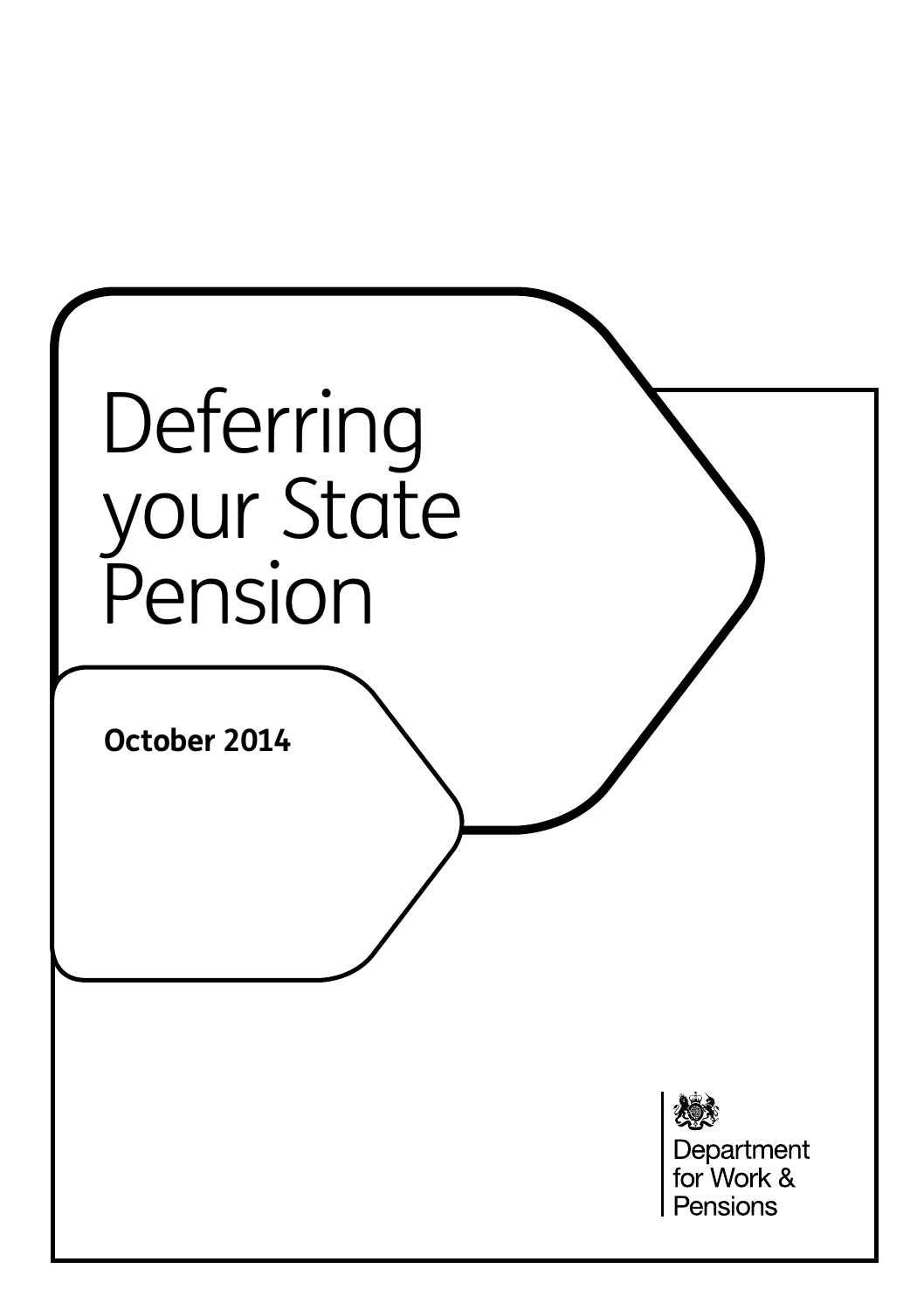# Deferring your State Pension

**October 2014**

Department for Work & Pensions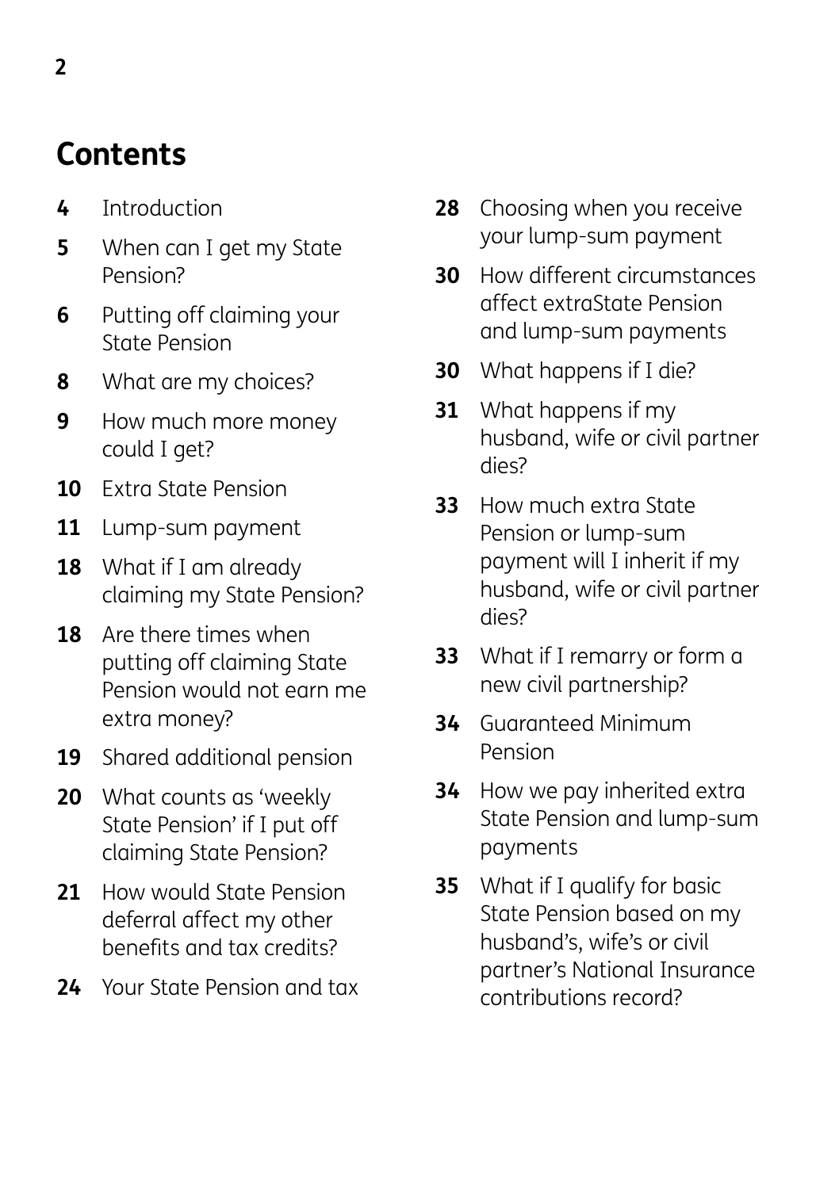# Contents

- **4** Introduction
- **5** When can I get my State Pension?
- **6** Putting off claiming your State Pension
- **8** What are my choices?
- **9** How much more money could I get?
- **10** Extra State Pension
- **11** Lump-sum payment
- **18** What if I am already claiming my State Pension?
- **18** Are there times when putting off claiming State Pension would not earn me extra money?
- **19** Shared additional pension
- **20** What counts as 'weekly State Pension' if I put off claiming State Pension?
- **21** How would State Pension deferral affect my other benefits and tax credits?
- **24** Your State Pension and tax
- **28** Choosing when you receive your lump-sum payment
- **30** How different circumstances affect extraState Pension and lump-sum payments
- **30** What happens if I die?
- **31** What happens if my husband, wife or civil partner dies?
- **33** How much extra State Pension or lump-sum payment will I inherit if my husband, wife or civil partner dies?
- **33** What if I remarry or form a new civil partnership?
- **34** Guaranteed Minimum Pension
- **34** How we pay inherited extra State Pension and lump-sum payments
- **35** What if I qualify for basic State Pension based on my husband's, wife's or civil partner's National Insurance contributions record?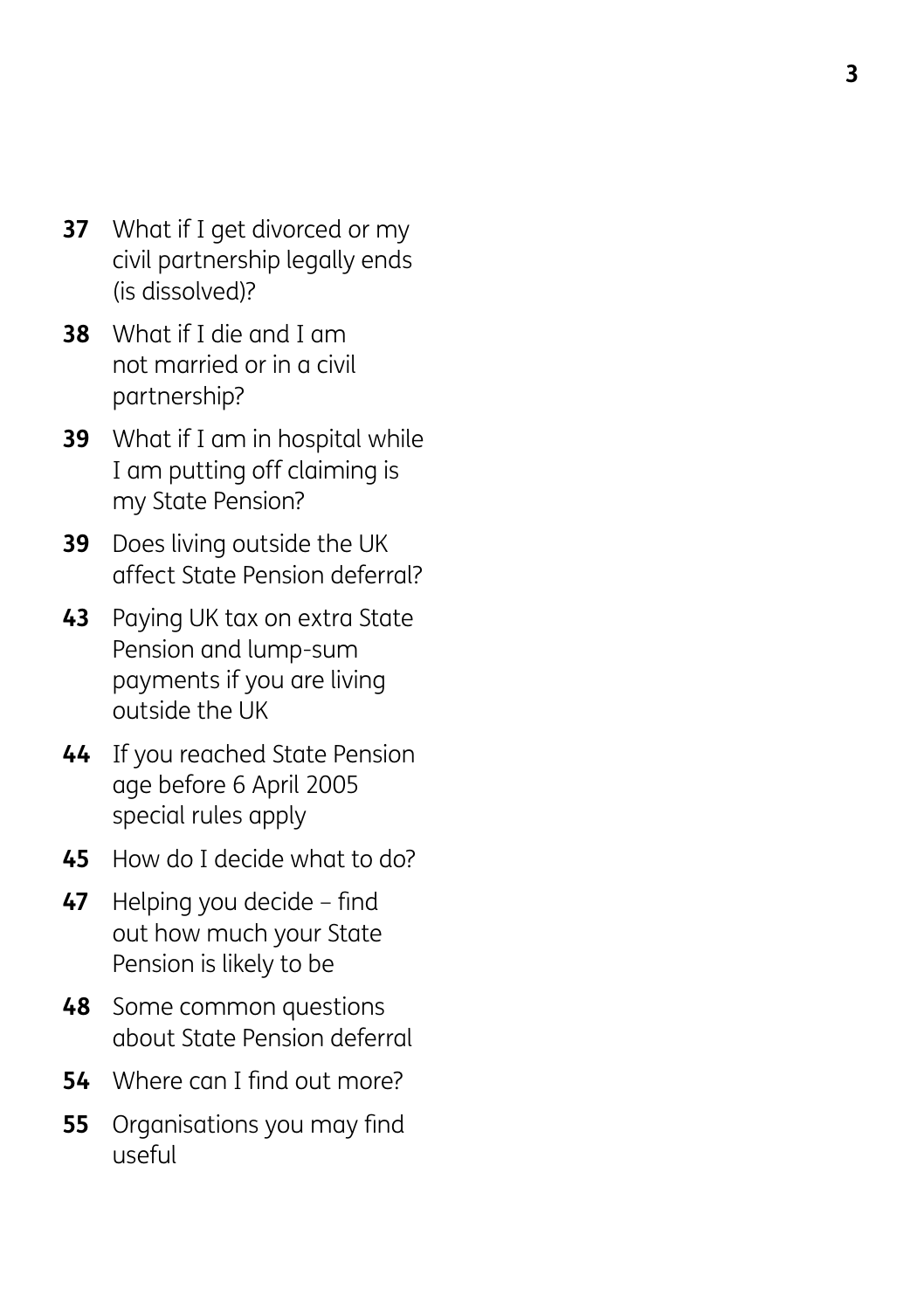**37** What if I get divorced or my civil partnership legally ends (is dissolved)?

**38** What if I die and I am not married or in a civil partnership?

**39** What if I am in hospital while I am putting off claiming is my State Pension?

**39** Does living outside the UK affect State Pension deferral?

**43** Paying UK tax on extra State Pension and lump-sum payments if you are living outside the UK

**44** If you reached State Pension age before 6 April 2005 special rules apply

**45** How do I decide what to do?

**47** Helping you decide – find out how much your State Pension is likely to be

**48** Some common questions about State Pension deferral

**54** Where can I find out more?

**55** Organisations you may find useful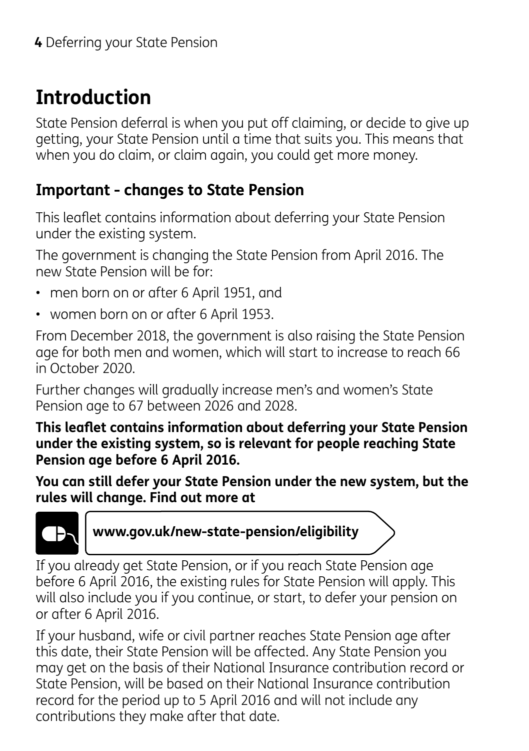# Introduction

State Pension deferral is when you put off claiming, or decide to give up getting, your State Pension until a time that suits you. This means that when you do claim, or claim again, you could get more money.

## Important - changes to State Pension

This leaflet contains information about deferring your State Pension under the existing system.

The government is changing the State Pension from April 2016. The new State Pension will be for:

- men born on or after 6 April 1951, and
- women born on or after 6 April 1953.

From December 2018, the government is also raising the State Pension age for both men and women, which will start to increase to reach 66 in October 2020.

Further changes will gradually increase men's and women's State Pension age to 67 between 2026 and 2028.

**This leaflet contains information about deferring your State Pension under the existing system, so is relevant for people reaching State Pension age before 6 April 2016.**

**You can still defer your State Pension under the new system, but the rules will change. Find out more at**

**www.gov.uk/new-state-pension/eligibility**

If you already get State Pension, or if you reach State Pension age before 6 April 2016, the existing rules for State Pension will apply. This will also include you if you continue, or start, to defer your pension on or after 6 April 2016.

If your husband, wife or civil partner reaches State Pension age after this date, their State Pension will be affected. Any State Pension you may get on the basis of their National Insurance contribution record or State Pension, will be based on their National Insurance contribution record for the period up to 5 April 2016 and will not include any contributions they make after that date.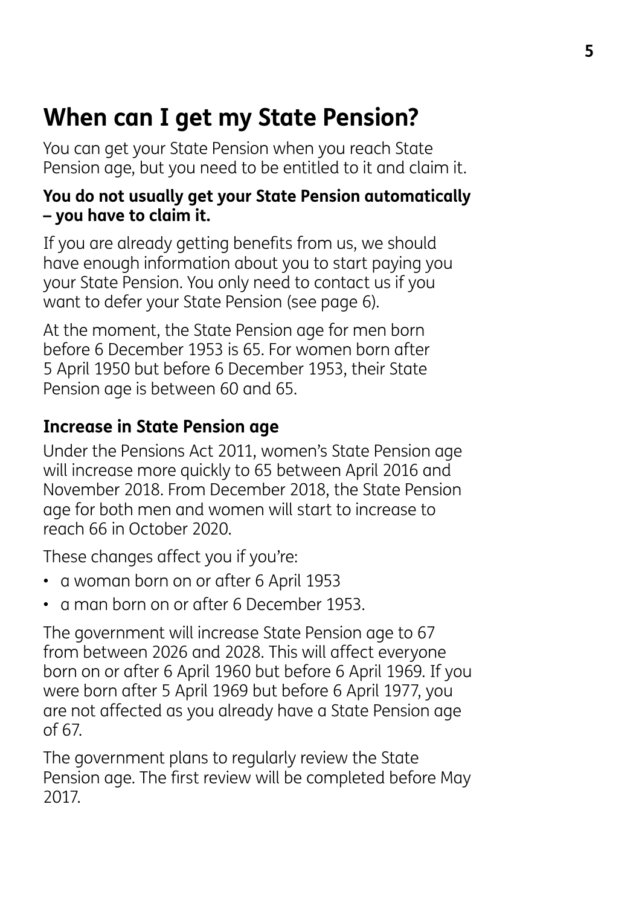# When can I get my State Pension?

You can get your State Pension when you reach State Pension age, but you need to be entitled to it and claim it.

**You do not usually get your State Pension automatically – you have to claim it.**

If you are already getting benefits from us, we should have enough information about you to start paying you your State Pension. You only need to contact us if you want to defer your State Pension (see page 6).

At the moment, the State Pension age for men born before 6 December 1953 is 65. For women born after 5 April 1950 but before 6 December 1953, their State Pension age is between 60 and 65.

## Increase in State Pension age

Under the Pensions Act 2011, women's State Pension age will increase more quickly to 65 between April 2016 and November 2018. From December 2018, the State Pension age for both men and women will start to increase to reach 66 in October 2020.

These changes affect you if you're:

- a woman born on or after 6 April 1953
- a man born on or after 6 December 1953.

The government will increase State Pension age to 67 from between 2026 and 2028. This will affect everyone born on or after 6 April 1960 but before 6 April 1969. If you were born after 5 April 1969 but before 6 April 1977, you are not affected as you already have a State Pension age of 67.

The government plans to regularly review the State Pension age. The first review will be completed before May 2017.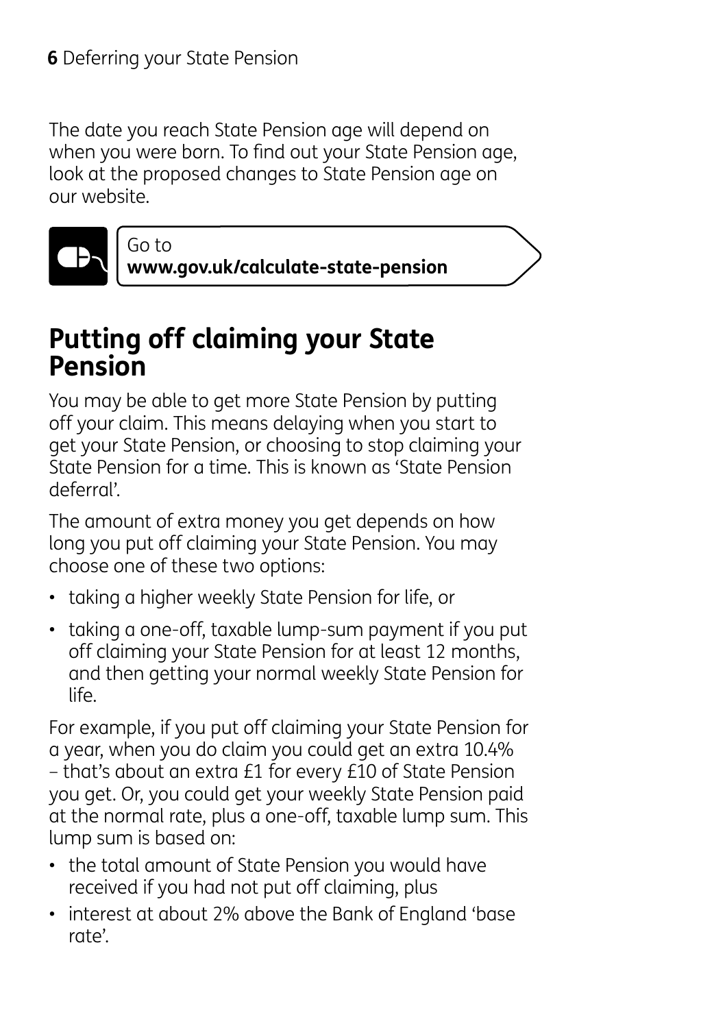The date you reach State Pension age will depend on when you were born. To find out your State Pension age, look at the proposed changes to State Pension age on our website.

Go to
**www.gov.uk/calculate-state-pension**

## Putting off claiming your State Pension

You may be able to get more State Pension by putting off your claim. This means delaying when you start to get your State Pension, or choosing to stop claiming your State Pension for a time. This is known as 'State Pension deferral'.

The amount of extra money you get depends on how long you put off claiming your State Pension. You may choose one of these two options:

- taking a higher weekly State Pension for life, or
- taking a one-off, taxable lump-sum payment if you put off claiming your State Pension for at least 12 months, and then getting your normal weekly State Pension for life.

For example, if you put off claiming your State Pension for a year, when you do claim you could get an extra 10.4% – that's about an extra £1 for every £10 of State Pension you get. Or, you could get your weekly State Pension paid at the normal rate, plus a one-off, taxable lump sum. This lump sum is based on:

- the total amount of State Pension you would have received if you had not put off claiming, plus
- interest at about 2% above the Bank of England 'base rate'.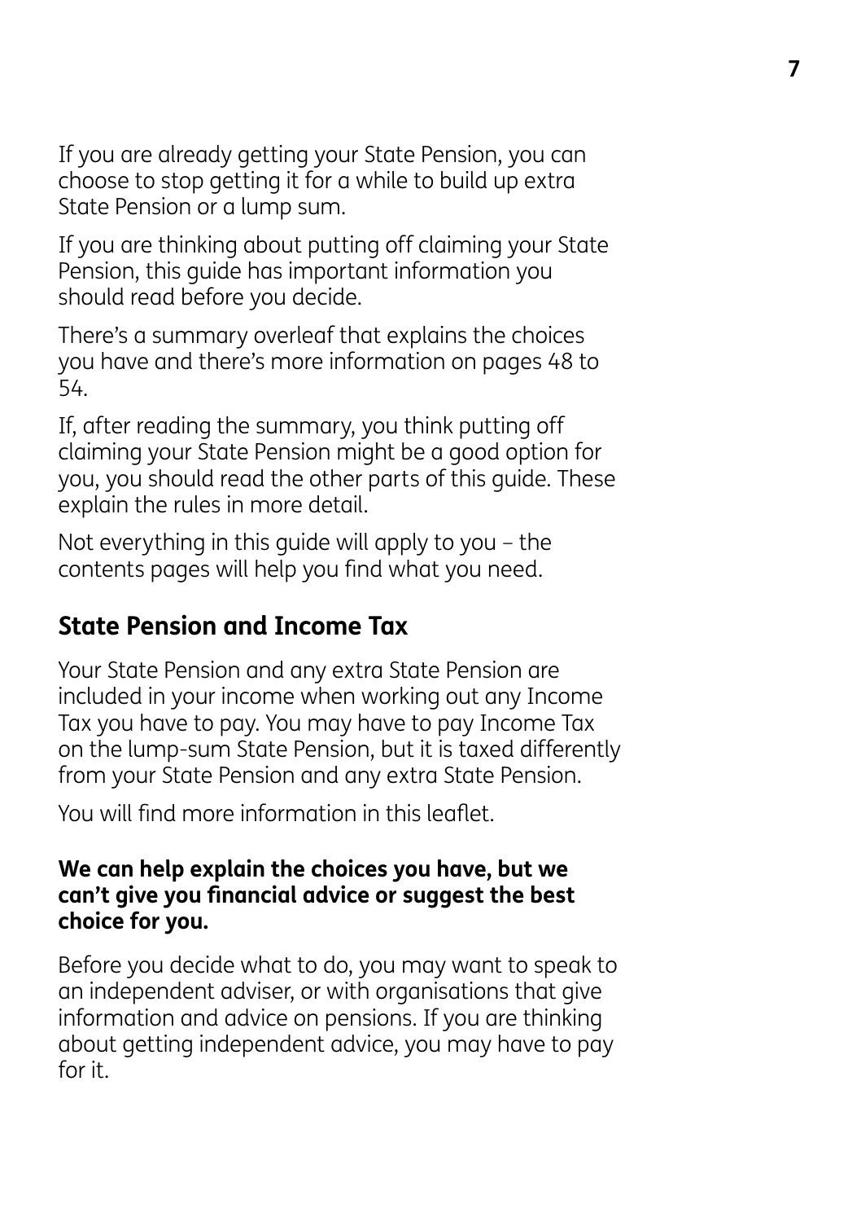If you are already getting your State Pension, you can choose to stop getting it for a while to build up extra State Pension or a lump sum.

If you are thinking about putting off claiming your State Pension, this guide has important information you should read before you decide.

There's a summary overleaf that explains the choices you have and there's more information on pages 48 to 54.

If, after reading the summary, you think putting off claiming your State Pension might be a good option for you, you should read the other parts of this guide. These explain the rules in more detail.

Not everything in this guide will apply to you – the contents pages will help you find what you need.

## State Pension and Income Tax

Your State Pension and any extra State Pension are included in your income when working out any Income Tax you have to pay. You may have to pay Income Tax on the lump-sum State Pension, but it is taxed differently from your State Pension and any extra State Pension.

You will find more information in this leaflet.

**We can help explain the choices you have, but we can't give you financial advice or suggest the best choice for you.**

Before you decide what to do, you may want to speak to an independent adviser, or with organisations that give information and advice on pensions. If you are thinking about getting independent advice, you may have to pay for it.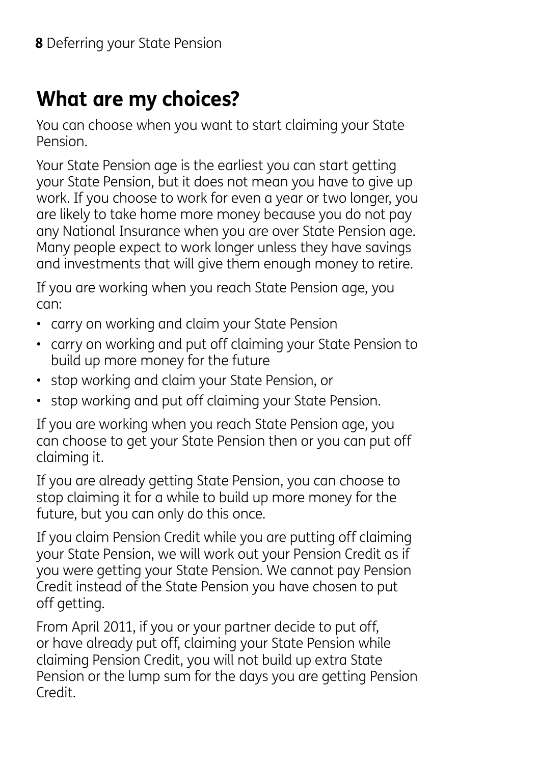## What are my choices?

You can choose when you want to start claiming your State Pension.

Your State Pension age is the earliest you can start getting your State Pension, but it does not mean you have to give up work. If you choose to work for even a year or two longer, you are likely to take home more money because you do not pay any National Insurance when you are over State Pension age. Many people expect to work longer unless they have savings and investments that will give them enough money to retire.

If you are working when you reach State Pension age, you can:

- carry on working and claim your State Pension
- carry on working and put off claiming your State Pension to build up more money for the future
- stop working and claim your State Pension, or
- stop working and put off claiming your State Pension.

If you are working when you reach State Pension age, you can choose to get your State Pension then or you can put off claiming it.

If you are already getting State Pension, you can choose to stop claiming it for a while to build up more money for the future, but you can only do this once.

If you claim Pension Credit while you are putting off claiming your State Pension, we will work out your Pension Credit as if you were getting your State Pension. We cannot pay Pension Credit instead of the State Pension you have chosen to put off getting.

From April 2011, if you or your partner decide to put off, or have already put off, claiming your State Pension while claiming Pension Credit, you will not build up extra State Pension or the lump sum for the days you are getting Pension Credit.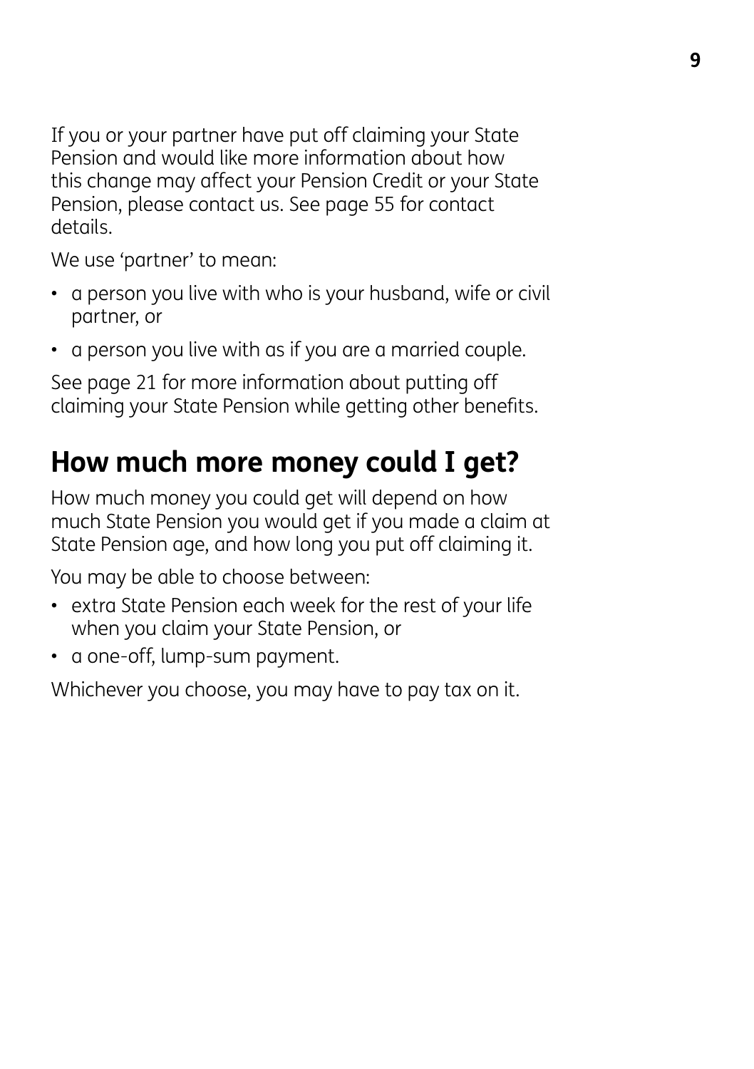If you or your partner have put off claiming your State Pension and would like more information about how this change may affect your Pension Credit or your State Pension, please contact us. See page 55 for contact details.

We use ‘partner’ to mean:

- a person you live with who is your husband, wife or civil partner, or
- a person you live with as if you are a married couple.

See page 21 for more information about putting off claiming your State Pension while getting other benefits.

## How much more money could I get?

How much money you could get will depend on how much State Pension you would get if you made a claim at State Pension age, and how long you put off claiming it.

You may be able to choose between:

- extra State Pension each week for the rest of your life when you claim your State Pension, or
- a one-off, lump-sum payment.

Whichever you choose, you may have to pay tax on it.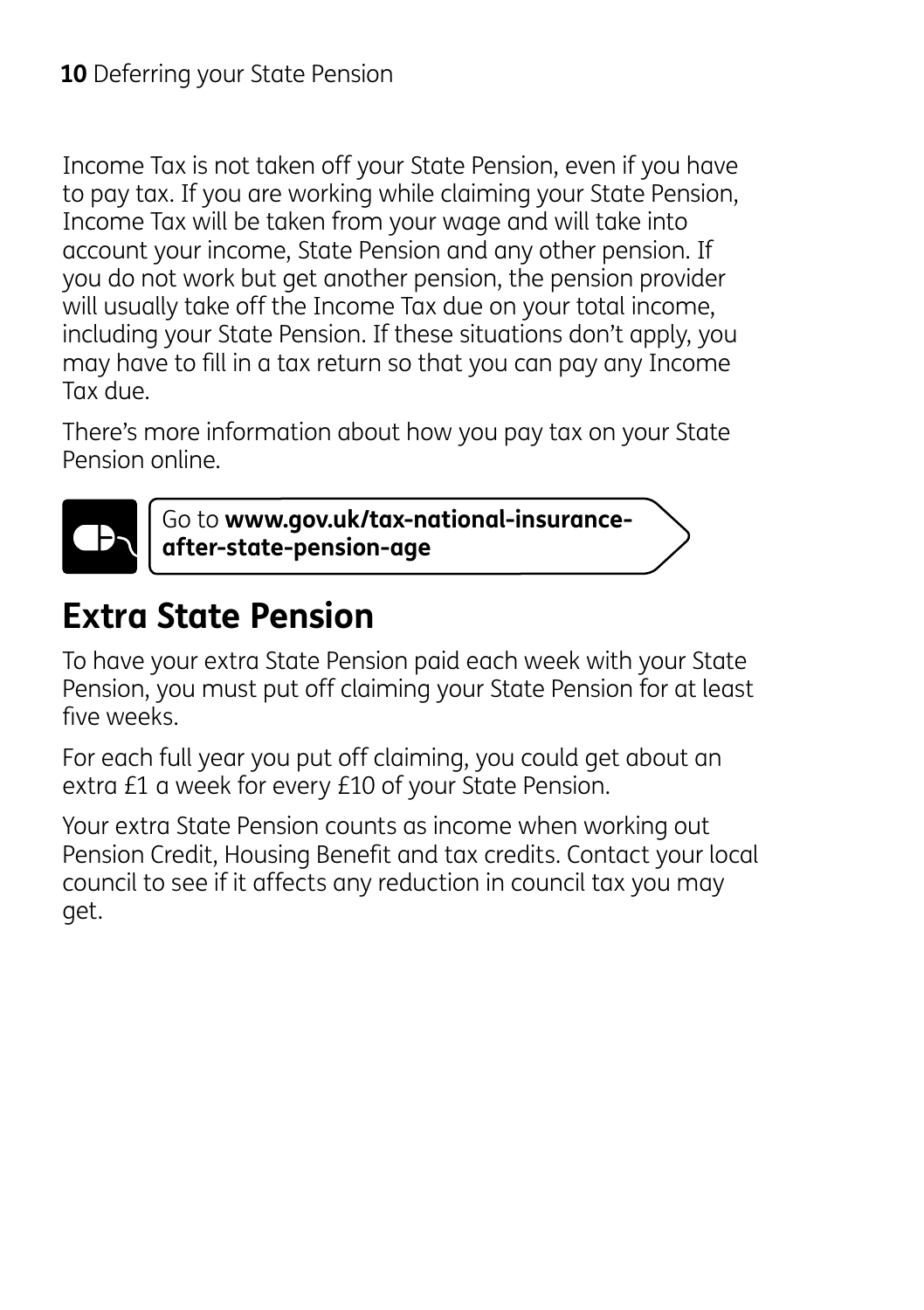Income Tax is not taken off your State Pension, even if you have to pay tax. If you are working while claiming your State Pension, Income Tax will be taken from your wage and will take into account your income, State Pension and any other pension. If you do not work but get another pension, the pension provider will usually take off the Income Tax due on your total income, including your State Pension. If these situations don't apply, you may have to fill in a tax return so that you can pay any Income Tax due.

There's more information about how you pay tax on your State Pension online.

Go to **www.gov.uk/tax-national-insurance-after-state-pension-age**

## Extra State Pension

To have your extra State Pension paid each week with your State Pension, you must put off claiming your State Pension for at least five weeks.

For each full year you put off claiming, you could get about an extra £1 a week for every £10 of your State Pension.

Your extra State Pension counts as income when working out Pension Credit, Housing Benefit and tax credits. Contact your local council to see if it affects any reduction in council tax you may get.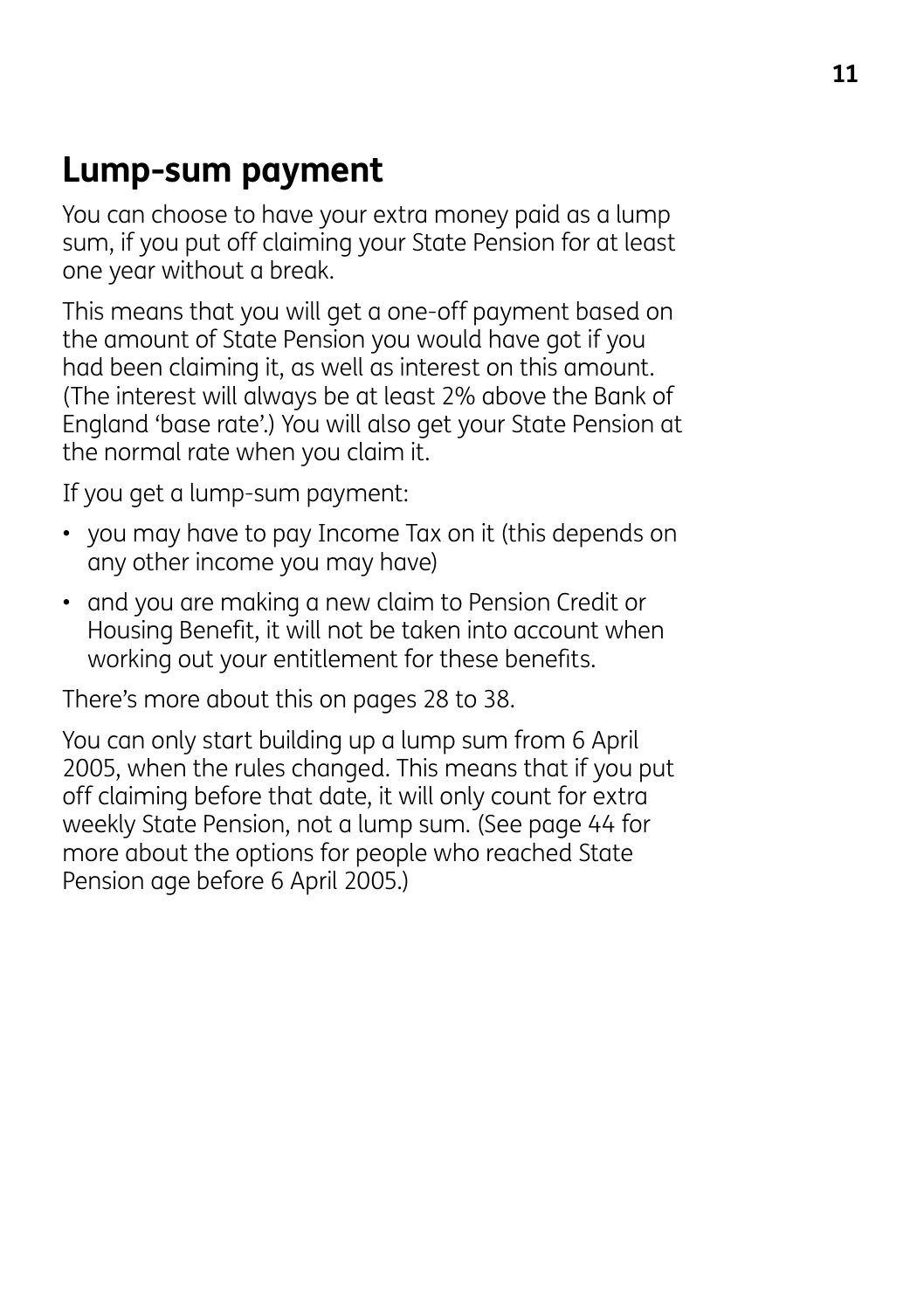## Lump-sum payment

You can choose to have your extra money paid as a lump sum, if you put off claiming your State Pension for at least one year without a break.

This means that you will get a one-off payment based on the amount of State Pension you would have got if you had been claiming it, as well as interest on this amount. (The interest will always be at least 2% above the Bank of England 'base rate'.) You will also get your State Pension at the normal rate when you claim it.

If you get a lump-sum payment:

- you may have to pay Income Tax on it (this depends on any other income you may have)
- and you are making a new claim to Pension Credit or Housing Benefit, it will not be taken into account when working out your entitlement for these benefits.

There's more about this on pages 28 to 38.

You can only start building up a lump sum from 6 April 2005, when the rules changed. This means that if you put off claiming before that date, it will only count for extra weekly State Pension, not a lump sum. (See page 44 for more about the options for people who reached State Pension age before 6 April 2005.)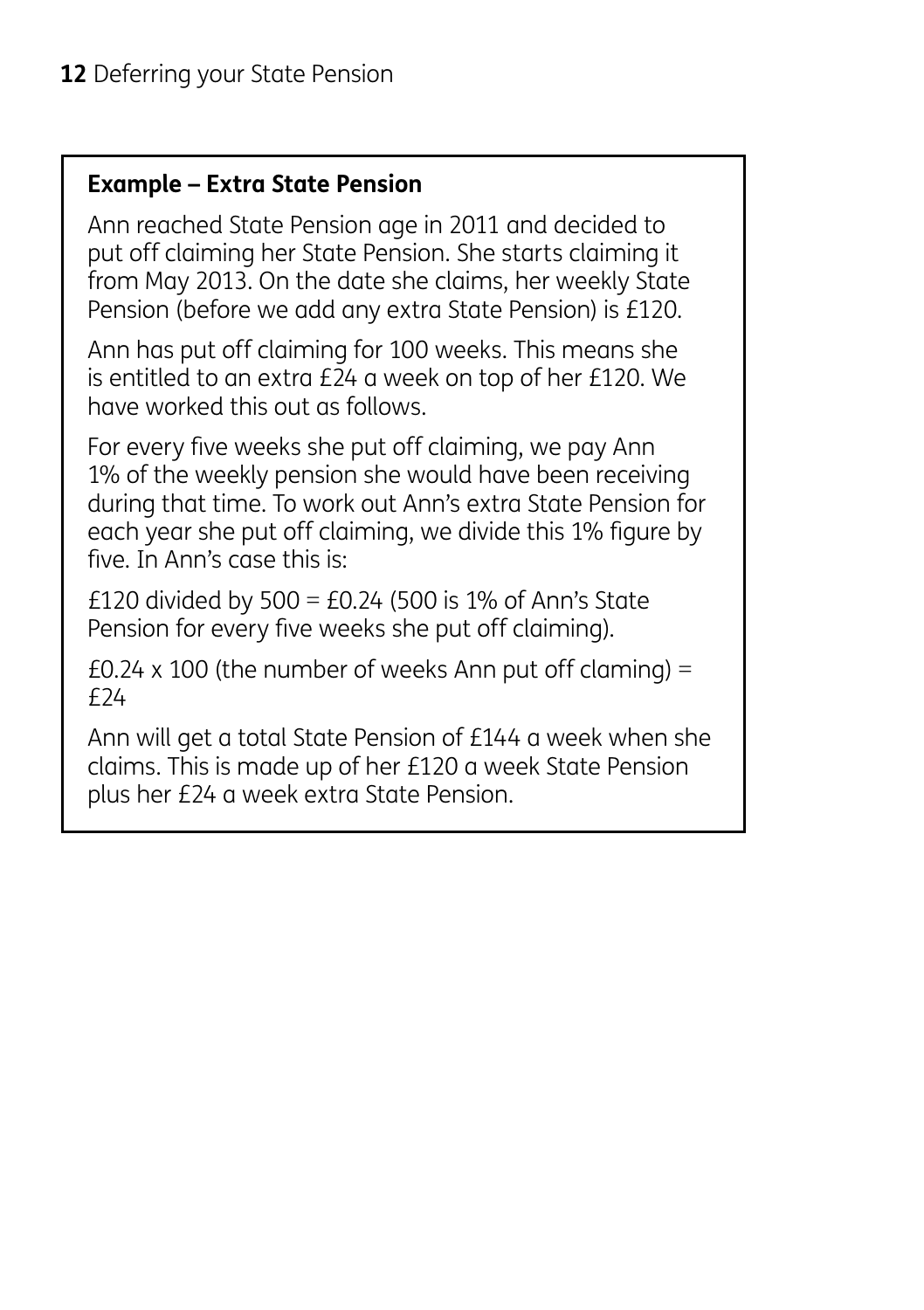**Example – Extra State Pension**

Ann reached State Pension age in 2011 and decided to put off claiming her State Pension. She starts claiming it from May 2013. On the date she claims, her weekly State Pension (before we add any extra State Pension) is £120.

Ann has put off claiming for 100 weeks. This means she is entitled to an extra £24 a week on top of her £120. We have worked this out as follows.

For every five weeks she put off claiming, we pay Ann 1% of the weekly pension she would have been receiving during that time. To work out Ann's extra State Pension for each year she put off claiming, we divide this 1% figure by five. In Ann's case this is:

£120 divided by 500 = £0.24 (500 is 1% of Ann's State Pension for every five weeks she put off claiming).

£0.24 x 100 (the number of weeks Ann put off claming) = £24

Ann will get a total State Pension of £144 a week when she claims. This is made up of her £120 a week State Pension plus her £24 a week extra State Pension.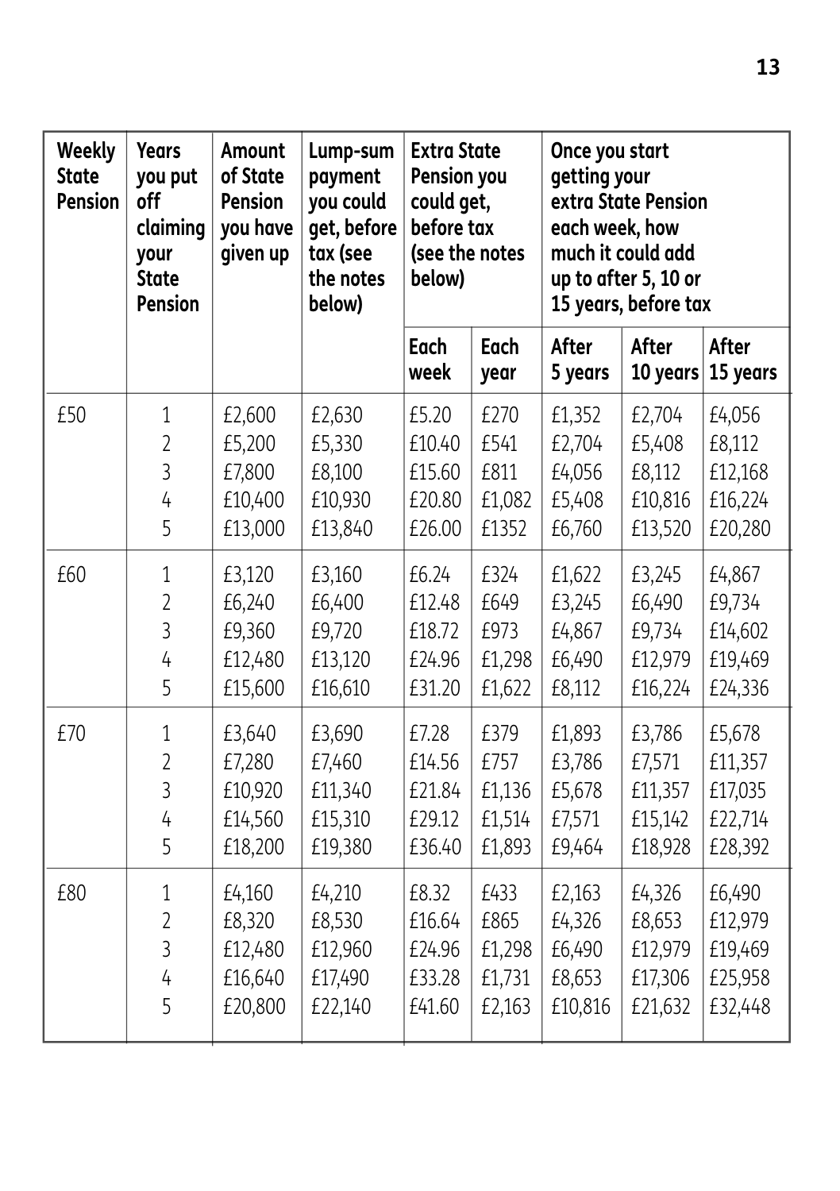| Weekly State Pension | Years you put off claiming your State Pension | Amount of State Pension you have given up | Lump-sum payment you could get, before tax (see the notes below) | Extra State Pension you could get, before tax (see the notes below) | | Once you start getting your extra State Pension each week, how much it could add up to after 5, 10 or 15 years, before tax | | |
|---|---|---|---|---|---|---|---|---|
| | | | | Each week | Each year | After 5 years | After 10 years | After 15 years |
| £50 | 1 | £2,600 | £2,630 | £5.20 | £270 | £1,352 | £2,704 | £4,056 |
| | 2 | £5,200 | £5,330 | £10.40 | £541 | £2,704 | £5,408 | £8,112 |
| | 3 | £7,800 | £8,100 | £15.60 | £811 | £4,056 | £8,112 | £12,168 |
| | 4 | £10,400 | £10,930 | £20.80 | £1,082 | £5,408 | £10,816 | £16,224 |
| | 5 | £13,000 | £13,840 | £26.00 | £1352 | £6,760 | £13,520 | £20,280 |
| £60 | 1 | £3,120 | £3,160 | £6.24 | £324 | £1,622 | £3,245 | £4,867 |
| | 2 | £6,240 | £6,400 | £12.48 | £649 | £3,245 | £6,490 | £9,734 |
| | 3 | £9,360 | £9,720 | £18.72 | £973 | £4,867 | £9,734 | £14,602 |
| | 4 | £12,480 | £13,120 | £24.96 | £1,298 | £6,490 | £12,979 | £19,469 |
| | 5 | £15,600 | £16,610 | £31.20 | £1,622 | £8,112 | £16,224 | £24,336 |
| £70 | 1 | £3,640 | £3,690 | £7.28 | £379 | £1,893 | £3,786 | £5,678 |
| | 2 | £7,280 | £7,460 | £14.56 | £757 | £3,786 | £7,571 | £11,357 |
| | 3 | £10,920 | £11,340 | £21.84 | £1,136 | £5,678 | £11,357 | £17,035 |
| | 4 | £14,560 | £15,310 | £29.12 | £1,514 | £7,571 | £15,142 | £22,714 |
| | 5 | £18,200 | £19,380 | £36.40 | £1,893 | £9,464 | £18,928 | £28,392 |
| £80 | 1 | £4,160 | £4,210 | £8.32 | £433 | £2,163 | £4,326 | £6,490 |
| | 2 | £8,320 | £8,530 | £16.64 | £865 | £4,326 | £8,653 | £12,979 |
| | 3 | £12,480 | £12,960 | £24.96 | £1,298 | £6,490 | £12,979 | £19,469 |
| | 4 | £16,640 | £17,490 | £33.28 | £1,731 | £8,653 | £17,306 | £25,958 |
| | 5 | £20,800 | £22,140 | £41.60 | £2,163 | £10,816 | £21,632 | £32,448 |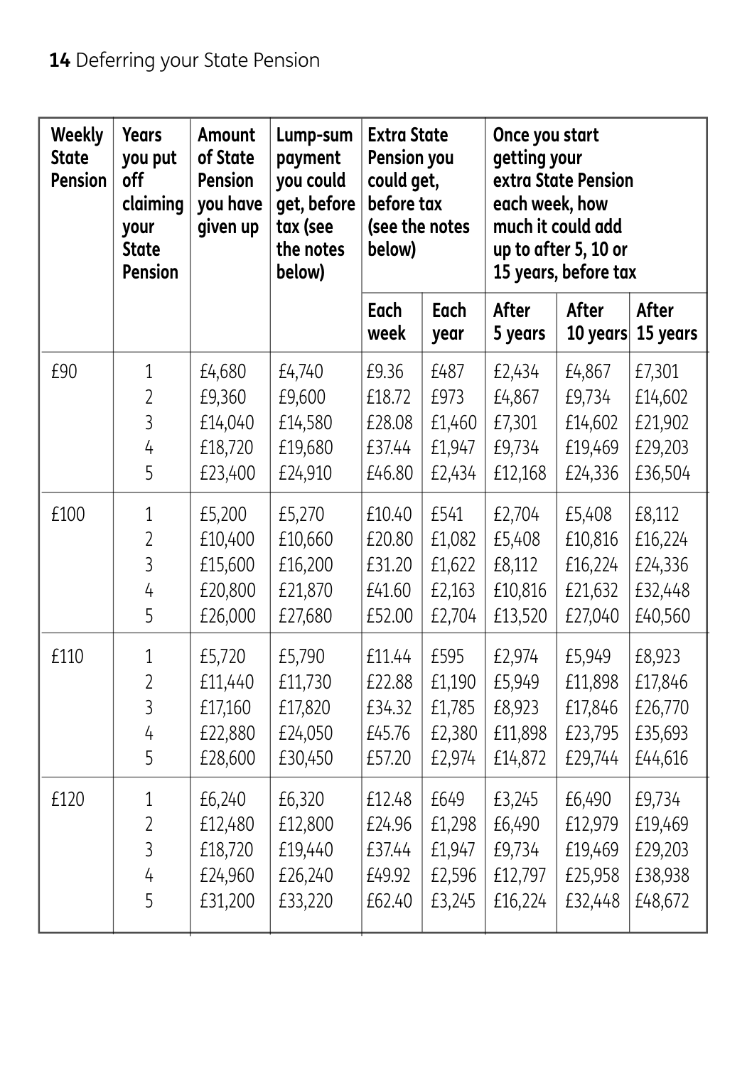| Weekly State Pension | Years you put off claiming your State Pension | Amount of State Pension you have given up | Lump-sum payment you could get, before tax (see the notes below) | Extra State Pension you could get, before tax (see the notes below) | | Once you start getting your extra State Pension each week, how much it could add up to after 5, 10 or 15 years, before tax | | |
|---|---|---|---|---|---|---|---|---|
| | | | | Each week | Each year | After 5 years | After 10 years | After 15 years |
| £90 | 1 | £4,680 | £4,740 | £9.36 | £487 | £2,434 | £4,867 | £7,301 |
| | 2 | £9,360 | £9,600 | £18.72 | £973 | £4,867 | £9,734 | £14,602 |
| | 3 | £14,040 | £14,580 | £28.08 | £1,460 | £7,301 | £14,602 | £21,902 |
| | 4 | £18,720 | £19,680 | £37.44 | £1,947 | £9,734 | £19,469 | £29,203 |
| | 5 | £23,400 | £24,910 | £46.80 | £2,434 | £12,168 | £24,336 | £36,504 |
| £100 | 1 | £5,200 | £5,270 | £10.40 | £541 | £2,704 | £5,408 | £8,112 |
| | 2 | £10,400 | £10,660 | £20.80 | £1,082 | £5,408 | £10,816 | £16,224 |
| | 3 | £15,600 | £16,200 | £31.20 | £1,622 | £8,112 | £16,224 | £24,336 |
| | 4 | £20,800 | £21,870 | £41.60 | £2,163 | £10,816 | £21,632 | £32,448 |
| | 5 | £26,000 | £27,680 | £52.00 | £2,704 | £13,520 | £27,040 | £40,560 |
| £110 | 1 | £5,720 | £5,790 | £11.44 | £595 | £2,974 | £5,949 | £8,923 |
| | 2 | £11,440 | £11,730 | £22.88 | £1,190 | £5,949 | £11,898 | £17,846 |
| | 3 | £17,160 | £17,820 | £34.32 | £1,785 | £8,923 | £17,846 | £26,770 |
| | 4 | £22,880 | £24,050 | £45.76 | £2,380 | £11,898 | £23,795 | £35,693 |
| | 5 | £28,600 | £30,450 | £57.20 | £2,974 | £14,872 | £29,744 | £44,616 |
| £120 | 1 | £6,240 | £6,320 | £12.48 | £649 | £3,245 | £6,490 | £9,734 |
| | 2 | £12,480 | £12,800 | £24.96 | £1,298 | £6,490 | £12,979 | £19,469 |
| | 3 | £18,720 | £19,440 | £37.44 | £1,947 | £9,734 | £19,469 | £29,203 |
| | 4 | £24,960 | £26,240 | £49.92 | £2,596 | £12,797 | £25,958 | £38,938 |
| | 5 | £31,200 | £33,220 | £62.40 | £3,245 | £16,224 | £32,448 | £48,672 |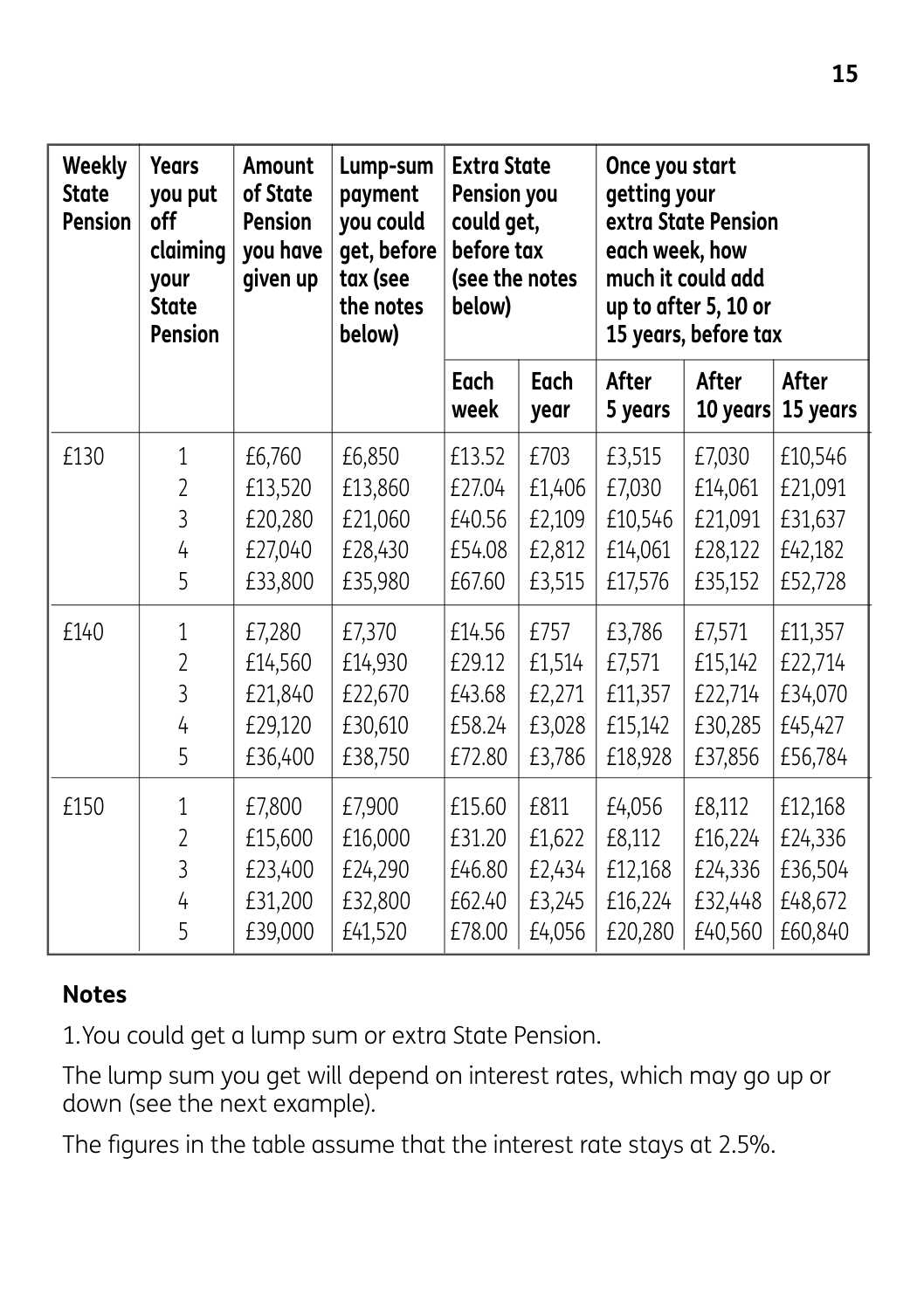| Weekly State Pension | Years you put off claiming your State Pension | Amount of State Pension you have given up | Lump-sum payment you could get, before tax (see the notes below) | Extra State Pension you could get, before tax (see the notes below) | | Once you start getting your extra State Pension each week, how much it could add up to after 5, 10 or 15 years, before tax | | |
|---|---|---|---|---|---|---|---|---|
| | | | | Each week | Each year | After 5 years | After 10 years | After 15 years |
| £130 | 1 | £6,760 | £6,850 | £13.52 | £703 | £3,515 | £7,030 | £10,546 |
| | 2 | £13,520 | £13,860 | £27.04 | £1,406 | £7,030 | £14,061 | £21,091 |
| | 3 | £20,280 | £21,060 | £40.56 | £2,109 | £10,546 | £21,091 | £31,637 |
| | 4 | £27,040 | £28,430 | £54.08 | £2,812 | £14,061 | £28,122 | £42,182 |
| | 5 | £33,800 | £35,980 | £67.60 | £3,515 | £17,576 | £35,152 | £52,728 |
| £140 | 1 | £7,280 | £7,370 | £14.56 | £757 | £3,786 | £7,571 | £11,357 |
| | 2 | £14,560 | £14,930 | £29.12 | £1,514 | £7,571 | £15,142 | £22,714 |
| | 3 | £21,840 | £22,670 | £43.68 | £2,271 | £11,357 | £22,714 | £34,070 |
| | 4 | £29,120 | £30,610 | £58.24 | £3,028 | £15,142 | £30,285 | £45,427 |
| | 5 | £36,400 | £38,750 | £72.80 | £3,786 | £18,928 | £37,856 | £56,784 |
| £150 | 1 | £7,800 | £7,900 | £15.60 | £811 | £4,056 | £8,112 | £12,168 |
| | 2 | £15,600 | £16,000 | £31.20 | £1,622 | £8,112 | £16,224 | £24,336 |
| | 3 | £23,400 | £24,290 | £46.80 | £2,434 | £12,168 | £24,336 | £36,504 |
| | 4 | £31,200 | £32,800 | £62.40 | £3,245 | £16,224 | £32,448 | £48,672 |
| | 5 | £39,000 | £41,520 | £78.00 | £4,056 | £20,280 | £40,560 | £60,840 |

**Notes**

1. You could get a lump sum or extra State Pension.

The lump sum you get will depend on interest rates, which may go up or down (see the next example).

The figures in the table assume that the interest rate stays at 2.5%.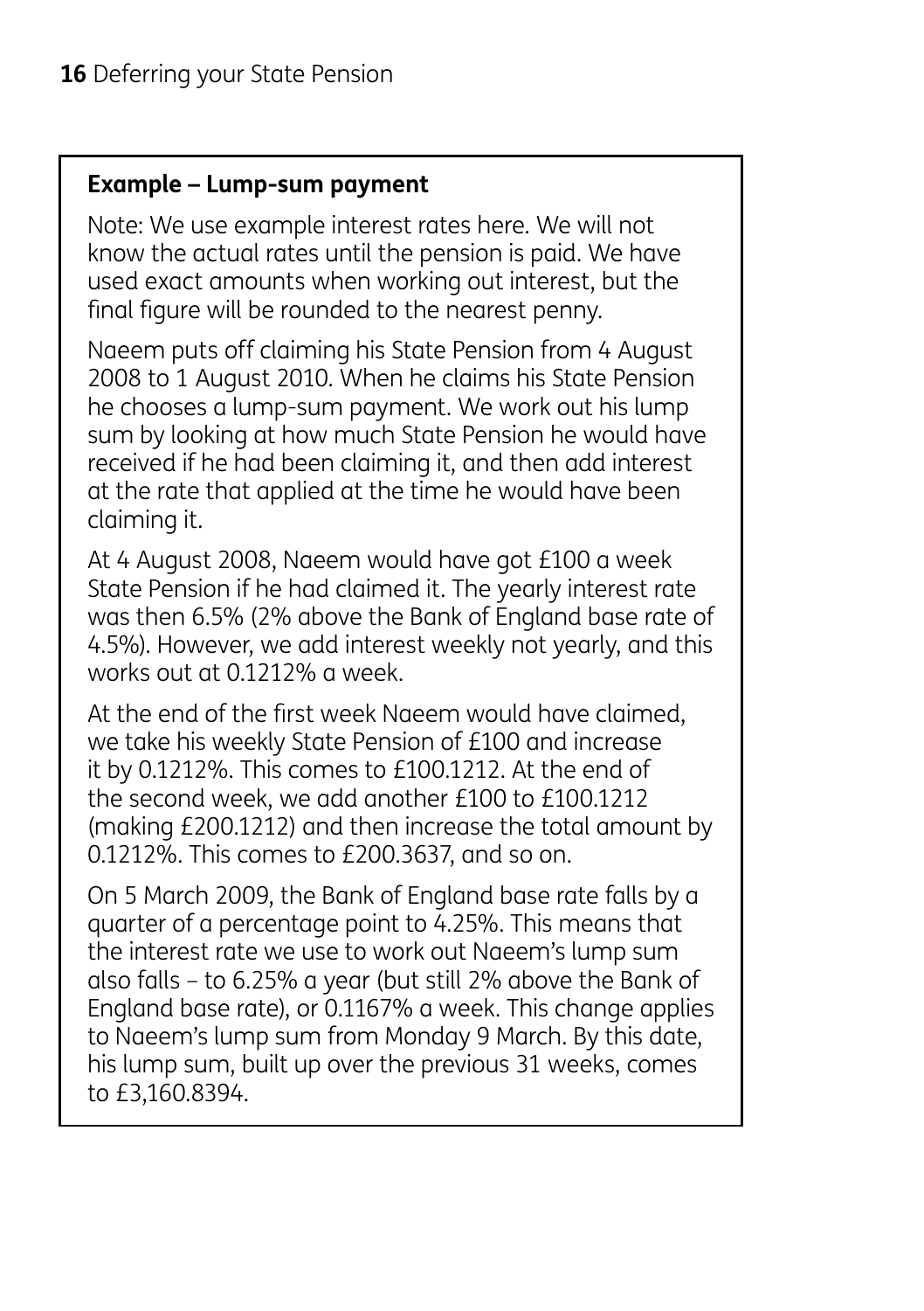**Example – Lump-sum payment**

Note: We use example interest rates here. We will not know the actual rates until the pension is paid. We have used exact amounts when working out interest, but the final figure will be rounded to the nearest penny.

Naeem puts off claiming his State Pension from 4 August 2008 to 1 August 2010. When he claims his State Pension he chooses a lump-sum payment. We work out his lump sum by looking at how much State Pension he would have received if he had been claiming it, and then add interest at the rate that applied at the time he would have been claiming it.

At 4 August 2008, Naeem would have got £100 a week State Pension if he had claimed it. The yearly interest rate was then 6.5% (2% above the Bank of England base rate of 4.5%). However, we add interest weekly not yearly, and this works out at 0.1212% a week.

At the end of the first week Naeem would have claimed, we take his weekly State Pension of £100 and increase it by 0.1212%. This comes to £100.1212. At the end of the second week, we add another £100 to £100.1212 (making £200.1212) and then increase the total amount by 0.1212%. This comes to £200.3637, and so on.

On 5 March 2009, the Bank of England base rate falls by a quarter of a percentage point to 4.25%. This means that the interest rate we use to work out Naeem's lump sum also falls – to 6.25% a year (but still 2% above the Bank of England base rate), or 0.1167% a week. This change applies to Naeem's lump sum from Monday 9 March. By this date, his lump sum, built up over the previous 31 weeks, comes to £3,160.8394.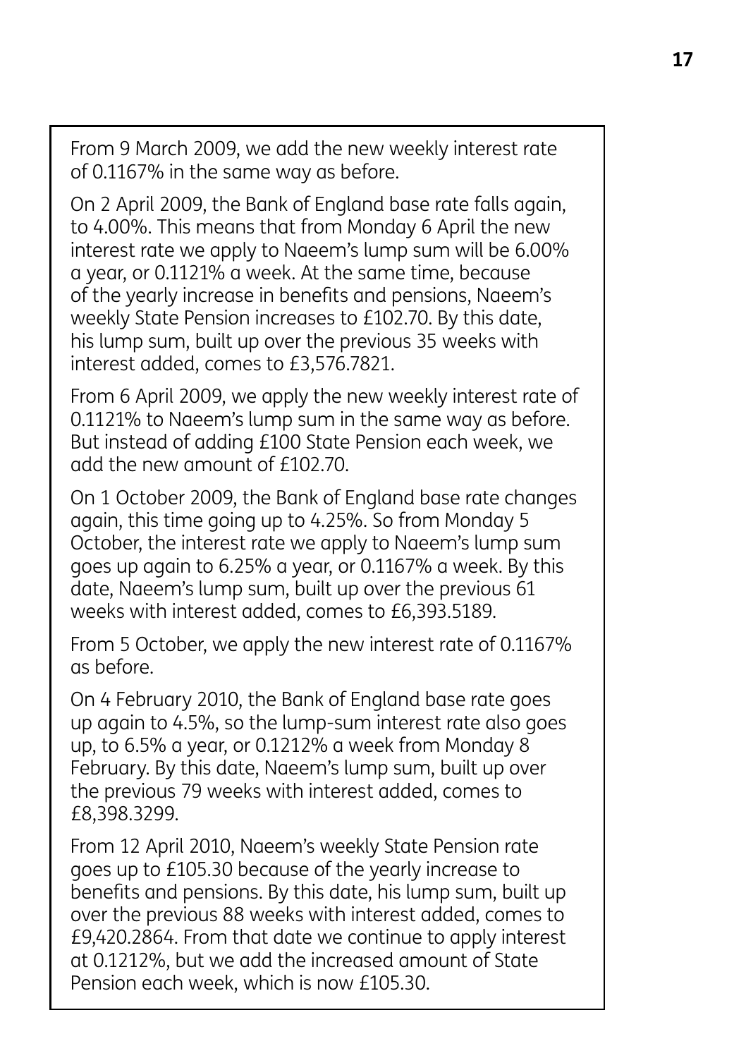From 9 March 2009, we add the new weekly interest rate of 0.1167% in the same way as before.

On 2 April 2009, the Bank of England base rate falls again, to 4.00%. This means that from Monday 6 April the new interest rate we apply to Naeem's lump sum will be 6.00% a year, or 0.1121% a week. At the same time, because of the yearly increase in benefits and pensions, Naeem's weekly State Pension increases to £102.70. By this date, his lump sum, built up over the previous 35 weeks with interest added, comes to £3,576.7821.

From 6 April 2009, we apply the new weekly interest rate of 0.1121% to Naeem's lump sum in the same way as before. But instead of adding £100 State Pension each week, we add the new amount of £102.70.

On 1 October 2009, the Bank of England base rate changes again, this time going up to 4.25%. So from Monday 5 October, the interest rate we apply to Naeem's lump sum goes up again to 6.25% a year, or 0.1167% a week. By this date, Naeem's lump sum, built up over the previous 61 weeks with interest added, comes to £6,393.5189.

From 5 October, we apply the new interest rate of 0.1167% as before.

On 4 February 2010, the Bank of England base rate goes up again to 4.5%, so the lump-sum interest rate also goes up, to 6.5% a year, or 0.1212% a week from Monday 8 February. By this date, Naeem's lump sum, built up over the previous 79 weeks with interest added, comes to £8,398.3299.

From 12 April 2010, Naeem's weekly State Pension rate goes up to £105.30 because of the yearly increase to benefits and pensions. By this date, his lump sum, built up over the previous 88 weeks with interest added, comes to £9,420.2864. From that date we continue to apply interest at 0.1212%, but we add the increased amount of State Pension each week, which is now £105.30.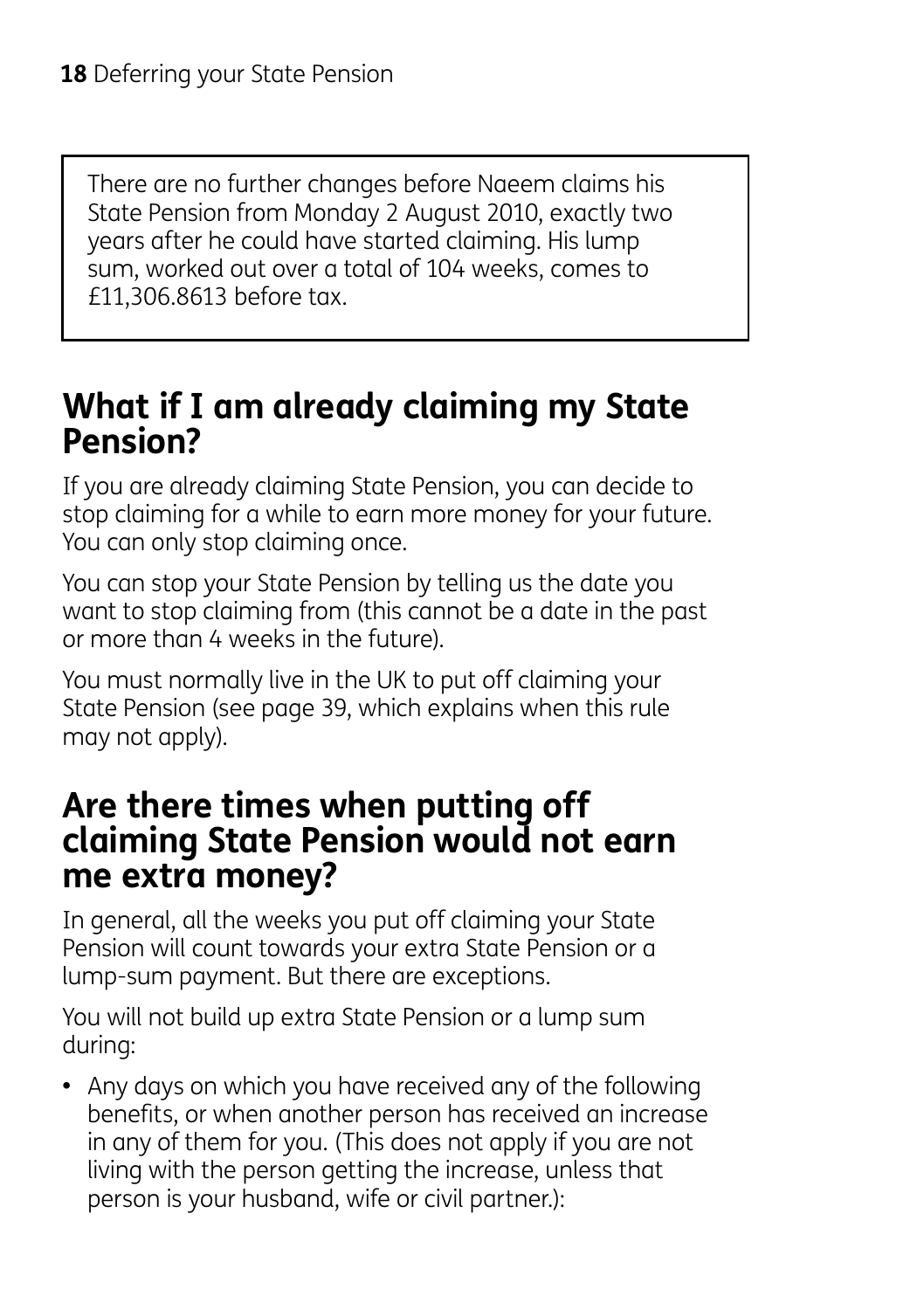There are no further changes before Naeem claims his State Pension from Monday 2 August 2010, exactly two years after he could have started claiming. His lump sum, worked out over a total of 104 weeks, comes to £11,306.8613 before tax.

## What if I am already claiming my State Pension?

If you are already claiming State Pension, you can decide to stop claiming for a while to earn more money for your future. You can only stop claiming once.

You can stop your State Pension by telling us the date you want to stop claiming from (this cannot be a date in the past or more than 4 weeks in the future).

You must normally live in the UK to put off claiming your State Pension (see page 39, which explains when this rule may not apply).

## Are there times when putting off claiming State Pension would not earn me extra money?

In general, all the weeks you put off claiming your State Pension will count towards your extra State Pension or a lump-sum payment. But there are exceptions.

You will not build up extra State Pension or a lump sum during:

- Any days on which you have received any of the following benefits, or when another person has received an increase in any of them for you. (This does not apply if you are not living with the person getting the increase, unless that person is your husband, wife or civil partner.):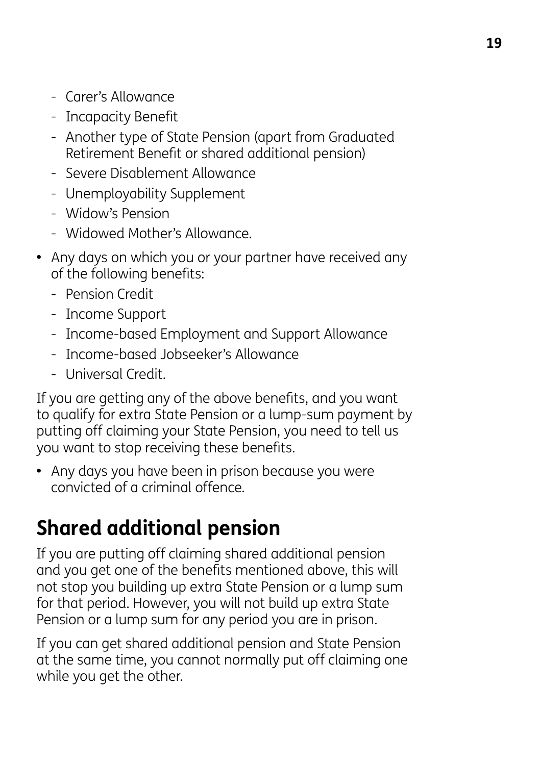- Carer's Allowance
  - Incapacity Benefit
  - Another type of State Pension (apart from Graduated Retirement Benefit or shared additional pension)
  - Severe Disablement Allowance
  - Unemployability Supplement
  - Widow's Pension
  - Widowed Mother's Allowance.
- Any days on which you or your partner have received any of the following benefits:
  - Pension Credit
  - Income Support
  - Income-based Employment and Support Allowance
  - Income-based Jobseeker's Allowance
  - Universal Credit.

If you are getting any of the above benefits, and you want to qualify for extra State Pension or a lump-sum payment by putting off claiming your State Pension, you need to tell us you want to stop receiving these benefits.

- Any days you have been in prison because you were convicted of a criminal offence.

## Shared additional pension

If you are putting off claiming shared additional pension and you get one of the benefits mentioned above, this will not stop you building up extra State Pension or a lump sum for that period. However, you will not build up extra State Pension or a lump sum for any period you are in prison.

If you can get shared additional pension and State Pension at the same time, you cannot normally put off claiming one while you get the other.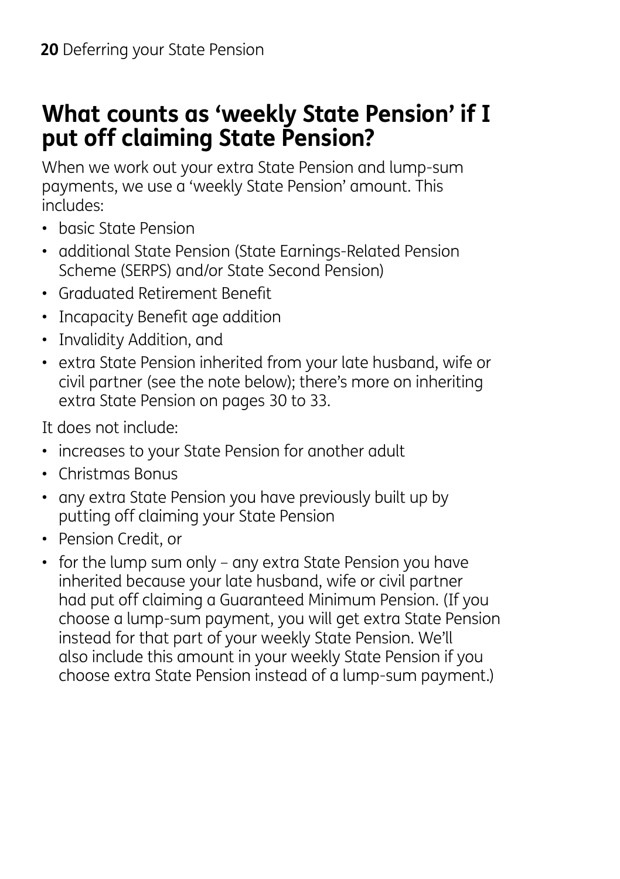## What counts as 'weekly State Pension' if I put off claiming State Pension?

When we work out your extra State Pension and lump-sum payments, we use a 'weekly State Pension' amount. This includes:

- basic State Pension
- additional State Pension (State Earnings-Related Pension Scheme (SERPS) and/or State Second Pension)
- Graduated Retirement Benefit
- Incapacity Benefit age addition
- Invalidity Addition, and
- extra State Pension inherited from your late husband, wife or civil partner (see the note below); there's more on inheriting extra State Pension on pages 30 to 33.

It does not include:

- increases to your State Pension for another adult
- Christmas Bonus
- any extra State Pension you have previously built up by putting off claiming your State Pension
- Pension Credit, or
- for the lump sum only – any extra State Pension you have inherited because your late husband, wife or civil partner had put off claiming a Guaranteed Minimum Pension. (If you choose a lump-sum payment, you will get extra State Pension instead for that part of your weekly State Pension. We'll also include this amount in your weekly State Pension if you choose extra State Pension instead of a lump-sum payment.)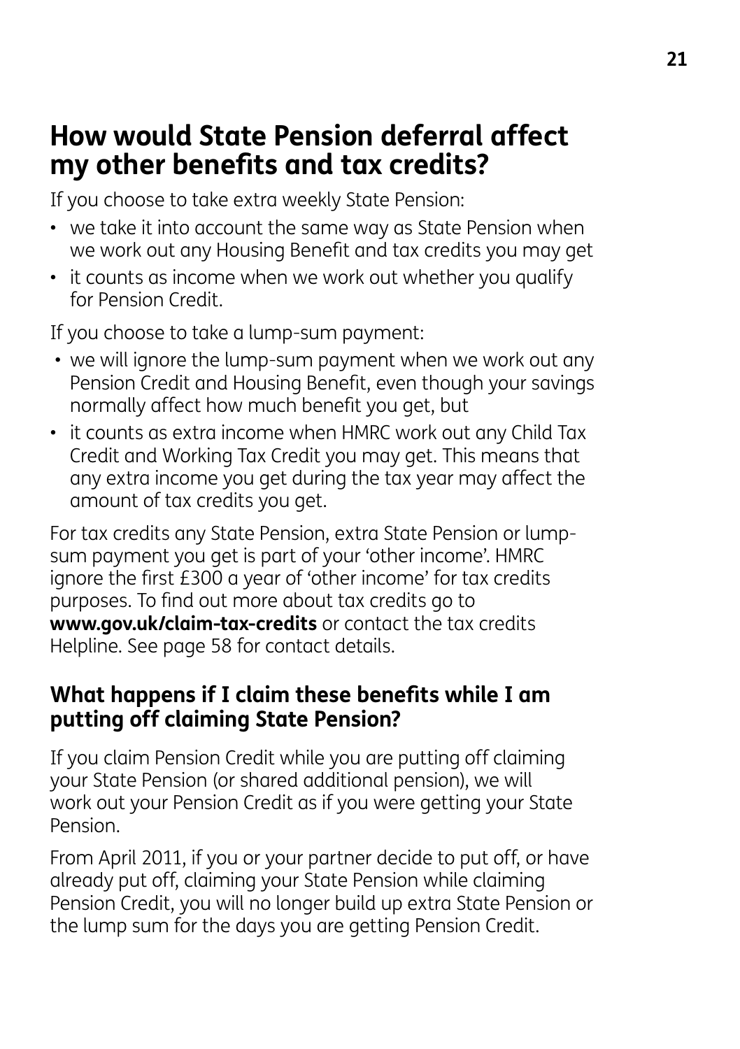## How would State Pension deferral affect my other benefits and tax credits?

If you choose to take extra weekly State Pension:

- we take it into account the same way as State Pension when we work out any Housing Benefit and tax credits you may get
- it counts as income when we work out whether you qualify for Pension Credit.

If you choose to take a lump-sum payment:

- we will ignore the lump-sum payment when we work out any Pension Credit and Housing Benefit, even though your savings normally affect how much benefit you get, but
- it counts as extra income when HMRC work out any Child Tax Credit and Working Tax Credit you may get. This means that any extra income you get during the tax year may affect the amount of tax credits you get.

For tax credits any State Pension, extra State Pension or lump-sum payment you get is part of your 'other income'. HMRC ignore the first £300 a year of 'other income' for tax credits purposes. To find out more about tax credits go to **www.gov.uk/claim-tax-credits** or contact the tax credits Helpline. See page 58 for contact details.

### What happens if I claim these benefits while I am putting off claiming State Pension?

If you claim Pension Credit while you are putting off claiming your State Pension (or shared additional pension), we will work out your Pension Credit as if you were getting your State Pension.

From April 2011, if you or your partner decide to put off, or have already put off, claiming your State Pension while claiming Pension Credit, you will no longer build up extra State Pension or the lump sum for the days you are getting Pension Credit.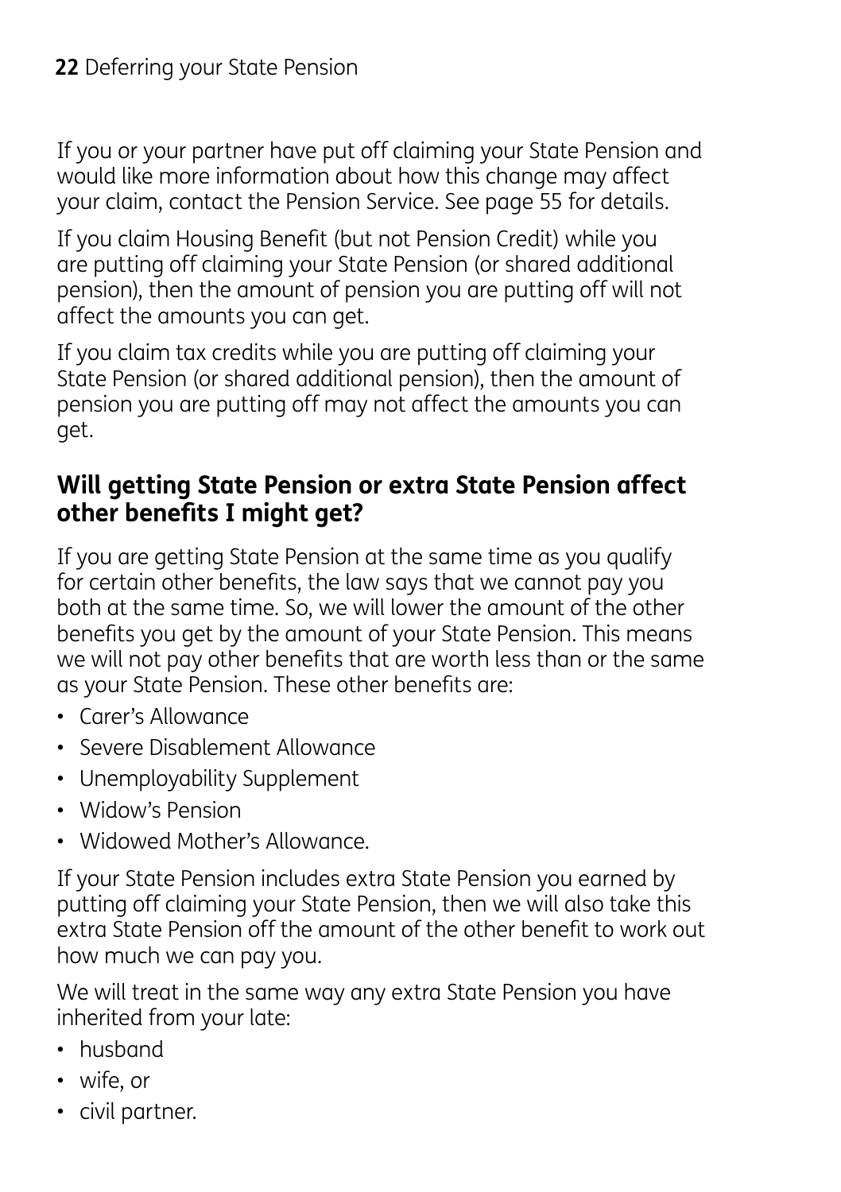If you or your partner have put off claiming your State Pension and would like more information about how this change may affect your claim, contact the Pension Service. See page 55 for details.

If you claim Housing Benefit (but not Pension Credit) while you are putting off claiming your State Pension (or shared additional pension), then the amount of pension you are putting off will not affect the amounts you can get.

If you claim tax credits while you are putting off claiming your State Pension (or shared additional pension), then the amount of pension you are putting off may not affect the amounts you can get.

## Will getting State Pension or extra State Pension affect other benefits I might get?

If you are getting State Pension at the same time as you qualify for certain other benefits, the law says that we cannot pay you both at the same time. So, we will lower the amount of the other benefits you get by the amount of your State Pension. This means we will not pay other benefits that are worth less than or the same as your State Pension. These other benefits are:

- Carer's Allowance
- Severe Disablement Allowance
- Unemployability Supplement
- Widow's Pension
- Widowed Mother's Allowance.

If your State Pension includes extra State Pension you earned by putting off claiming your State Pension, then we will also take this extra State Pension off the amount of the other benefit to work out how much we can pay you.

We will treat in the same way any extra State Pension you have inherited from your late:

- husband
- wife, or
- civil partner.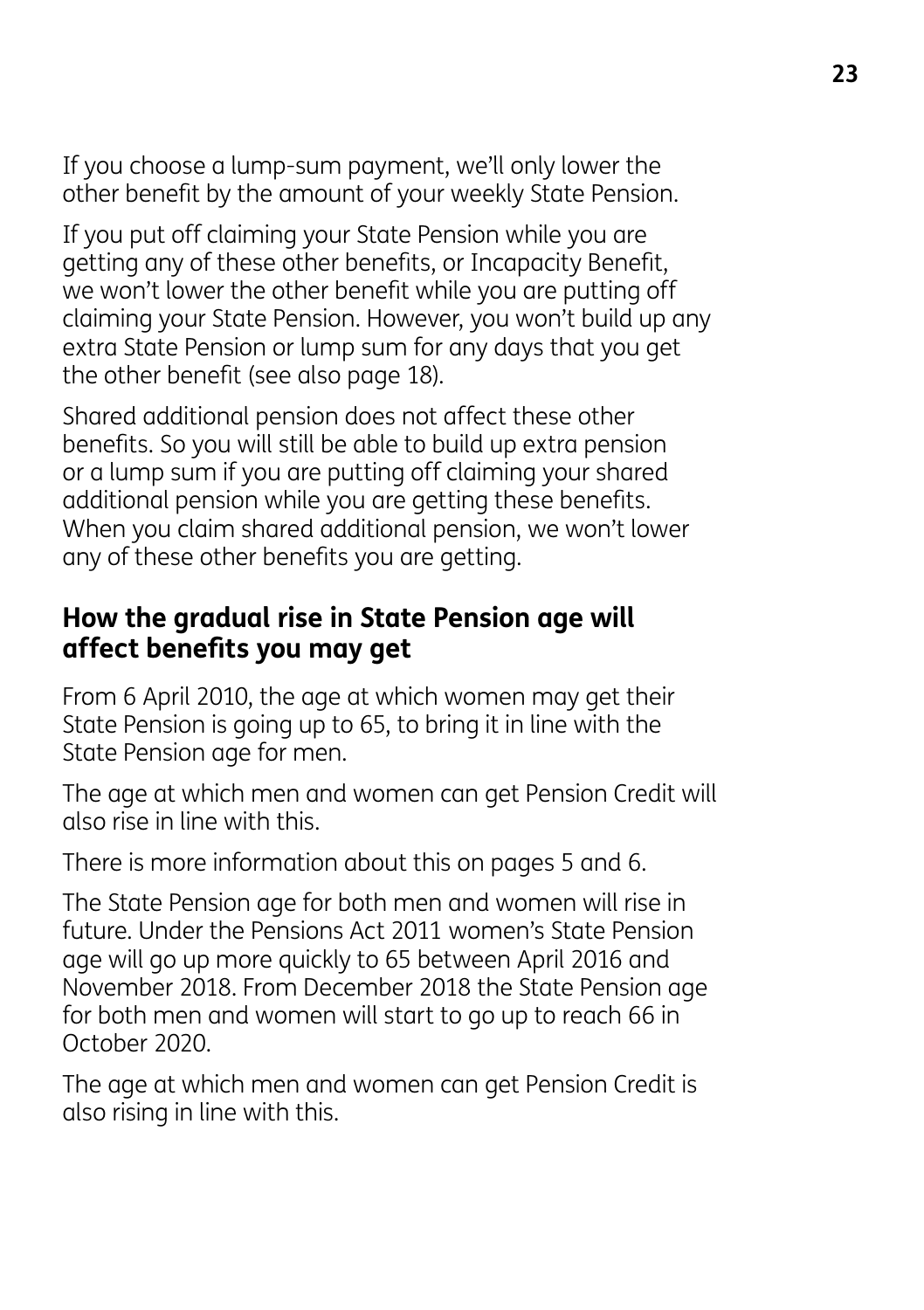If you choose a lump-sum payment, we'll only lower the other benefit by the amount of your weekly State Pension.

If you put off claiming your State Pension while you are getting any of these other benefits, or Incapacity Benefit, we won't lower the other benefit while you are putting off claiming your State Pension. However, you won't build up any extra State Pension or lump sum for any days that you get the other benefit (see also page 18).

Shared additional pension does not affect these other benefits. So you will still be able to build up extra pension or a lump sum if you are putting off claiming your shared additional pension while you are getting these benefits. When you claim shared additional pension, we won't lower any of these other benefits you are getting.

## How the gradual rise in State Pension age will affect benefits you may get

From 6 April 2010, the age at which women may get their State Pension is going up to 65, to bring it in line with the State Pension age for men.

The age at which men and women can get Pension Credit will also rise in line with this.

There is more information about this on pages 5 and 6.

The State Pension age for both men and women will rise in future. Under the Pensions Act 2011 women's State Pension age will go up more quickly to 65 between April 2016 and November 2018. From December 2018 the State Pension age for both men and women will start to go up to reach 66 in October 2020.

The age at which men and women can get Pension Credit is also rising in line with this.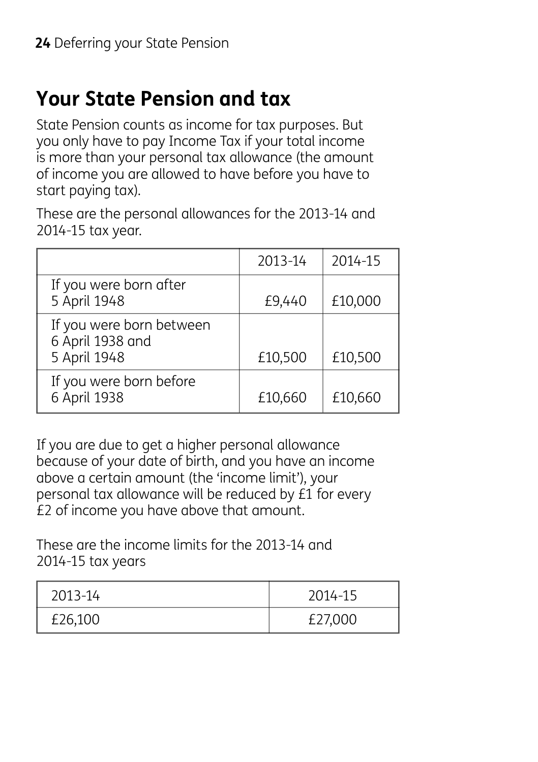## Your State Pension and tax

State Pension counts as income for tax purposes. But you only have to pay Income Tax if your total income is more than your personal tax allowance (the amount of income you are allowed to have before you have to start paying tax).

These are the personal allowances for the 2013-14 and 2014-15 tax year.

| | 2013-14 | 2014-15 |
|---|---|---|
| If you were born after 5 April 1948 | £9,440 | £10,000 |
| If you were born between 6 April 1938 and 5 April 1948 | £10,500 | £10,500 |
| If you were born before 6 April 1938 | £10,660 | £10,660 |

If you are due to get a higher personal allowance because of your date of birth, and you have an income above a certain amount (the 'income limit'), your personal tax allowance will be reduced by £1 for every £2 of income you have above that amount.

These are the income limits for the 2013-14 and 2014-15 tax years

| 2013-14 | 2014-15 |
|---|---|
| £26,100 | £27,000 |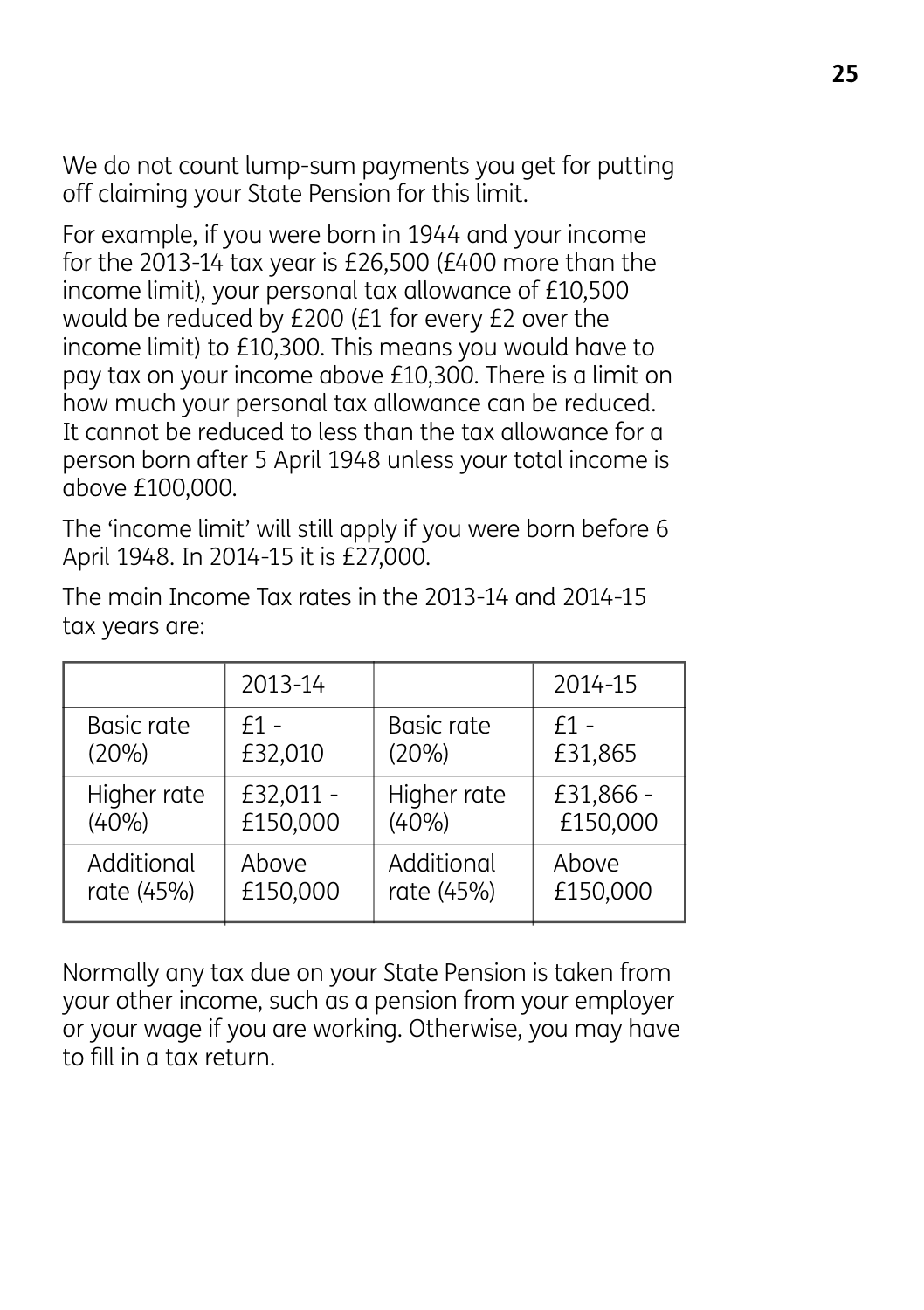We do not count lump-sum payments you get for putting off claiming your State Pension for this limit.

For example, if you were born in 1944 and your income for the 2013-14 tax year is £26,500 (£400 more than the income limit), your personal tax allowance of £10,500 would be reduced by £200 (£1 for every £2 over the income limit) to £10,300. This means you would have to pay tax on your income above £10,300. There is a limit on how much your personal tax allowance can be reduced. It cannot be reduced to less than the tax allowance for a person born after 5 April 1948 unless your total income is above £100,000.

The 'income limit' will still apply if you were born before 6 April 1948. In 2014-15 it is £27,000.

The main Income Tax rates in the 2013-14 and 2014-15 tax years are:

| | 2013-14 | | 2014-15 |
|---|---|---|---|
| Basic rate (20%) | £1 - £32,010 | Basic rate (20%) | £1 - £31,865 |
| Higher rate (40%) | £32,011 - £150,000 | Higher rate (40%) | £31,866 - £150,000 |
| Additional rate (45%) | Above £150,000 | Additional rate (45%) | Above £150,000 |

Normally any tax due on your State Pension is taken from your other income, such as a pension from your employer or your wage if you are working. Otherwise, you may have to fill in a tax return.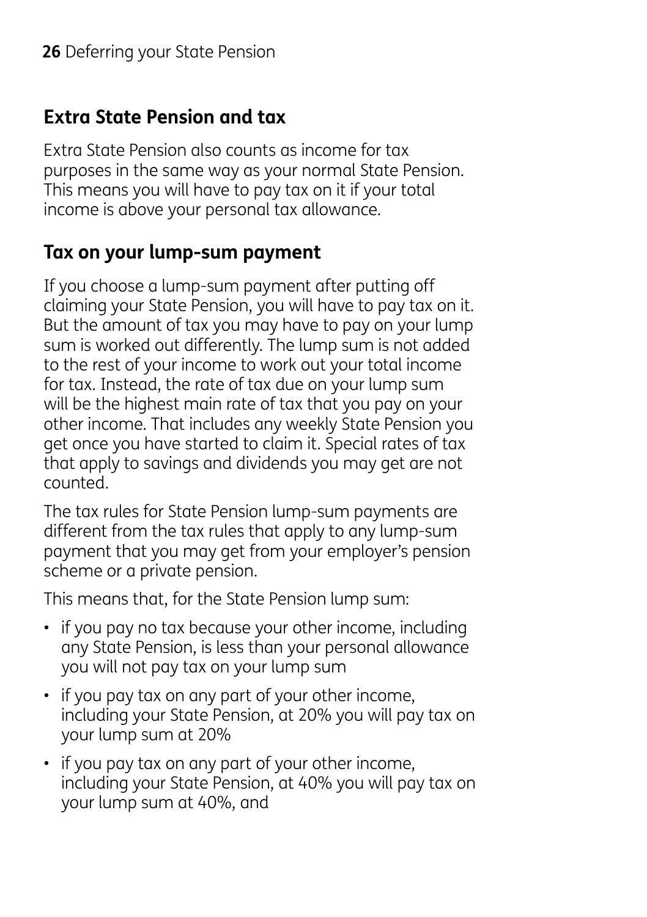## Extra State Pension and tax

Extra State Pension also counts as income for tax purposes in the same way as your normal State Pension. This means you will have to pay tax on it if your total income is above your personal tax allowance.

## Tax on your lump-sum payment

If you choose a lump-sum payment after putting off claiming your State Pension, you will have to pay tax on it. But the amount of tax you may have to pay on your lump sum is worked out differently. The lump sum is not added to the rest of your income to work out your total income for tax. Instead, the rate of tax due on your lump sum will be the highest main rate of tax that you pay on your other income. That includes any weekly State Pension you get once you have started to claim it. Special rates of tax that apply to savings and dividends you may get are not counted.

The tax rules for State Pension lump-sum payments are different from the tax rules that apply to any lump-sum payment that you may get from your employer's pension scheme or a private pension.

This means that, for the State Pension lump sum:

- if you pay no tax because your other income, including any State Pension, is less than your personal allowance you will not pay tax on your lump sum
- if you pay tax on any part of your other income, including your State Pension, at 20% you will pay tax on your lump sum at 20%
- if you pay tax on any part of your other income, including your State Pension, at 40% you will pay tax on your lump sum at 40%, and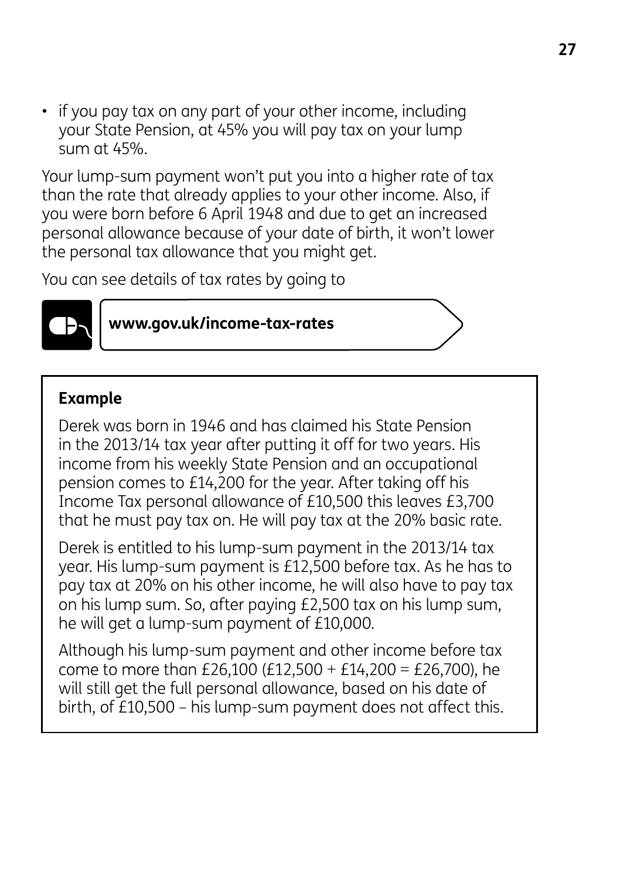- if you pay tax on any part of your other income, including your State Pension, at 45% you will pay tax on your lump sum at 45%.

Your lump-sum payment won't put you into a higher rate of tax than the rate that already applies to your other income. Also, if you were born before 6 April 1948 and due to get an increased personal allowance because of your date of birth, it won't lower the personal tax allowance that you might get.

You can see details of tax rates by going to

**www.gov.uk/income-tax-rates**

### Example

Derek was born in 1946 and has claimed his State Pension in the 2013/14 tax year after putting it off for two years. His income from his weekly State Pension and an occupational pension comes to £14,200 for the year. After taking off his Income Tax personal allowance of £10,500 this leaves £3,700 that he must pay tax on. He will pay tax at the 20% basic rate.

Derek is entitled to his lump-sum payment in the 2013/14 tax year. His lump-sum payment is £12,500 before tax. As he has to pay tax at 20% on his other income, he will also have to pay tax on his lump sum. So, after paying £2,500 tax on his lump sum, he will get a lump-sum payment of £10,000.

Although his lump-sum payment and other income before tax come to more than £26,100 (£12,500 + £14,200 = £26,700), he will still get the full personal allowance, based on his date of birth, of £10,500 – his lump-sum payment does not affect this.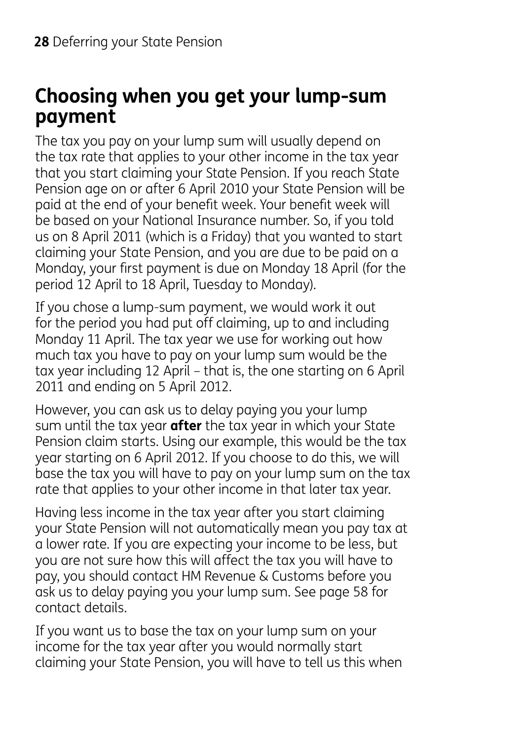## Choosing when you get your lump-sum payment

The tax you pay on your lump sum will usually depend on the tax rate that applies to your other income in the tax year that you start claiming your State Pension. If you reach State Pension age on or after 6 April 2010 your State Pension will be paid at the end of your benefit week. Your benefit week will be based on your National Insurance number. So, if you told us on 8 April 2011 (which is a Friday) that you wanted to start claiming your State Pension, and you are due to be paid on a Monday, your first payment is due on Monday 18 April (for the period 12 April to 18 April, Tuesday to Monday).

If you chose a lump-sum payment, we would work it out for the period you had put off claiming, up to and including Monday 11 April. The tax year we use for working out how much tax you have to pay on your lump sum would be the tax year including 12 April – that is, the one starting on 6 April 2011 and ending on 5 April 2012.

However, you can ask us to delay paying you your lump sum until the tax year **after** the tax year in which your State Pension claim starts. Using our example, this would be the tax year starting on 6 April 2012. If you choose to do this, we will base the tax you will have to pay on your lump sum on the tax rate that applies to your other income in that later tax year.

Having less income in the tax year after you start claiming your State Pension will not automatically mean you pay tax at a lower rate. If you are expecting your income to be less, but you are not sure how this will affect the tax you will have to pay, you should contact HM Revenue & Customs before you ask us to delay paying you your lump sum. See page 58 for contact details.

If you want us to base the tax on your lump sum on your income for the tax year after you would normally start claiming your State Pension, you will have to tell us this when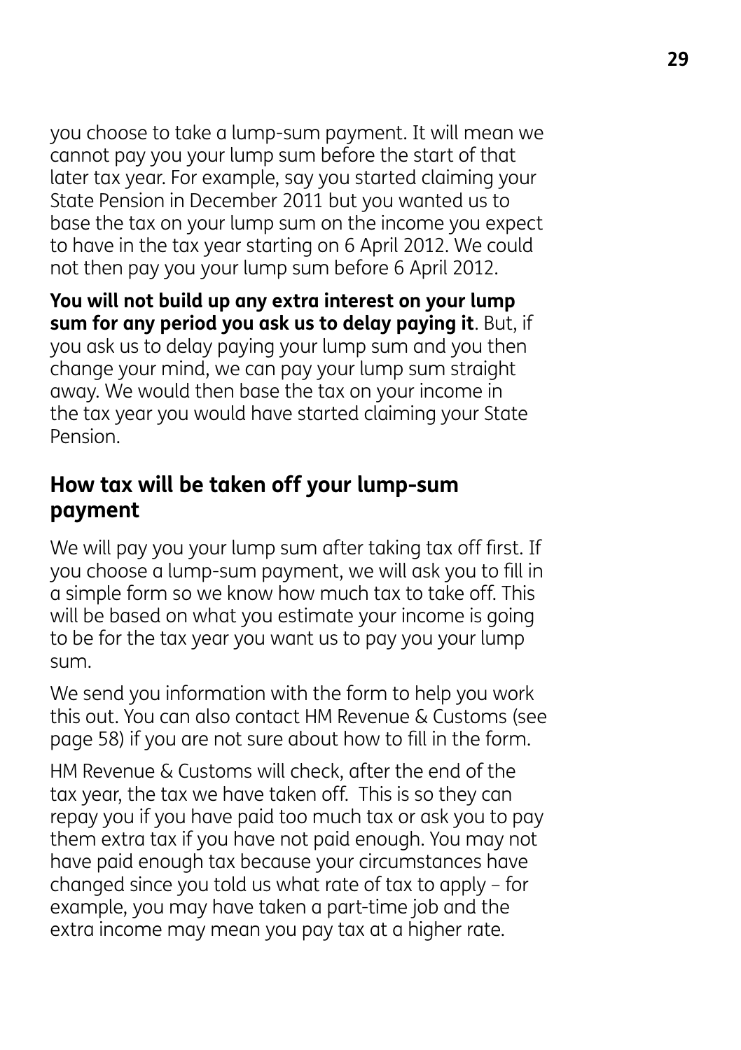you choose to take a lump-sum payment. It will mean we cannot pay you your lump sum before the start of that later tax year. For example, say you started claiming your State Pension in December 2011 but you wanted us to base the tax on your lump sum on the income you expect to have in the tax year starting on 6 April 2012. We could not then pay you your lump sum before 6 April 2012.

**You will not build up any extra interest on your lump sum for any period you ask us to delay paying it**. But, if you ask us to delay paying your lump sum and you then change your mind, we can pay your lump sum straight away. We would then base the tax on your income in the tax year you would have started claiming your State Pension.

## How tax will be taken off your lump-sum payment

We will pay you your lump sum after taking tax off first. If you choose a lump-sum payment, we will ask you to fill in a simple form so we know how much tax to take off. This will be based on what you estimate your income is going to be for the tax year you want us to pay you your lump sum.

We send you information with the form to help you work this out. You can also contact HM Revenue & Customs (see page 58) if you are not sure about how to fill in the form.

HM Revenue & Customs will check, after the end of the tax year, the tax we have taken off. This is so they can repay you if you have paid too much tax or ask you to pay them extra tax if you have not paid enough. You may not have paid enough tax because your circumstances have changed since you told us what rate of tax to apply – for example, you may have taken a part-time job and the extra income may mean you pay tax at a higher rate.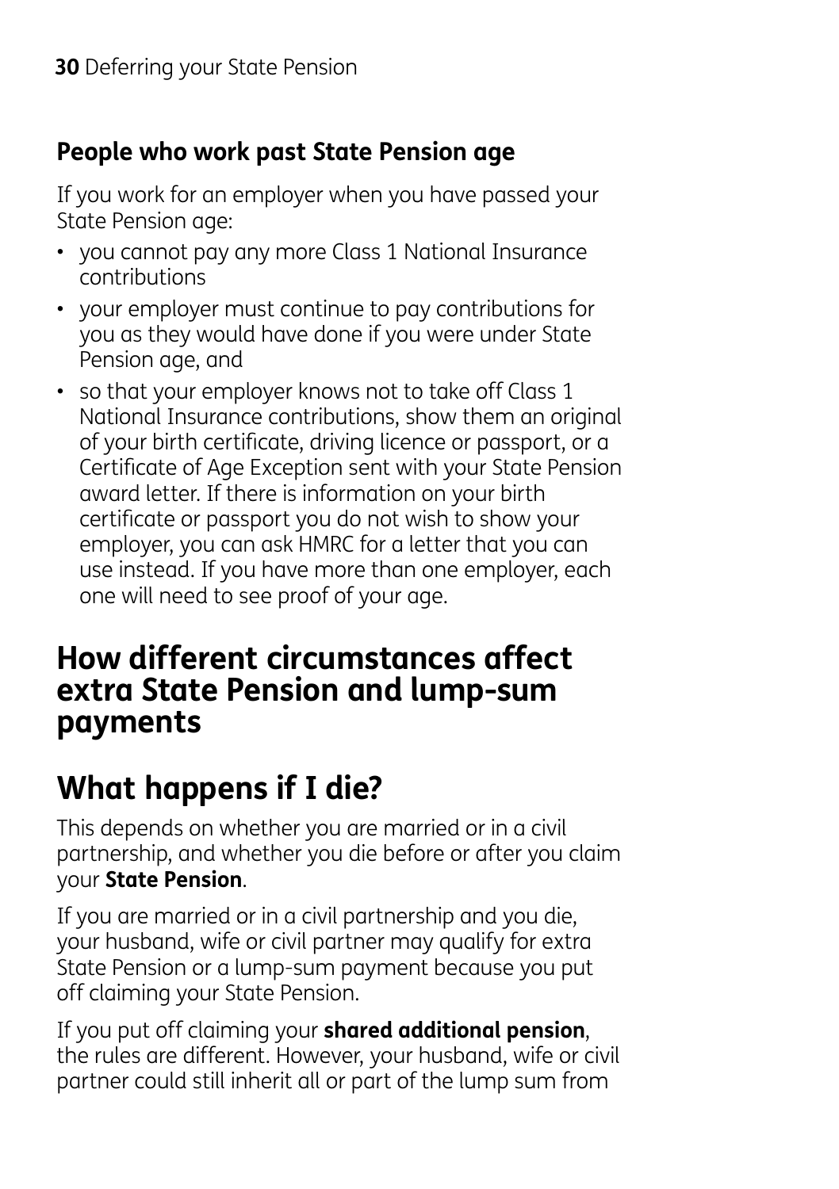### People who work past State Pension age

If you work for an employer when you have passed your State Pension age:

- you cannot pay any more Class 1 National Insurance contributions
- your employer must continue to pay contributions for you as they would have done if you were under State Pension age, and
- so that your employer knows not to take off Class 1 National Insurance contributions, show them an original of your birth certificate, driving licence or passport, or a Certificate of Age Exception sent with your State Pension award letter. If there is information on your birth certificate or passport you do not wish to show your employer, you can ask HMRC for a letter that you can use instead. If you have more than one employer, each one will need to see proof of your age.

## How different circumstances affect extra State Pension and lump-sum payments

## What happens if I die?

This depends on whether you are married or in a civil partnership, and whether you die before or after you claim your **State Pension**.

If you are married or in a civil partnership and you die, your husband, wife or civil partner may qualify for extra State Pension or a lump-sum payment because you put off claiming your State Pension.

If you put off claiming your **shared additional pension**, the rules are different. However, your husband, wife or civil partner could still inherit all or part of the lump sum from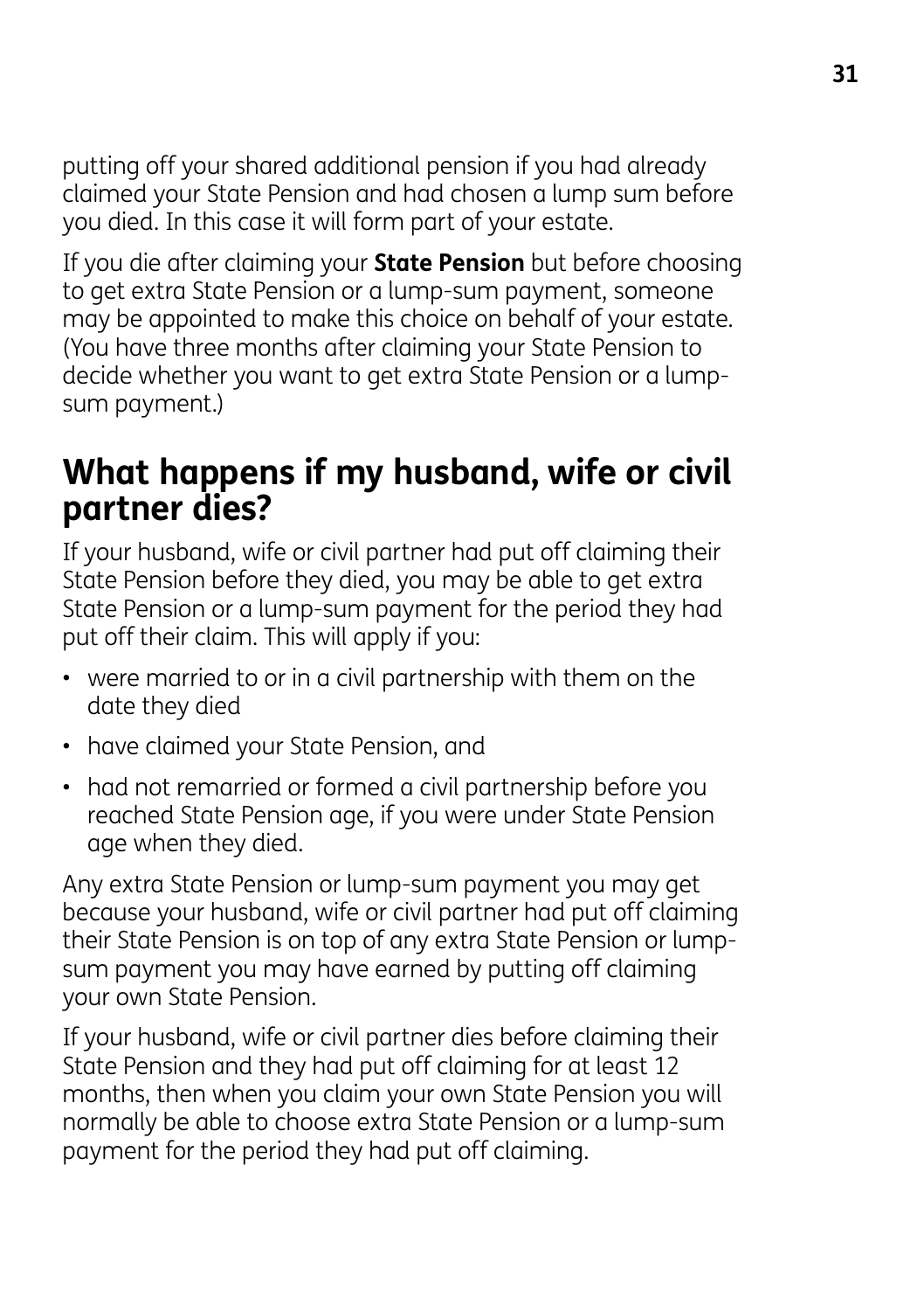putting off your shared additional pension if you had already claimed your State Pension and had chosen a lump sum before you died. In this case it will form part of your estate.

If you die after claiming your **State Pension** but before choosing to get extra State Pension or a lump-sum payment, someone may be appointed to make this choice on behalf of your estate. (You have three months after claiming your State Pension to decide whether you want to get extra State Pension or a lump-sum payment.)

## What happens if my husband, wife or civil partner dies?

If your husband, wife or civil partner had put off claiming their State Pension before they died, you may be able to get extra State Pension or a lump-sum payment for the period they had put off their claim. This will apply if you:

- were married to or in a civil partnership with them on the date they died
- have claimed your State Pension, and
- had not remarried or formed a civil partnership before you reached State Pension age, if you were under State Pension age when they died.

Any extra State Pension or lump-sum payment you may get because your husband, wife or civil partner had put off claiming their State Pension is on top of any extra State Pension or lump-sum payment you may have earned by putting off claiming your own State Pension.

If your husband, wife or civil partner dies before claiming their State Pension and they had put off claiming for at least 12 months, then when you claim your own State Pension you will normally be able to choose extra State Pension or a lump-sum payment for the period they had put off claiming.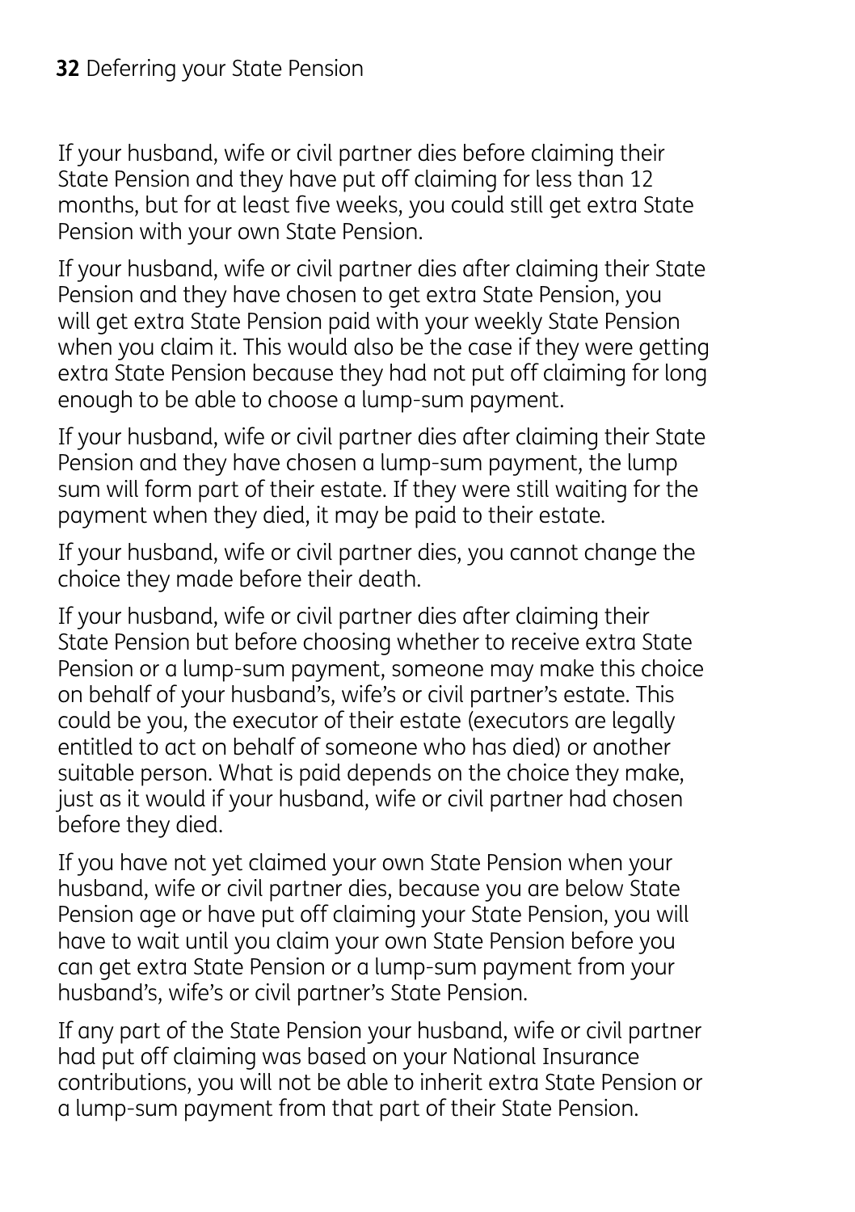If your husband, wife or civil partner dies before claiming their State Pension and they have put off claiming for less than 12 months, but for at least five weeks, you could still get extra State Pension with your own State Pension.

If your husband, wife or civil partner dies after claiming their State Pension and they have chosen to get extra State Pension, you will get extra State Pension paid with your weekly State Pension when you claim it. This would also be the case if they were getting extra State Pension because they had not put off claiming for long enough to be able to choose a lump-sum payment.

If your husband, wife or civil partner dies after claiming their State Pension and they have chosen a lump-sum payment, the lump sum will form part of their estate. If they were still waiting for the payment when they died, it may be paid to their estate.

If your husband, wife or civil partner dies, you cannot change the choice they made before their death.

If your husband, wife or civil partner dies after claiming their State Pension but before choosing whether to receive extra State Pension or a lump-sum payment, someone may make this choice on behalf of your husband's, wife's or civil partner's estate. This could be you, the executor of their estate (executors are legally entitled to act on behalf of someone who has died) or another suitable person. What is paid depends on the choice they make, just as it would if your husband, wife or civil partner had chosen before they died.

If you have not yet claimed your own State Pension when your husband, wife or civil partner dies, because you are below State Pension age or have put off claiming your State Pension, you will have to wait until you claim your own State Pension before you can get extra State Pension or a lump-sum payment from your husband's, wife's or civil partner's State Pension.

If any part of the State Pension your husband, wife or civil partner had put off claiming was based on your National Insurance contributions, you will not be able to inherit extra State Pension or a lump-sum payment from that part of their State Pension.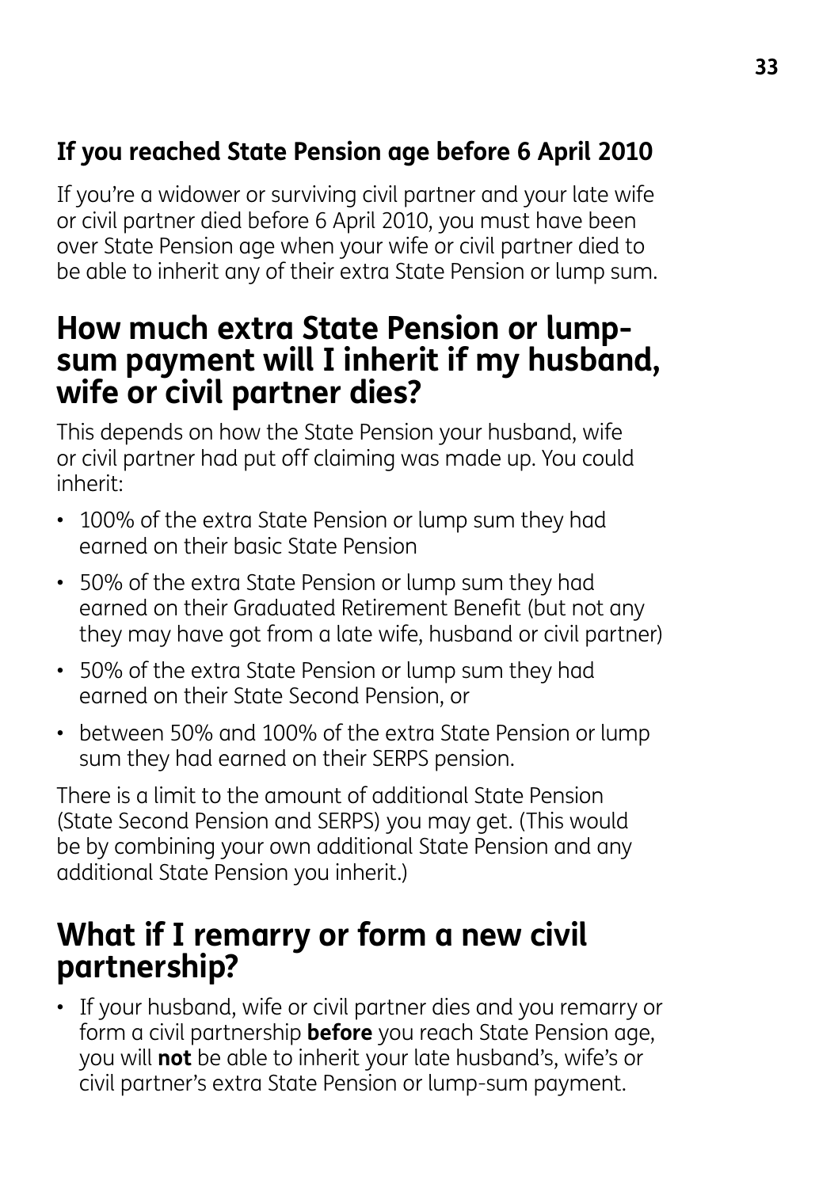### If you reached State Pension age before 6 April 2010

If you're a widower or surviving civil partner and your late wife or civil partner died before 6 April 2010, you must have been over State Pension age when your wife or civil partner died to be able to inherit any of their extra State Pension or lump sum.

## How much extra State Pension or lump-sum payment will I inherit if my husband, wife or civil partner dies?

This depends on how the State Pension your husband, wife or civil partner had put off claiming was made up. You could inherit:

- 100% of the extra State Pension or lump sum they had earned on their basic State Pension
- 50% of the extra State Pension or lump sum they had earned on their Graduated Retirement Benefit (but not any they may have got from a late wife, husband or civil partner)
- 50% of the extra State Pension or lump sum they had earned on their State Second Pension, or
- between 50% and 100% of the extra State Pension or lump sum they had earned on their SERPS pension.

There is a limit to the amount of additional State Pension (State Second Pension and SERPS) you may get. (This would be by combining your own additional State Pension and any additional State Pension you inherit.)

## What if I remarry or form a new civil partnership?

- If your husband, wife or civil partner dies and you remarry or form a civil partnership **before** you reach State Pension age, you will **not** be able to inherit your late husband's, wife's or civil partner's extra State Pension or lump-sum payment.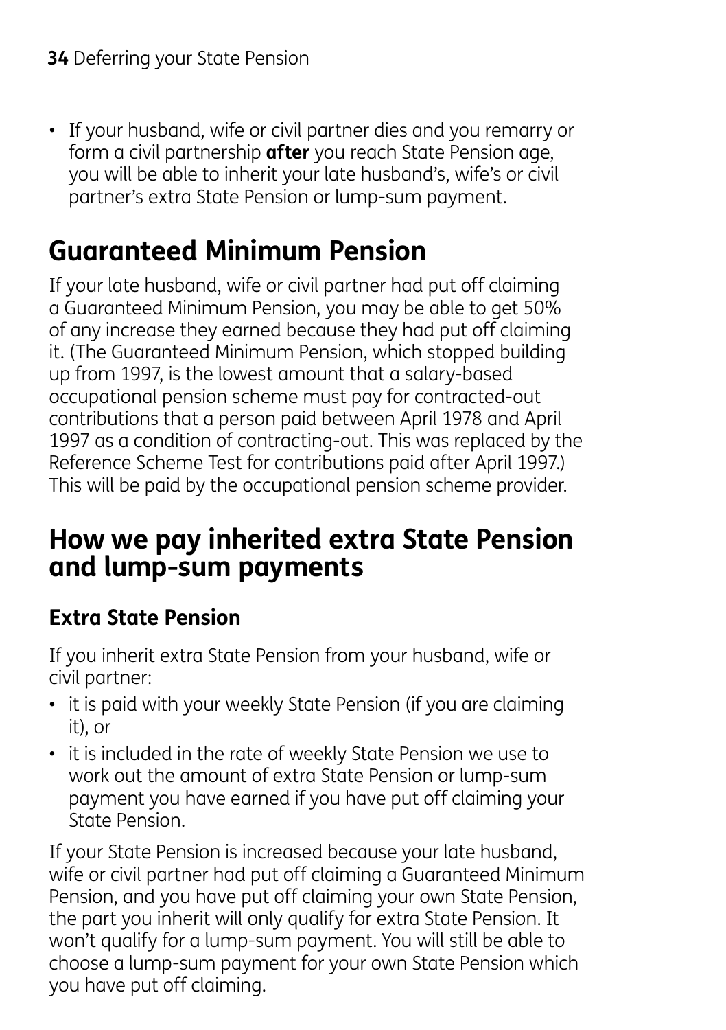- If your husband, wife or civil partner dies and you remarry or form a civil partnership **after** you reach State Pension age, you will be able to inherit your late husband's, wife's or civil partner's extra State Pension or lump-sum payment.

## Guaranteed Minimum Pension

If your late husband, wife or civil partner had put off claiming a Guaranteed Minimum Pension, you may be able to get 50% of any increase they earned because they had put off claiming it. (The Guaranteed Minimum Pension, which stopped building up from 1997, is the lowest amount that a salary-based occupational pension scheme must pay for contracted-out contributions that a person paid between April 1978 and April 1997 as a condition of contracting-out. This was replaced by the Reference Scheme Test for contributions paid after April 1997.) This will be paid by the occupational pension scheme provider.

## How we pay inherited extra State Pension and lump-sum payments

### Extra State Pension

If you inherit extra State Pension from your husband, wife or civil partner:

- it is paid with your weekly State Pension (if you are claiming it), or
- it is included in the rate of weekly State Pension we use to work out the amount of extra State Pension or lump-sum payment you have earned if you have put off claiming your State Pension.

If your State Pension is increased because your late husband, wife or civil partner had put off claiming a Guaranteed Minimum Pension, and you have put off claiming your own State Pension, the part you inherit will only qualify for extra State Pension. It won't qualify for a lump-sum payment. You will still be able to choose a lump-sum payment for your own State Pension which you have put off claiming.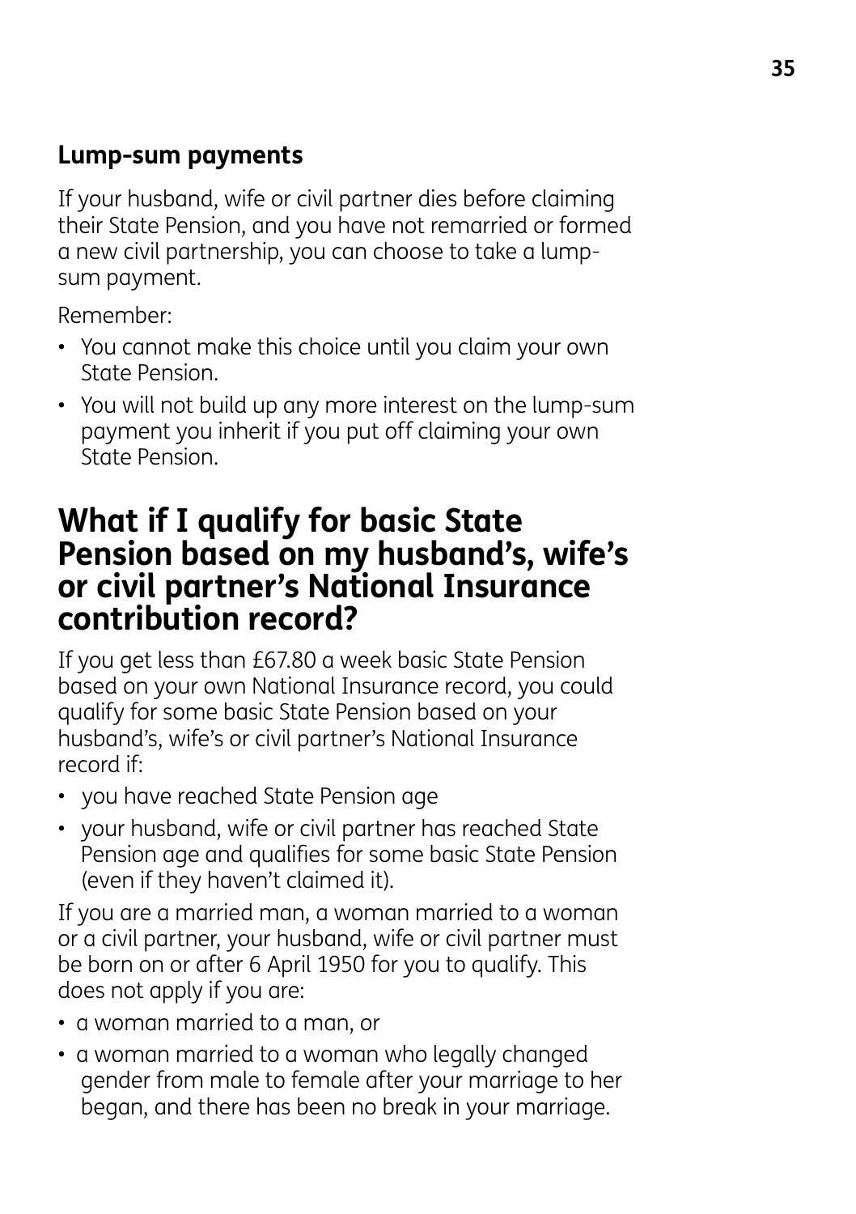### Lump-sum payments

If your husband, wife or civil partner dies before claiming their State Pension, and you have not remarried or formed a new civil partnership, you can choose to take a lump-sum payment.

Remember:

- You cannot make this choice until you claim your own State Pension.
- You will not build up any more interest on the lump-sum payment you inherit if you put off claiming your own State Pension.

## What if I qualify for basic State Pension based on my husband's, wife's or civil partner's National Insurance contribution record?

If you get less than £67.80 a week basic State Pension based on your own National Insurance record, you could qualify for some basic State Pension based on your husband's, wife's or civil partner's National Insurance record if:

- you have reached State Pension age
- your husband, wife or civil partner has reached State Pension age and qualifies for some basic State Pension (even if they haven't claimed it).

If you are a married man, a woman married to a woman or a civil partner, your husband, wife or civil partner must be born on or after 6 April 1950 for you to qualify. This does not apply if you are:

- a woman married to a man, or
- a woman married to a woman who legally changed gender from male to female after your marriage to her began, and there has been no break in your marriage.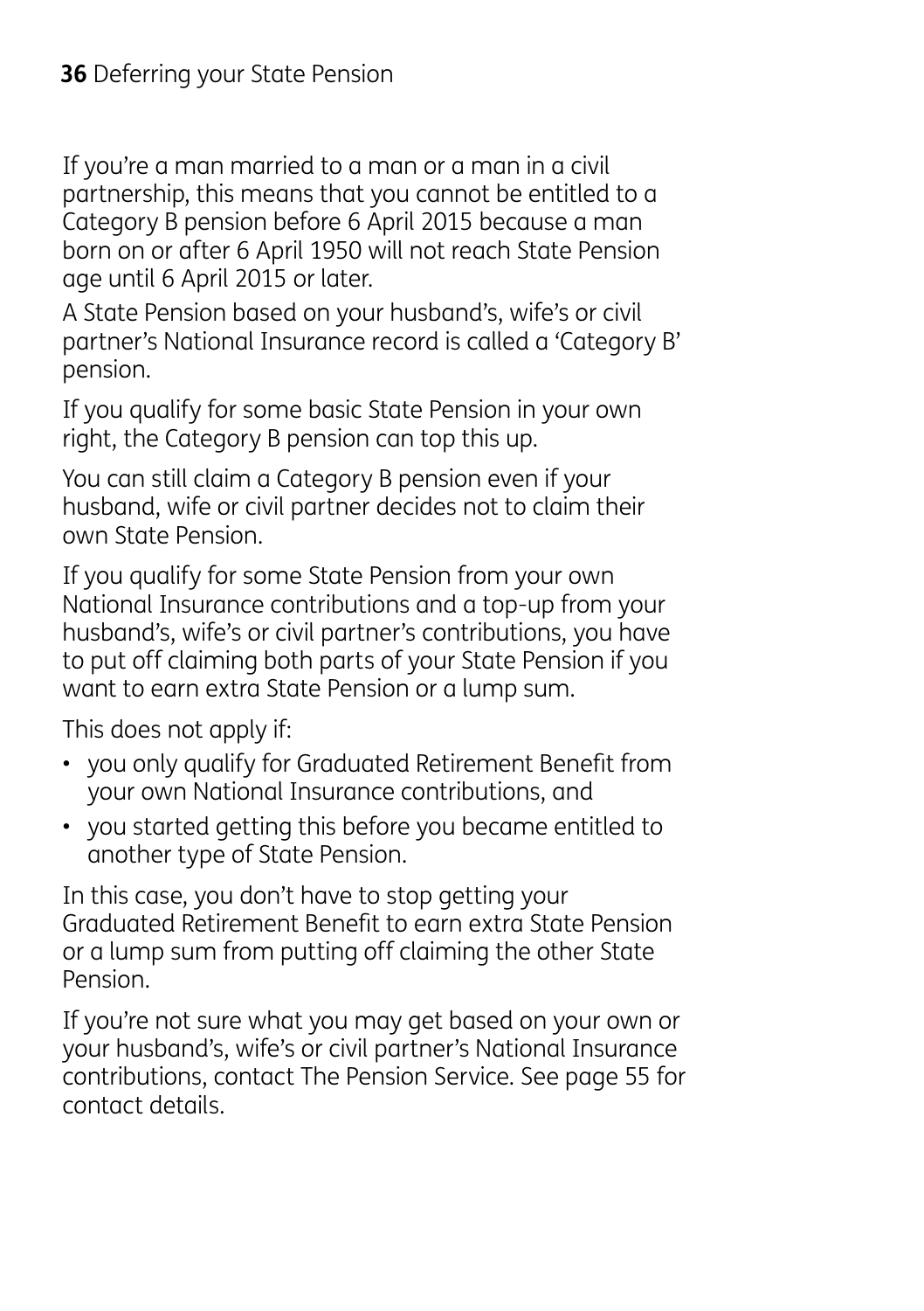If you're a man married to a man or a man in a civil partnership, this means that you cannot be entitled to a Category B pension before 6 April 2015 because a man born on or after 6 April 1950 will not reach State Pension age until 6 April 2015 or later.

A State Pension based on your husband's, wife's or civil partner's National Insurance record is called a 'Category B' pension.

If you qualify for some basic State Pension in your own right, the Category B pension can top this up.

You can still claim a Category B pension even if your husband, wife or civil partner decides not to claim their own State Pension.

If you qualify for some State Pension from your own National Insurance contributions and a top-up from your husband's, wife's or civil partner's contributions, you have to put off claiming both parts of your State Pension if you want to earn extra State Pension or a lump sum.

This does not apply if:

- you only qualify for Graduated Retirement Benefit from your own National Insurance contributions, and
- you started getting this before you became entitled to another type of State Pension.

In this case, you don't have to stop getting your Graduated Retirement Benefit to earn extra State Pension or a lump sum from putting off claiming the other State Pension.

If you're not sure what you may get based on your own or your husband's, wife's or civil partner's National Insurance contributions, contact The Pension Service. See page 55 for contact details.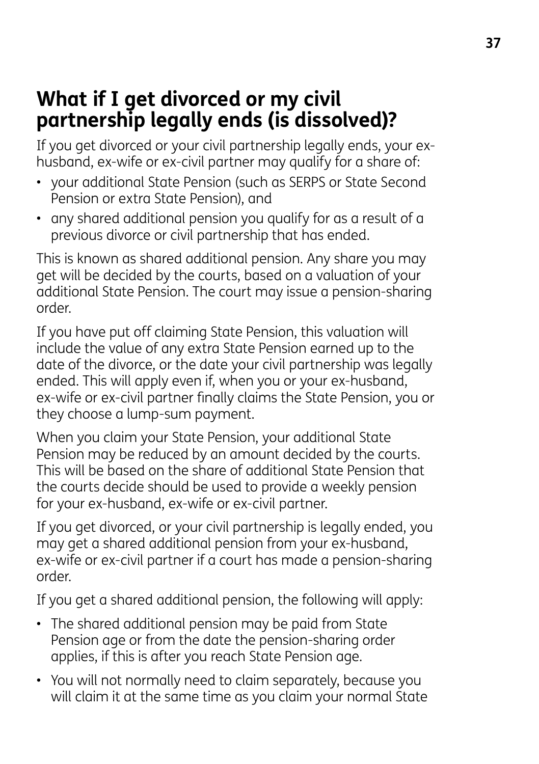## What if I get divorced or my civil partnership legally ends (is dissolved)?

If you get divorced or your civil partnership legally ends, your ex-husband, ex-wife or ex-civil partner may qualify for a share of:

- your additional State Pension (such as SERPS or State Second Pension or extra State Pension), and
- any shared additional pension you qualify for as a result of a previous divorce or civil partnership that has ended.

This is known as shared additional pension. Any share you may get will be decided by the courts, based on a valuation of your additional State Pension. The court may issue a pension-sharing order.

If you have put off claiming State Pension, this valuation will include the value of any extra State Pension earned up to the date of the divorce, or the date your civil partnership was legally ended. This will apply even if, when you or your ex-husband, ex-wife or ex-civil partner finally claims the State Pension, you or they choose a lump-sum payment.

When you claim your State Pension, your additional State Pension may be reduced by an amount decided by the courts. This will be based on the share of additional State Pension that the courts decide should be used to provide a weekly pension for your ex-husband, ex-wife or ex-civil partner.

If you get divorced, or your civil partnership is legally ended, you may get a shared additional pension from your ex-husband, ex-wife or ex-civil partner if a court has made a pension-sharing order.

If you get a shared additional pension, the following will apply:

- The shared additional pension may be paid from State Pension age or from the date the pension-sharing order applies, if this is after you reach State Pension age.
- You will not normally need to claim separately, because you will claim it at the same time as you claim your normal State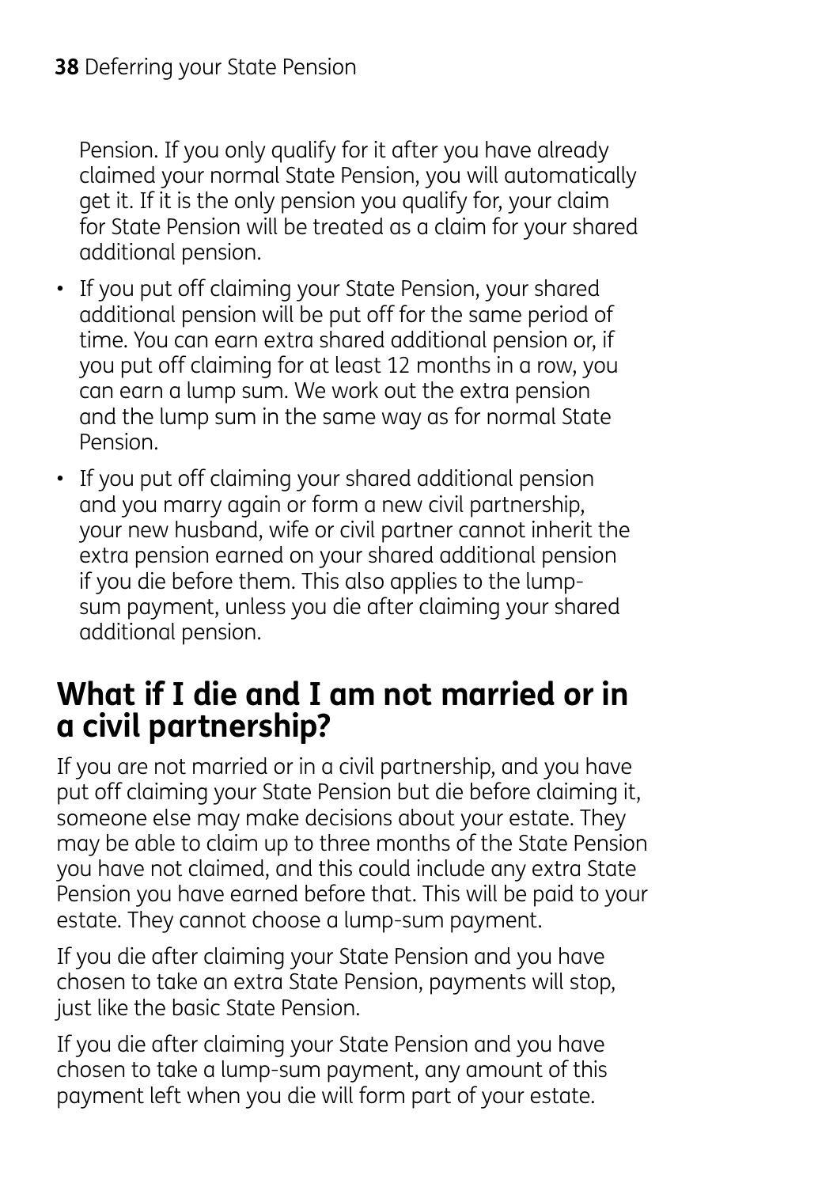Pension. If you only qualify for it after you have already claimed your normal State Pension, you will automatically get it. If it is the only pension you qualify for, your claim for State Pension will be treated as a claim for your shared additional pension.

- If you put off claiming your State Pension, your shared additional pension will be put off for the same period of time. You can earn extra shared additional pension or, if you put off claiming for at least 12 months in a row, you can earn a lump sum. We work out the extra pension and the lump sum in the same way as for normal State Pension.
- If you put off claiming your shared additional pension and you marry again or form a new civil partnership, your new husband, wife or civil partner cannot inherit the extra pension earned on your shared additional pension if you die before them. This also applies to the lump-sum payment, unless you die after claiming your shared additional pension.

## What if I die and I am not married or in a civil partnership?

If you are not married or in a civil partnership, and you have put off claiming your State Pension but die before claiming it, someone else may make decisions about your estate. They may be able to claim up to three months of the State Pension you have not claimed, and this could include any extra State Pension you have earned before that. This will be paid to your estate. They cannot choose a lump-sum payment.

If you die after claiming your State Pension and you have chosen to take an extra State Pension, payments will stop, just like the basic State Pension.

If you die after claiming your State Pension and you have chosen to take a lump-sum payment, any amount of this payment left when you die will form part of your estate.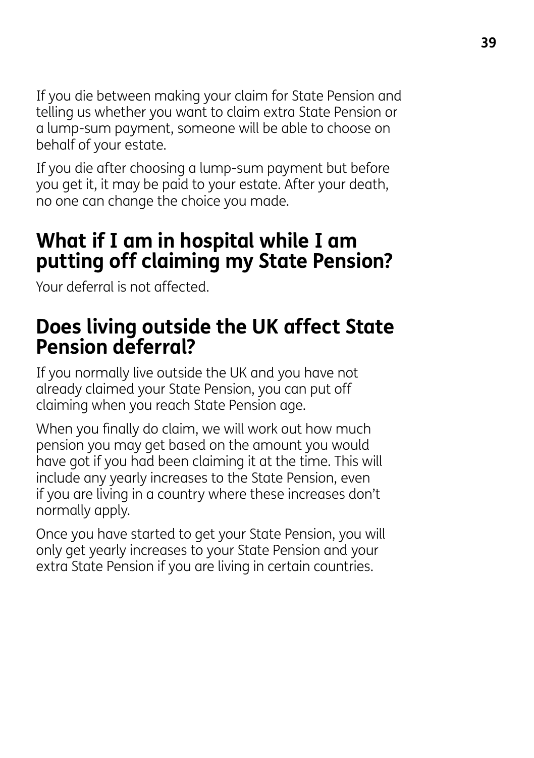If you die between making your claim for State Pension and telling us whether you want to claim extra State Pension or a lump-sum payment, someone will be able to choose on behalf of your estate.

If you die after choosing a lump-sum payment but before you get it, it may be paid to your estate. After your death, no one can change the choice you made.

## What if I am in hospital while I am putting off claiming my State Pension?

Your deferral is not affected.

## Does living outside the UK affect State Pension deferral?

If you normally live outside the UK and you have not already claimed your State Pension, you can put off claiming when you reach State Pension age.

When you finally do claim, we will work out how much pension you may get based on the amount you would have got if you had been claiming it at the time. This will include any yearly increases to the State Pension, even if you are living in a country where these increases don't normally apply.

Once you have started to get your State Pension, you will only get yearly increases to your State Pension and your extra State Pension if you are living in certain countries.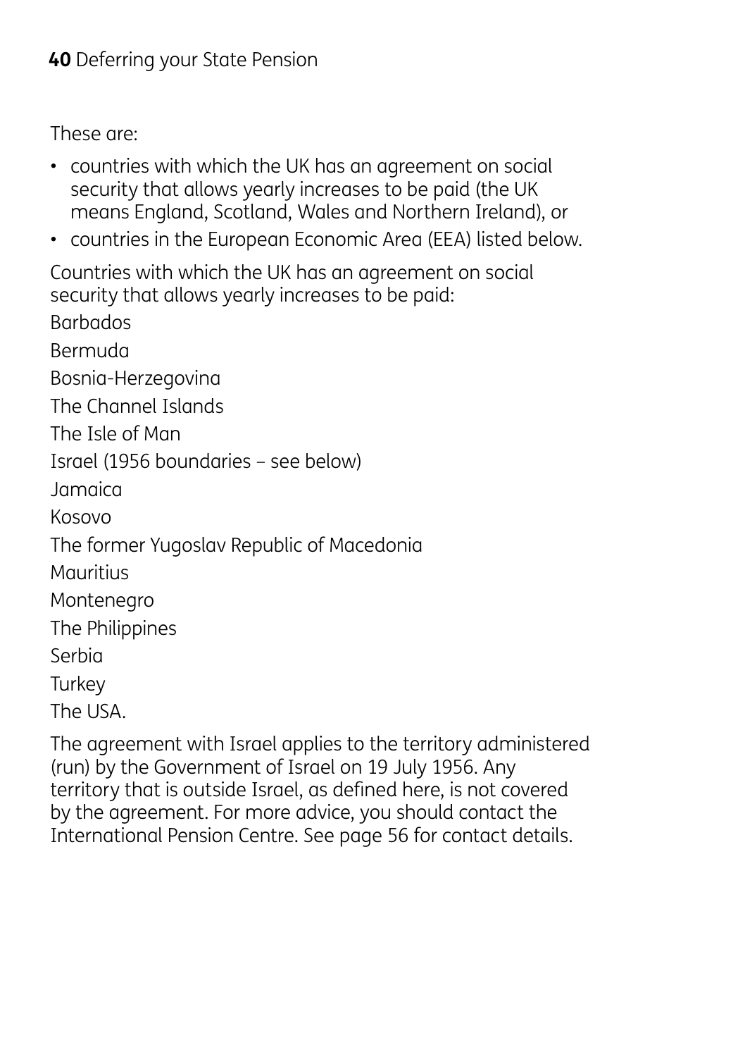These are:

- countries with which the UK has an agreement on social security that allows yearly increases to be paid (the UK means England, Scotland, Wales and Northern Ireland), or
- countries in the European Economic Area (EEA) listed below.

Countries with which the UK has an agreement on social security that allows yearly increases to be paid:

Barbados

Bermuda

Bosnia-Herzegovina

The Channel Islands

The Isle of Man

Israel (1956 boundaries – see below)

Jamaica

Kosovo

The former Yugoslav Republic of Macedonia

Mauritius

Montenegro

The Philippines

Serbia

Turkey

The USA.

The agreement with Israel applies to the territory administered (run) by the Government of Israel on 19 July 1956. Any territory that is outside Israel, as defined here, is not covered by the agreement. For more advice, you should contact the International Pension Centre. See page 56 for contact details.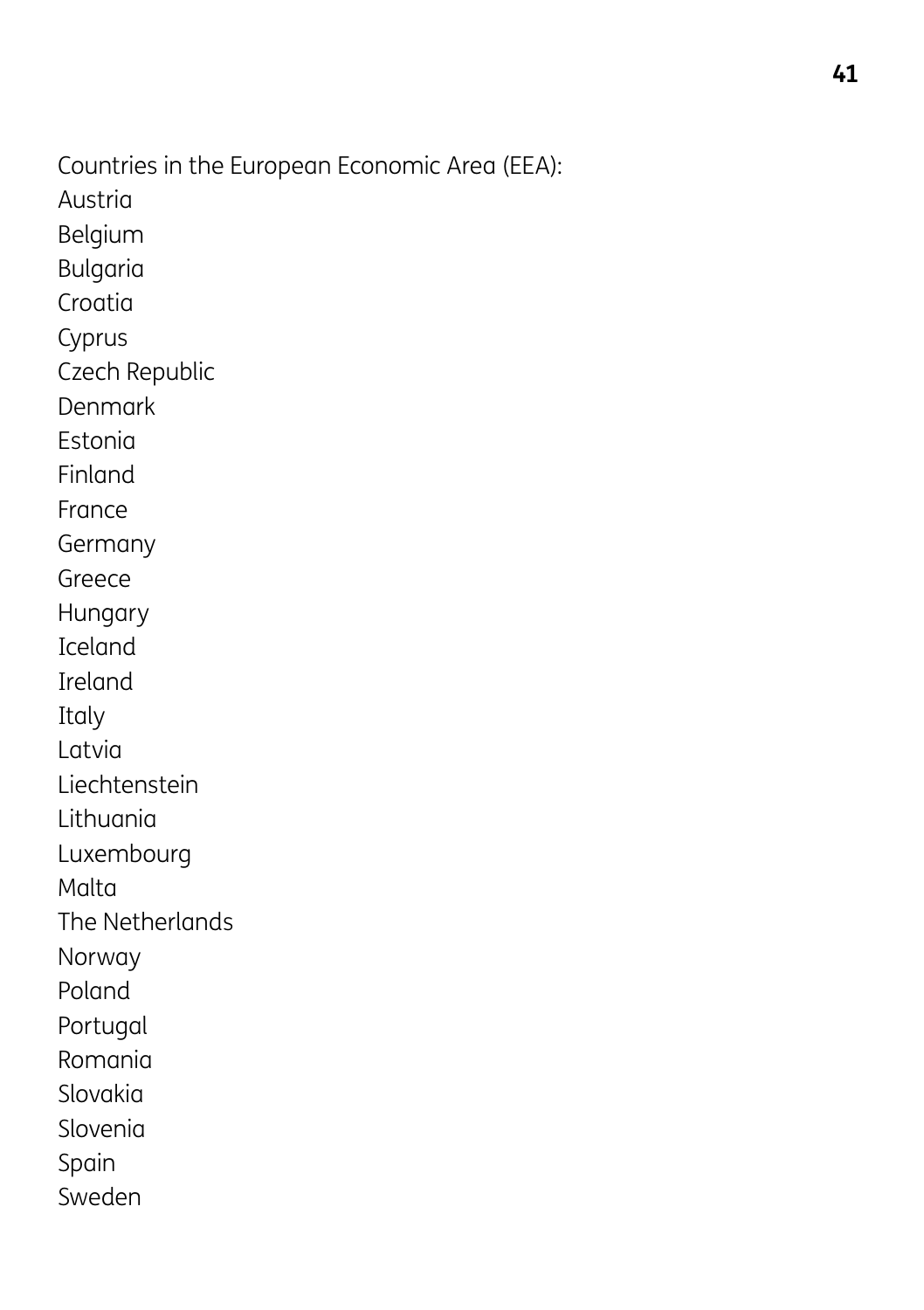Countries in the European Economic Area (EEA):

Austria
Belgium
Bulgaria
Croatia
Cyprus
Czech Republic
Denmark
Estonia
Finland
France
Germany
Greece
Hungary
Iceland
Ireland
Italy
Latvia
Liechtenstein
Lithuania
Luxembourg
Malta
The Netherlands
Norway
Poland
Portugal
Romania
Slovakia
Slovenia
Spain
Sweden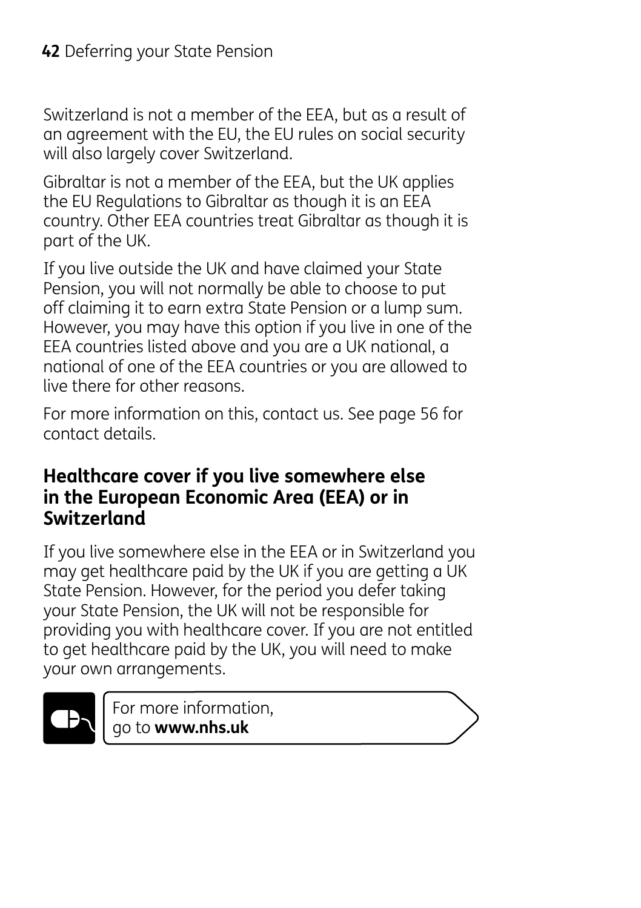Switzerland is not a member of the EEA, but as a result of an agreement with the EU, the EU rules on social security will also largely cover Switzerland.

Gibraltar is not a member of the EEA, but the UK applies the EU Regulations to Gibraltar as though it is an EEA country. Other EEA countries treat Gibraltar as though it is part of the UK.

If you live outside the UK and have claimed your State Pension, you will not normally be able to choose to put off claiming it to earn extra State Pension or a lump sum. However, you may have this option if you live in one of the EEA countries listed above and you are a UK national, a national of one of the EEA countries or you are allowed to live there for other reasons.

For more information on this, contact us. See page 56 for contact details.

## Healthcare cover if you live somewhere else in the European Economic Area (EEA) or in Switzerland

If you live somewhere else in the EEA or in Switzerland you may get healthcare paid by the UK if you are getting a UK State Pension. However, for the period you defer taking your State Pension, the UK will not be responsible for providing you with healthcare cover. If you are not entitled to get healthcare paid by the UK, you will need to make your own arrangements.

For more information, go to **www.nhs.uk**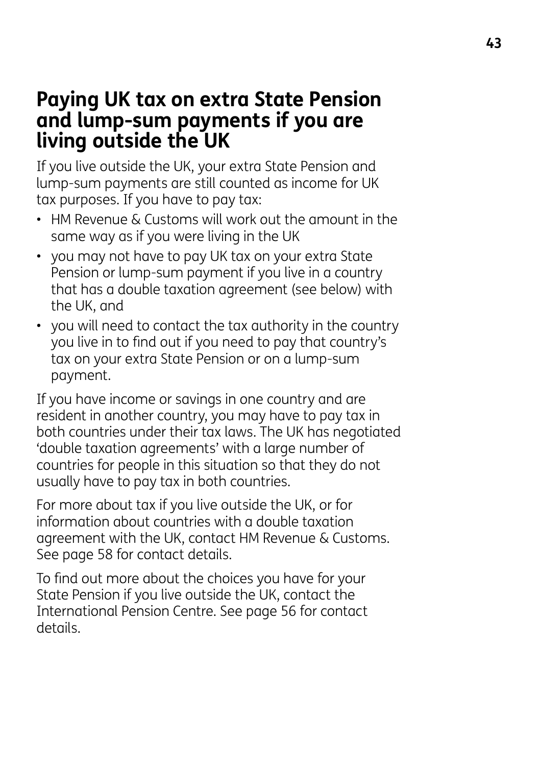## Paying UK tax on extra State Pension and lump-sum payments if you are living outside the UK

If you live outside the UK, your extra State Pension and lump-sum payments are still counted as income for UK tax purposes. If you have to pay tax:

- HM Revenue & Customs will work out the amount in the same way as if you were living in the UK
- you may not have to pay UK tax on your extra State Pension or lump-sum payment if you live in a country that has a double taxation agreement (see below) with the UK, and
- you will need to contact the tax authority in the country you live in to find out if you need to pay that country's tax on your extra State Pension or on a lump-sum payment.

If you have income or savings in one country and are resident in another country, you may have to pay tax in both countries under their tax laws. The UK has negotiated 'double taxation agreements' with a large number of countries for people in this situation so that they do not usually have to pay tax in both countries.

For more about tax if you live outside the UK, or for information about countries with a double taxation agreement with the UK, contact HM Revenue & Customs. See page 58 for contact details.

To find out more about the choices you have for your State Pension if you live outside the UK, contact the International Pension Centre. See page 56 for contact details.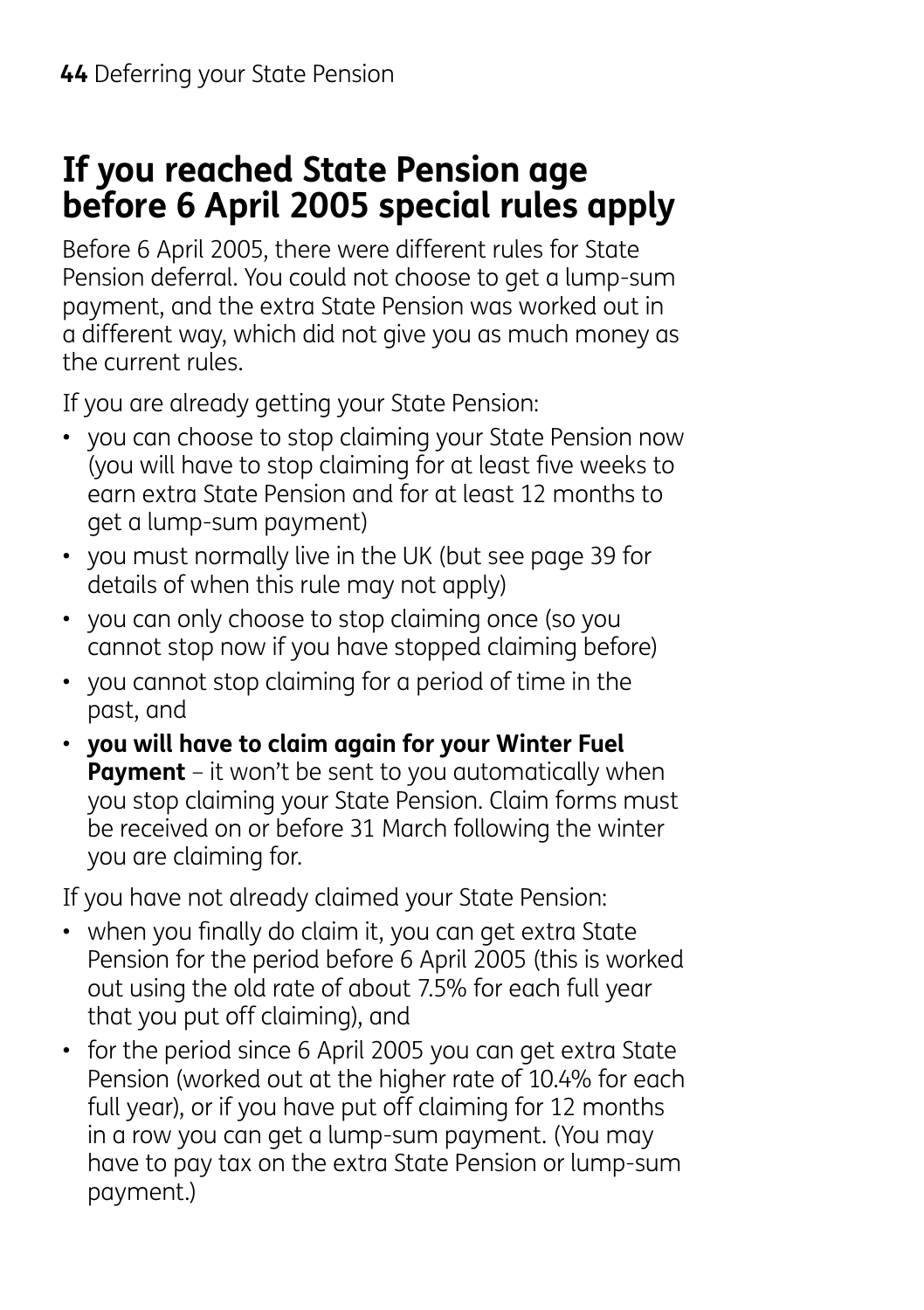# If you reached State Pension age before 6 April 2005 special rules apply

Before 6 April 2005, there were different rules for State Pension deferral. You could not choose to get a lump-sum payment, and the extra State Pension was worked out in a different way, which did not give you as much money as the current rules.

If you are already getting your State Pension:

- you can choose to stop claiming your State Pension now (you will have to stop claiming for at least five weeks to earn extra State Pension and for at least 12 months to get a lump-sum payment)
- you must normally live in the UK (but see page 39 for details of when this rule may not apply)
- you can only choose to stop claiming once (so you cannot stop now if you have stopped claiming before)
- you cannot stop claiming for a period of time in the past, and
- **you will have to claim again for your Winter Fuel Payment** – it won't be sent to you automatically when you stop claiming your State Pension. Claim forms must be received on or before 31 March following the winter you are claiming for.

If you have not already claimed your State Pension:

- when you finally do claim it, you can get extra State Pension for the period before 6 April 2005 (this is worked out using the old rate of about 7.5% for each full year that you put off claiming), and
- for the period since 6 April 2005 you can get extra State Pension (worked out at the higher rate of 10.4% for each full year), or if you have put off claiming for 12 months in a row you can get a lump-sum payment. (You may have to pay tax on the extra State Pension or lump-sum payment.)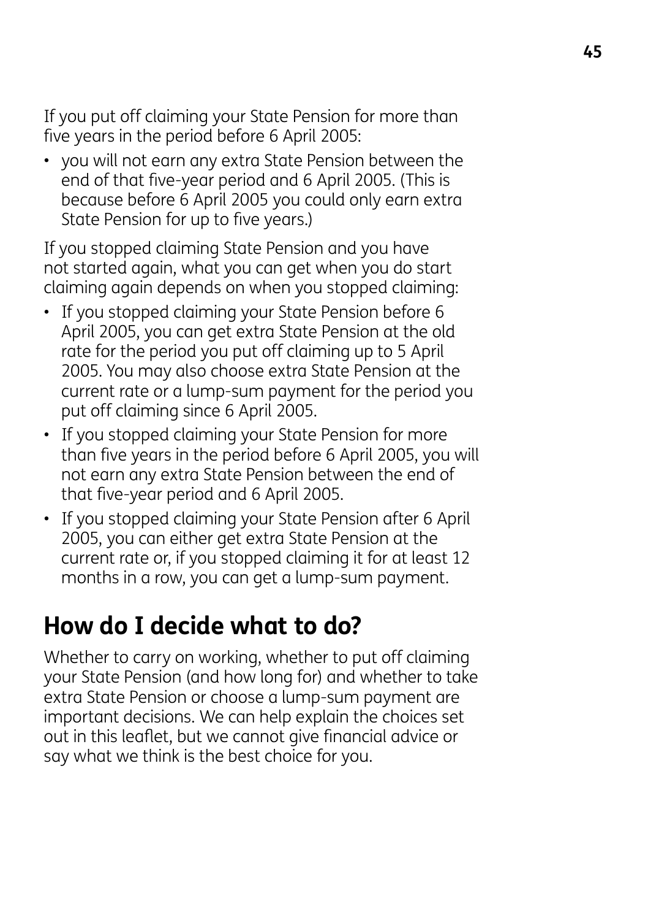If you put off claiming your State Pension for more than five years in the period before 6 April 2005:

- you will not earn any extra State Pension between the end of that five-year period and 6 April 2005. (This is because before 6 April 2005 you could only earn extra State Pension for up to five years.)

If you stopped claiming State Pension and you have not started again, what you can get when you do start claiming again depends on when you stopped claiming:

- If you stopped claiming your State Pension before 6 April 2005, you can get extra State Pension at the old rate for the period you put off claiming up to 5 April 2005. You may also choose extra State Pension at the current rate or a lump-sum payment for the period you put off claiming since 6 April 2005.
- If you stopped claiming your State Pension for more than five years in the period before 6 April 2005, you will not earn any extra State Pension between the end of that five-year period and 6 April 2005.
- If you stopped claiming your State Pension after 6 April 2005, you can either get extra State Pension at the current rate or, if you stopped claiming it for at least 12 months in a row, you can get a lump-sum payment.

## How do I decide what to do?

Whether to carry on working, whether to put off claiming your State Pension (and how long for) and whether to take extra State Pension or choose a lump-sum payment are important decisions. We can help explain the choices set out in this leaflet, but we cannot give financial advice or say what we think is the best choice for you.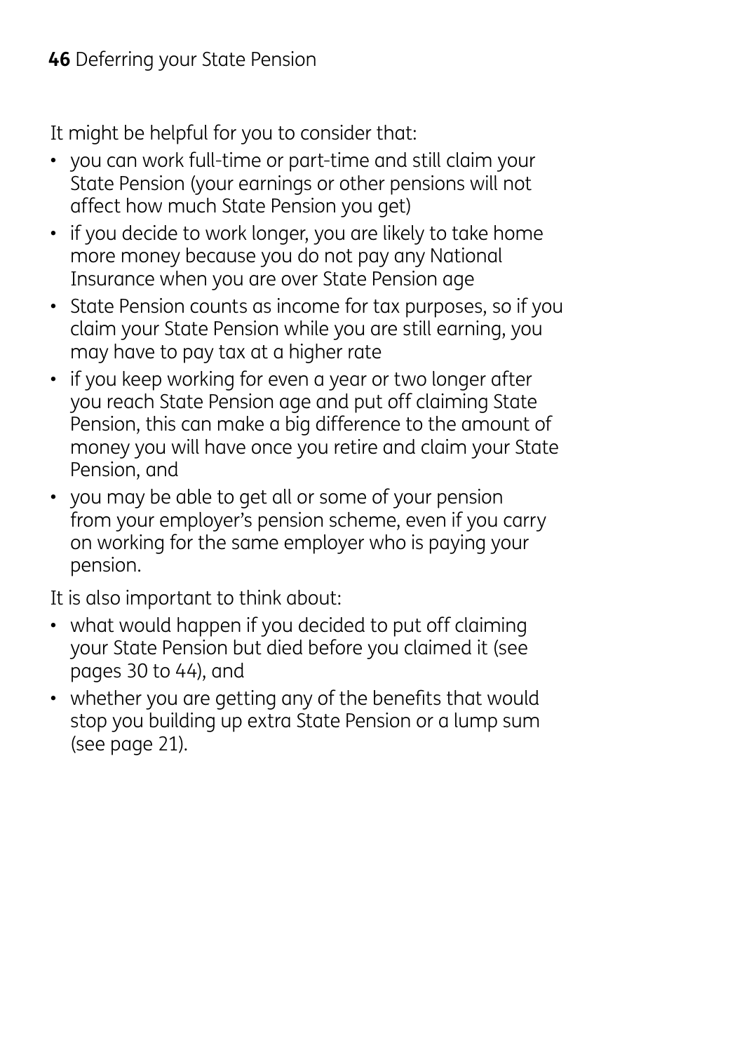It might be helpful for you to consider that:

- you can work full-time or part-time and still claim your State Pension (your earnings or other pensions will not affect how much State Pension you get)
- if you decide to work longer, you are likely to take home more money because you do not pay any National Insurance when you are over State Pension age
- State Pension counts as income for tax purposes, so if you claim your State Pension while you are still earning, you may have to pay tax at a higher rate
- if you keep working for even a year or two longer after you reach State Pension age and put off claiming State Pension, this can make a big difference to the amount of money you will have once you retire and claim your State Pension, and
- you may be able to get all or some of your pension from your employer's pension scheme, even if you carry on working for the same employer who is paying your pension.

It is also important to think about:

- what would happen if you decided to put off claiming your State Pension but died before you claimed it (see pages 30 to 44), and
- whether you are getting any of the benefits that would stop you building up extra State Pension or a lump sum (see page 21).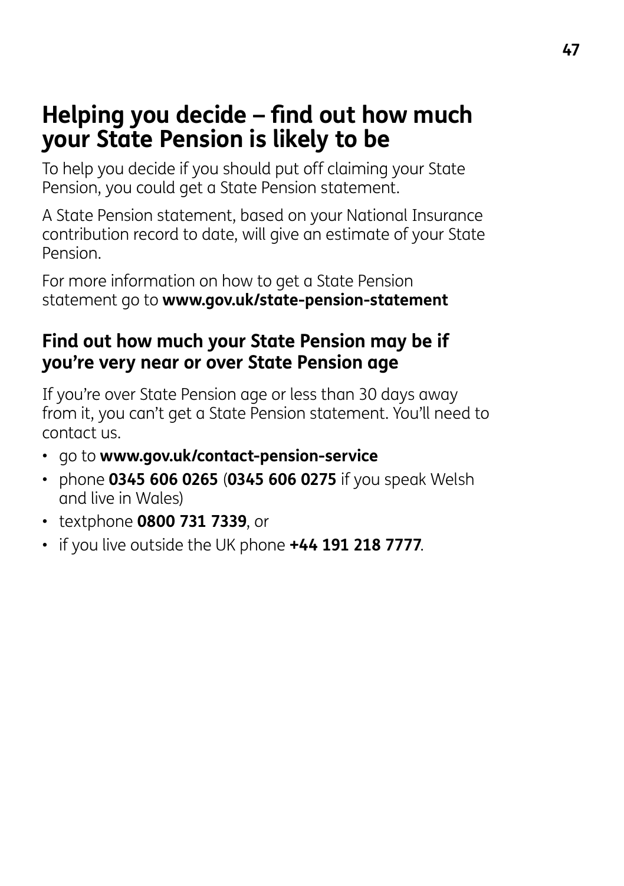# Helping you decide – find out how much your State Pension is likely to be

To help you decide if you should put off claiming your State Pension, you could get a State Pension statement.

A State Pension statement, based on your National Insurance contribution record to date, will give an estimate of your State Pension.

For more information on how to get a State Pension statement go to **www.gov.uk/state-pension-statement**

## Find out how much your State Pension may be if you're very near or over State Pension age

If you're over State Pension age or less than 30 days away from it, you can't get a State Pension statement. You'll need to contact us.

- go to **www.gov.uk/contact-pension-service**
- phone **0345 606 0265** (**0345 606 0275** if you speak Welsh and live in Wales)
- textphone **0800 731 7339**, or
- if you live outside the UK phone **+44 191 218 7777**.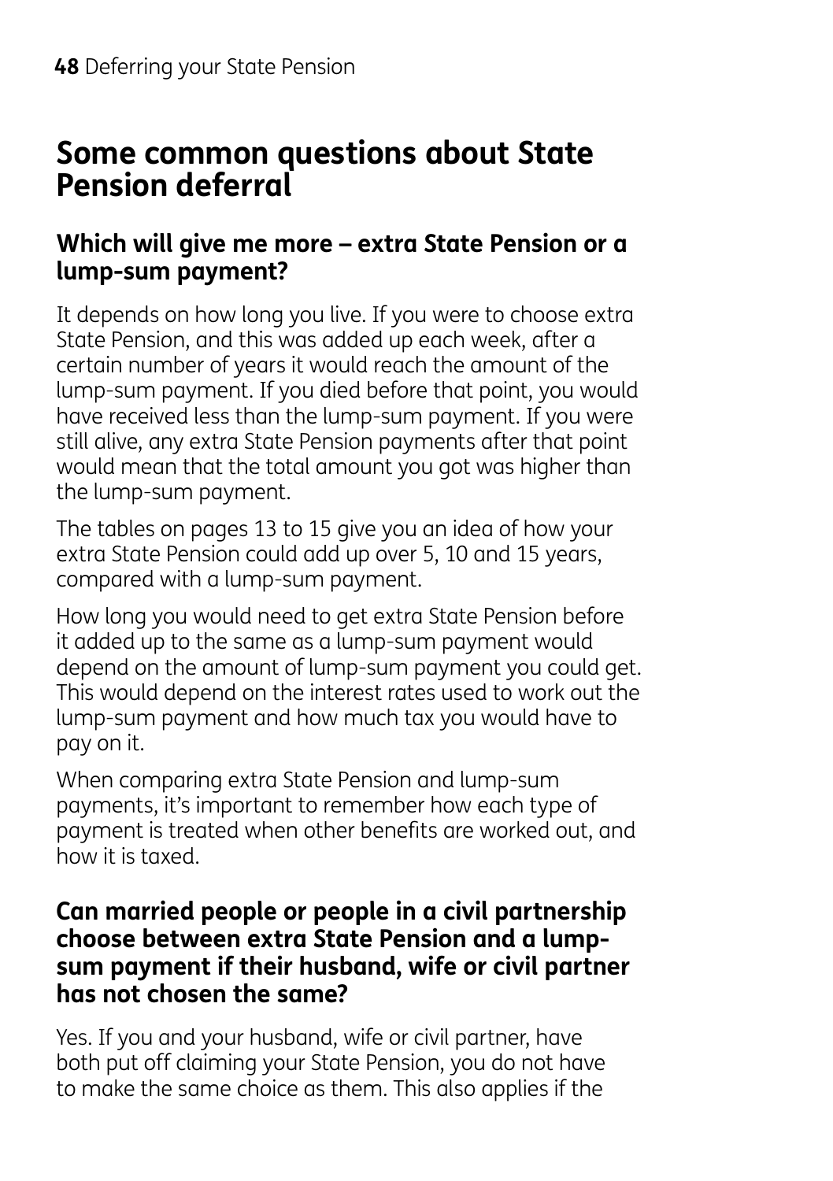## Some common questions about State Pension deferral

### Which will give me more – extra State Pension or a lump-sum payment?

It depends on how long you live. If you were to choose extra State Pension, and this was added up each week, after a certain number of years it would reach the amount of the lump-sum payment. If you died before that point, you would have received less than the lump-sum payment. If you were still alive, any extra State Pension payments after that point would mean that the total amount you got was higher than the lump-sum payment.

The tables on pages 13 to 15 give you an idea of how your extra State Pension could add up over 5, 10 and 15 years, compared with a lump-sum payment.

How long you would need to get extra State Pension before it added up to the same as a lump-sum payment would depend on the amount of lump-sum payment you could get. This would depend on the interest rates used to work out the lump-sum payment and how much tax you would have to pay on it.

When comparing extra State Pension and lump-sum payments, it's important to remember how each type of payment is treated when other benefits are worked out, and how it is taxed.

### Can married people or people in a civil partnership choose between extra State Pension and a lump-sum payment if their husband, wife or civil partner has not chosen the same?

Yes. If you and your husband, wife or civil partner, have both put off claiming your State Pension, you do not have to make the same choice as them. This also applies if the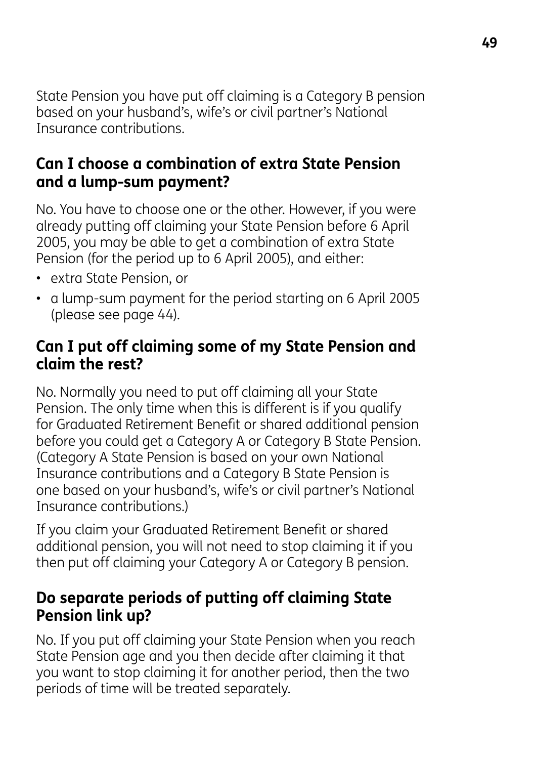State Pension you have put off claiming is a Category B pension based on your husband's, wife's or civil partner's National Insurance contributions.

## Can I choose a combination of extra State Pension and a lump-sum payment?

No. You have to choose one or the other. However, if you were already putting off claiming your State Pension before 6 April 2005, you may be able to get a combination of extra State Pension (for the period up to 6 April 2005), and either:

- extra State Pension, or
- a lump-sum payment for the period starting on 6 April 2005 (please see page 44).

## Can I put off claiming some of my State Pension and claim the rest?

No. Normally you need to put off claiming all your State Pension. The only time when this is different is if you qualify for Graduated Retirement Benefit or shared additional pension before you could get a Category A or Category B State Pension. (Category A State Pension is based on your own National Insurance contributions and a Category B State Pension is one based on your husband's, wife's or civil partner's National Insurance contributions.)

If you claim your Graduated Retirement Benefit or shared additional pension, you will not need to stop claiming it if you then put off claiming your Category A or Category B pension.

## Do separate periods of putting off claiming State Pension link up?

No. If you put off claiming your State Pension when you reach State Pension age and you then decide after claiming it that you want to stop claiming it for another period, then the two periods of time will be treated separately.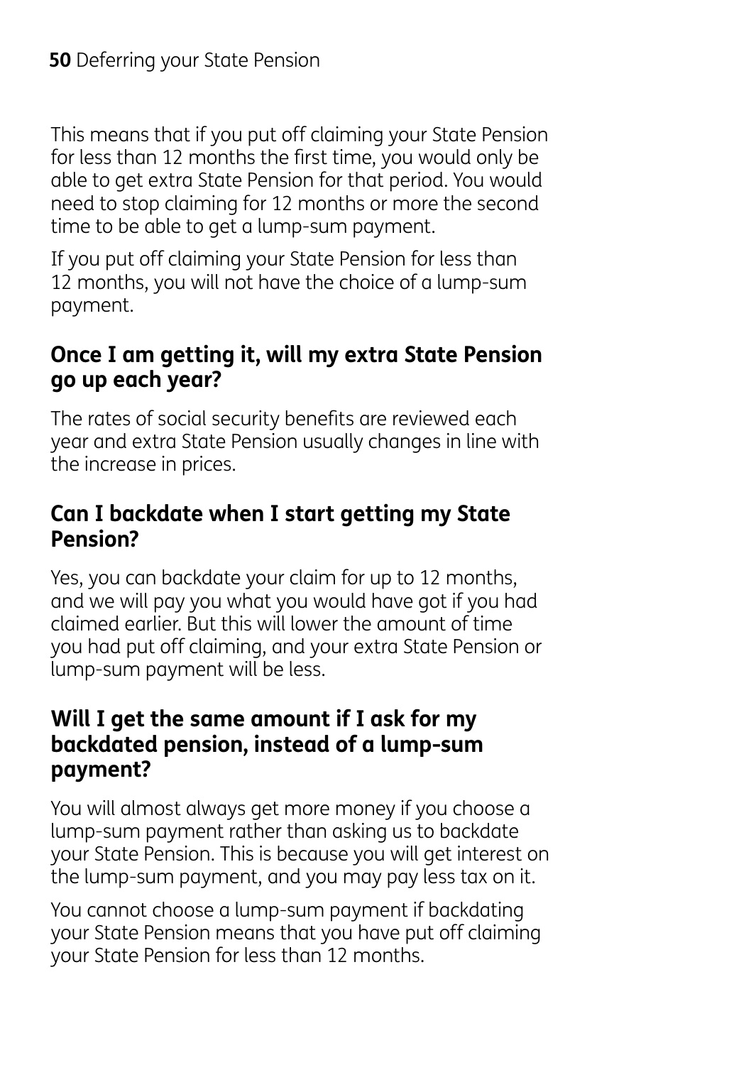This means that if you put off claiming your State Pension for less than 12 months the first time, you would only be able to get extra State Pension for that period. You would need to stop claiming for 12 months or more the second time to be able to get a lump-sum payment.

If you put off claiming your State Pension for less than 12 months, you will not have the choice of a lump-sum payment.

## Once I am getting it, will my extra State Pension go up each year?

The rates of social security benefits are reviewed each year and extra State Pension usually changes in line with the increase in prices.

## Can I backdate when I start getting my State Pension?

Yes, you can backdate your claim for up to 12 months, and we will pay you what you would have got if you had claimed earlier. But this will lower the amount of time you had put off claiming, and your extra State Pension or lump-sum payment will be less.

## Will I get the same amount if I ask for my backdated pension, instead of a lump-sum payment?

You will almost always get more money if you choose a lump-sum payment rather than asking us to backdate your State Pension. This is because you will get interest on the lump-sum payment, and you may pay less tax on it.

You cannot choose a lump-sum payment if backdating your State Pension means that you have put off claiming your State Pension for less than 12 months.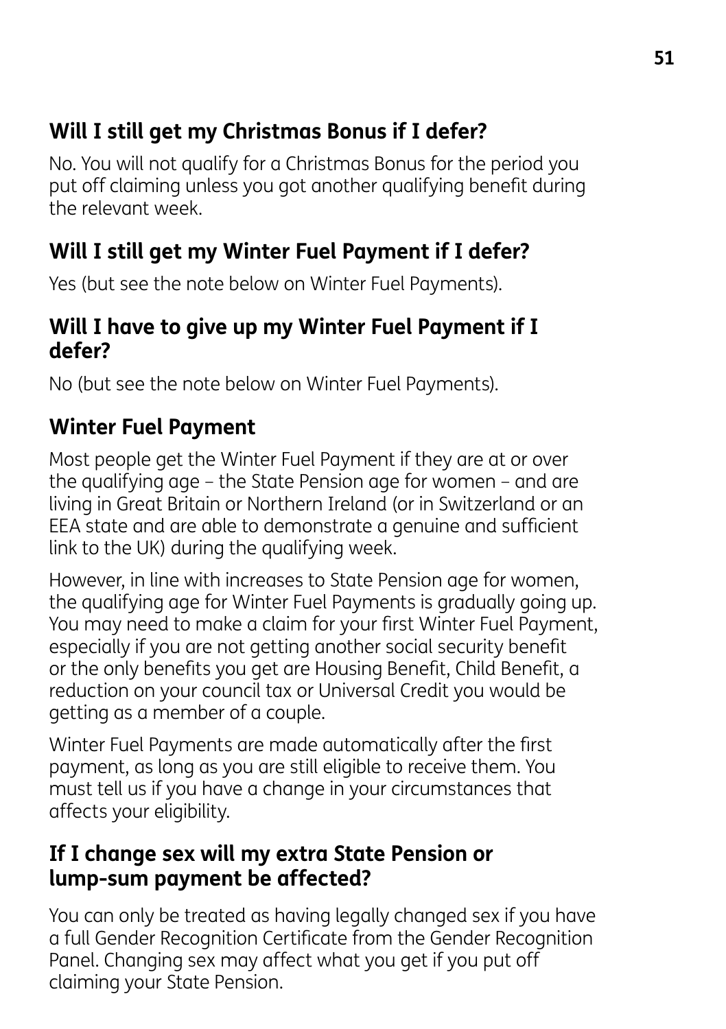## Will I still get my Christmas Bonus if I defer?

No. You will not qualify for a Christmas Bonus for the period you put off claiming unless you got another qualifying benefit during the relevant week.

## Will I still get my Winter Fuel Payment if I defer?

Yes (but see the note below on Winter Fuel Payments).

## Will I have to give up my Winter Fuel Payment if I defer?

No (but see the note below on Winter Fuel Payments).

## Winter Fuel Payment

Most people get the Winter Fuel Payment if they are at or over the qualifying age – the State Pension age for women – and are living in Great Britain or Northern Ireland (or in Switzerland or an EEA state and are able to demonstrate a genuine and sufficient link to the UK) during the qualifying week.

However, in line with increases to State Pension age for women, the qualifying age for Winter Fuel Payments is gradually going up. You may need to make a claim for your first Winter Fuel Payment, especially if you are not getting another social security benefit or the only benefits you get are Housing Benefit, Child Benefit, a reduction on your council tax or Universal Credit you would be getting as a member of a couple.

Winter Fuel Payments are made automatically after the first payment, as long as you are still eligible to receive them. You must tell us if you have a change in your circumstances that affects your eligibility.

## If I change sex will my extra State Pension or lump-sum payment be affected?

You can only be treated as having legally changed sex if you have a full Gender Recognition Certificate from the Gender Recognition Panel. Changing sex may affect what you get if you put off claiming your State Pension.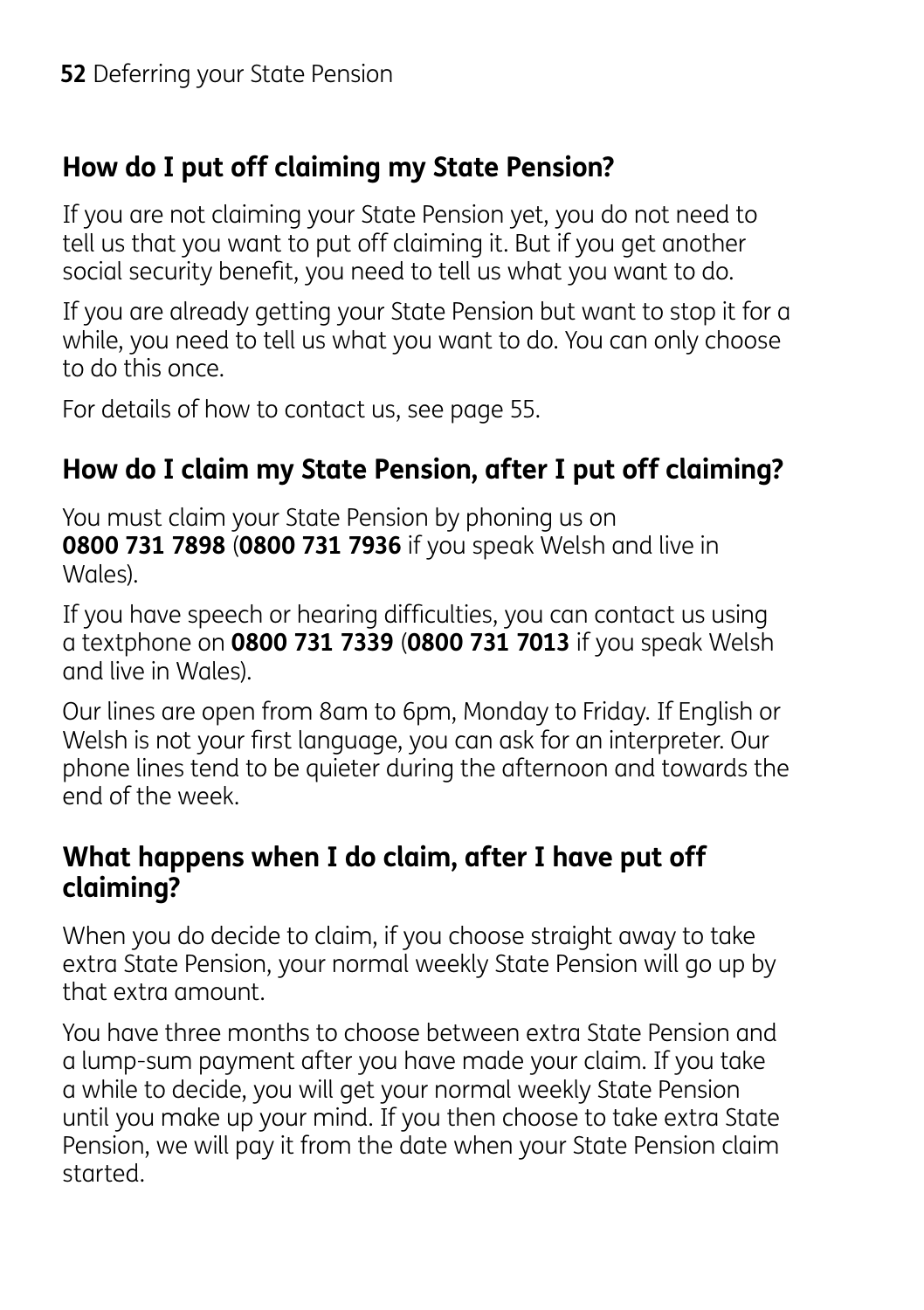## How do I put off claiming my State Pension?

If you are not claiming your State Pension yet, you do not need to tell us that you want to put off claiming it. But if you get another social security benefit, you need to tell us what you want to do.

If you are already getting your State Pension but want to stop it for a while, you need to tell us what you want to do. You can only choose to do this once.

For details of how to contact us, see page 55.

## How do I claim my State Pension, after I put off claiming?

You must claim your State Pension by phoning us on **0800 731 7898** (**0800 731 7936** if you speak Welsh and live in Wales).

If you have speech or hearing difficulties, you can contact us using a textphone on **0800 731 7339** (**0800 731 7013** if you speak Welsh and live in Wales).

Our lines are open from 8am to 6pm, Monday to Friday. If English or Welsh is not your first language, you can ask for an interpreter. Our phone lines tend to be quieter during the afternoon and towards the end of the week.

## What happens when I do claim, after I have put off claiming?

When you do decide to claim, if you choose straight away to take extra State Pension, your normal weekly State Pension will go up by that extra amount.

You have three months to choose between extra State Pension and a lump-sum payment after you have made your claim. If you take a while to decide, you will get your normal weekly State Pension until you make up your mind. If you then choose to take extra State Pension, we will pay it from the date when your State Pension claim started.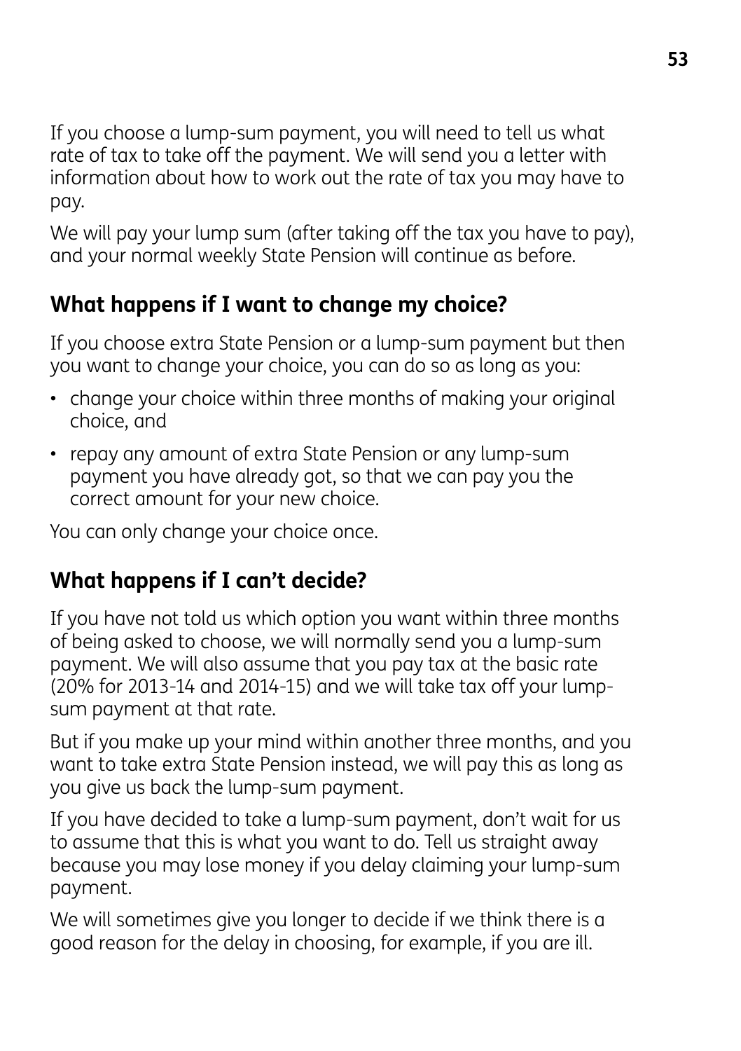If you choose a lump-sum payment, you will need to tell us what rate of tax to take off the payment. We will send you a letter with information about how to work out the rate of tax you may have to pay.

We will pay your lump sum (after taking off the tax you have to pay), and your normal weekly State Pension will continue as before.

## What happens if I want to change my choice?

If you choose extra State Pension or a lump-sum payment but then you want to change your choice, you can do so as long as you:

- change your choice within three months of making your original choice, and
- repay any amount of extra State Pension or any lump-sum payment you have already got, so that we can pay you the correct amount for your new choice.

You can only change your choice once.

## What happens if I can't decide?

If you have not told us which option you want within three months of being asked to choose, we will normally send you a lump-sum payment. We will also assume that you pay tax at the basic rate (20% for 2013-14 and 2014-15) and we will take tax off your lump-sum payment at that rate.

But if you make up your mind within another three months, and you want to take extra State Pension instead, we will pay this as long as you give us back the lump-sum payment.

If you have decided to take a lump-sum payment, don't wait for us to assume that this is what you want to do. Tell us straight away because you may lose money if you delay claiming your lump-sum payment.

We will sometimes give you longer to decide if we think there is a good reason for the delay in choosing, for example, if you are ill.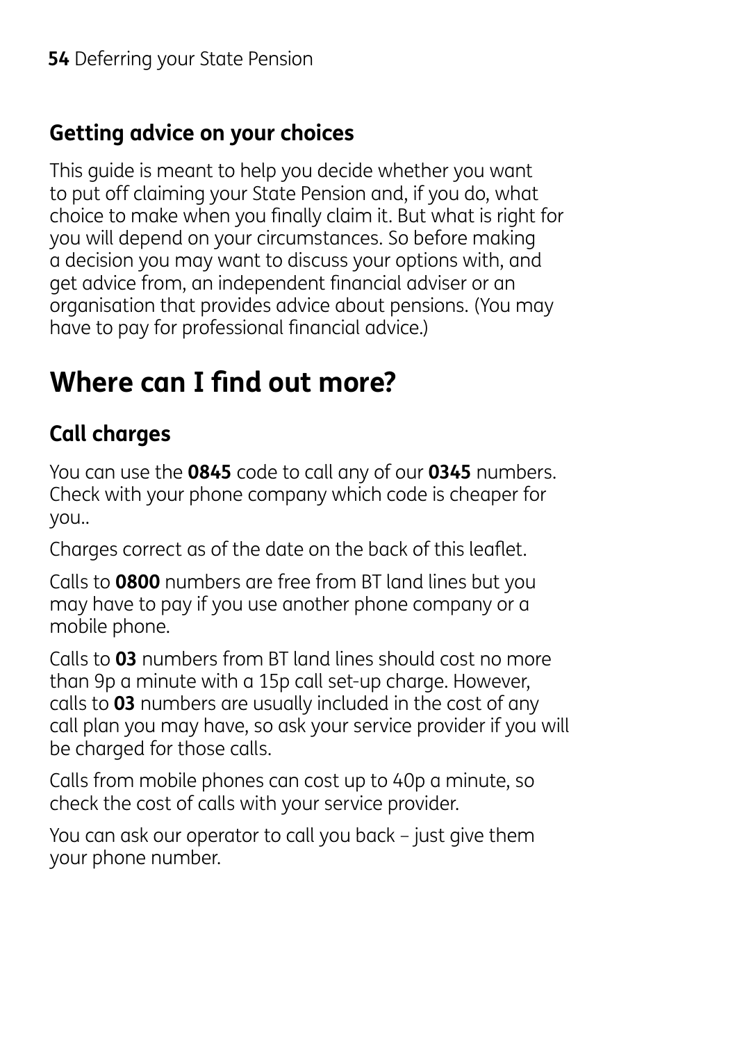### Getting advice on your choices

This guide is meant to help you decide whether you want to put off claiming your State Pension and, if you do, what choice to make when you finally claim it. But what is right for you will depend on your circumstances. So before making a decision you may want to discuss your options with, and get advice from, an independent financial adviser or an organisation that provides advice about pensions. (You may have to pay for professional financial advice.)

## Where can I find out more?

### Call charges

You can use the **0845** code to call any of our **0345** numbers. Check with your phone company which code is cheaper for you..

Charges correct as of the date on the back of this leaflet.

Calls to **0800** numbers are free from BT land lines but you may have to pay if you use another phone company or a mobile phone.

Calls to **03** numbers from BT land lines should cost no more than 9p a minute with a 15p call set-up charge. However, calls to **03** numbers are usually included in the cost of any call plan you may have, so ask your service provider if you will be charged for those calls.

Calls from mobile phones can cost up to 40p a minute, so check the cost of calls with your service provider.

You can ask our operator to call you back – just give them your phone number.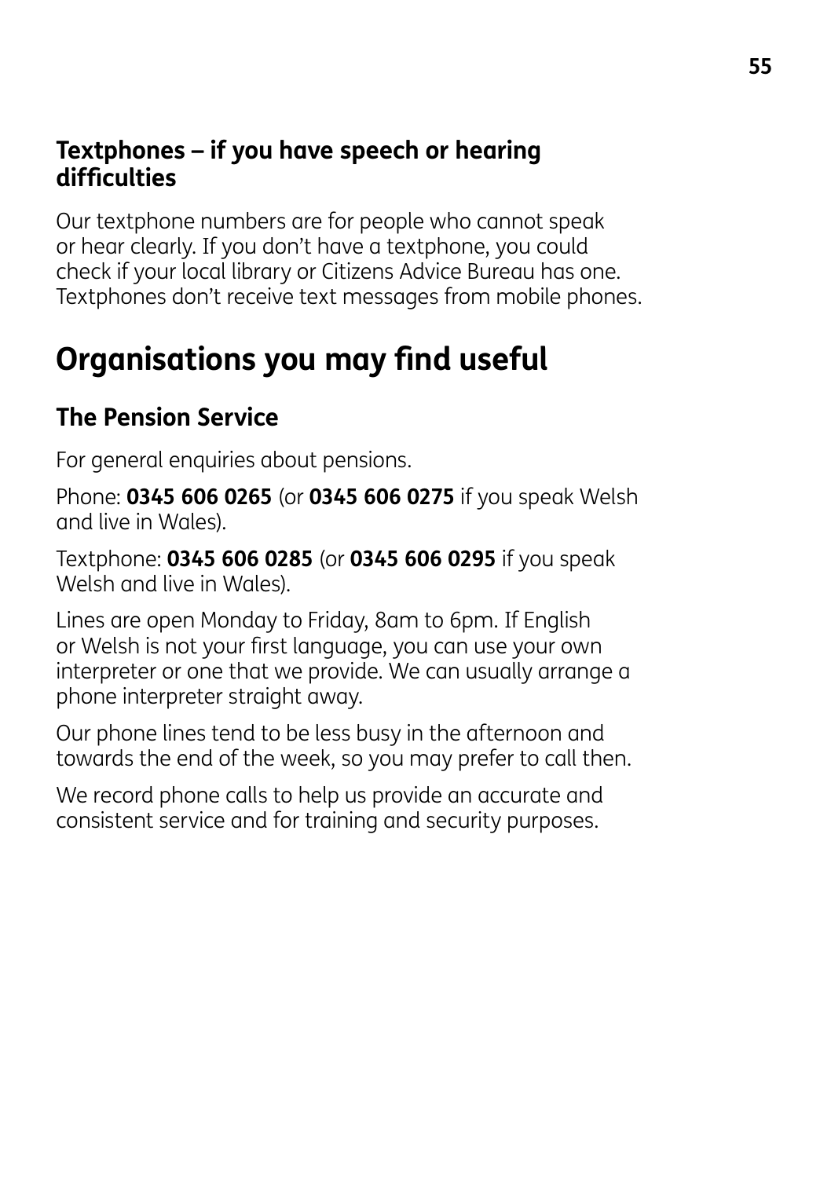### Textphones – if you have speech or hearing difficulties

Our textphone numbers are for people who cannot speak or hear clearly. If you don't have a textphone, you could check if your local library or Citizens Advice Bureau has one. Textphones don't receive text messages from mobile phones.

## Organisations you may find useful

### The Pension Service

For general enquiries about pensions.

Phone: **0345 606 0265** (or **0345 606 0275** if you speak Welsh and live in Wales).

Textphone: **0345 606 0285** (or **0345 606 0295** if you speak Welsh and live in Wales).

Lines are open Monday to Friday, 8am to 6pm. If English or Welsh is not your first language, you can use your own interpreter or one that we provide. We can usually arrange a phone interpreter straight away.

Our phone lines tend to be less busy in the afternoon and towards the end of the week, so you may prefer to call then.

We record phone calls to help us provide an accurate and consistent service and for training and security purposes.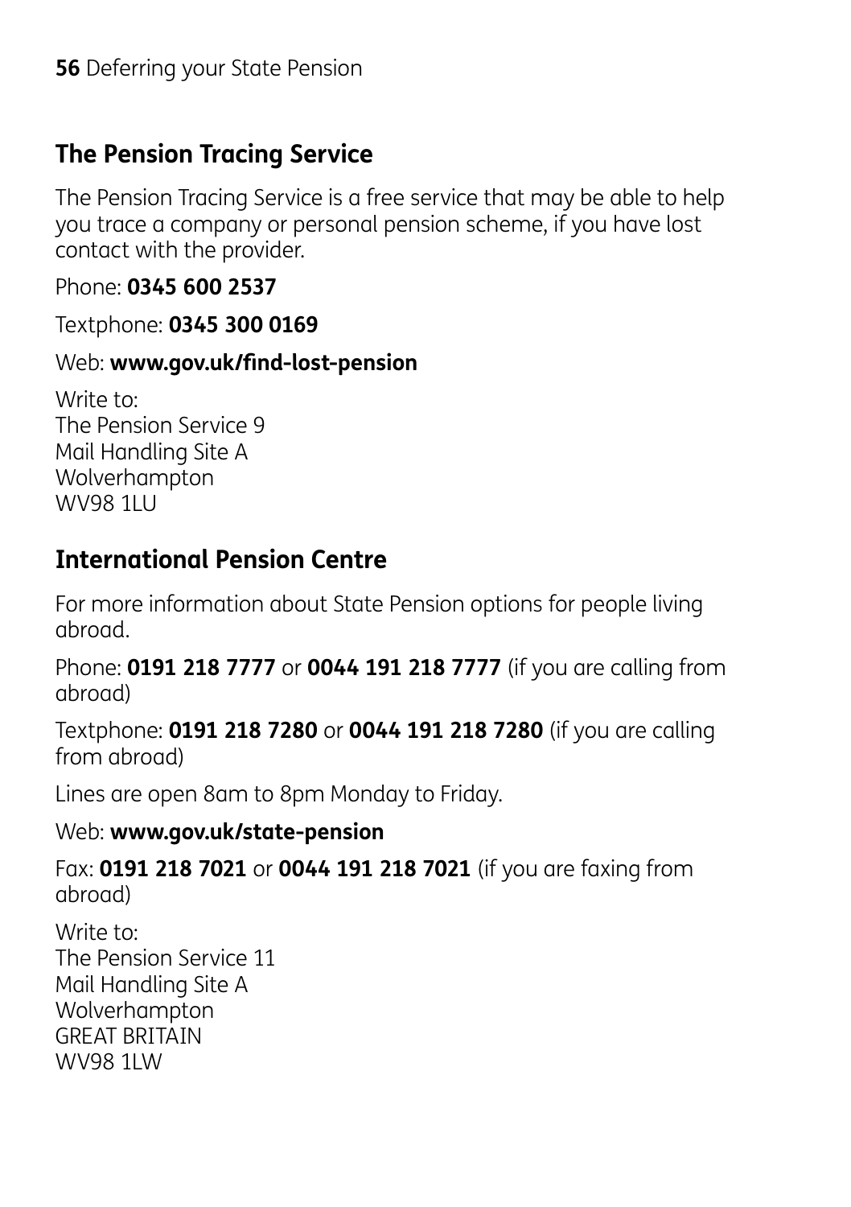## The Pension Tracing Service

The Pension Tracing Service is a free service that may be able to help you trace a company or personal pension scheme, if you have lost contact with the provider.

Phone: **0345 600 2537**

Textphone: **0345 300 0169**

Web: **www.gov.uk/find-lost-pension**

Write to:
The Pension Service 9
Mail Handling Site A
Wolverhampton
WV98 1LU

## International Pension Centre

For more information about State Pension options for people living abroad.

Phone: **0191 218 7777** or **0044 191 218 7777** (if you are calling from abroad)

Textphone: **0191 218 7280** or **0044 191 218 7280** (if you are calling from abroad)

Lines are open 8am to 8pm Monday to Friday.

Web: **www.gov.uk/state-pension**

Fax: **0191 218 7021** or **0044 191 218 7021** (if you are faxing from abroad)

Write to:
The Pension Service 11
Mail Handling Site A
Wolverhampton
GREAT BRITAIN
WV98 1LW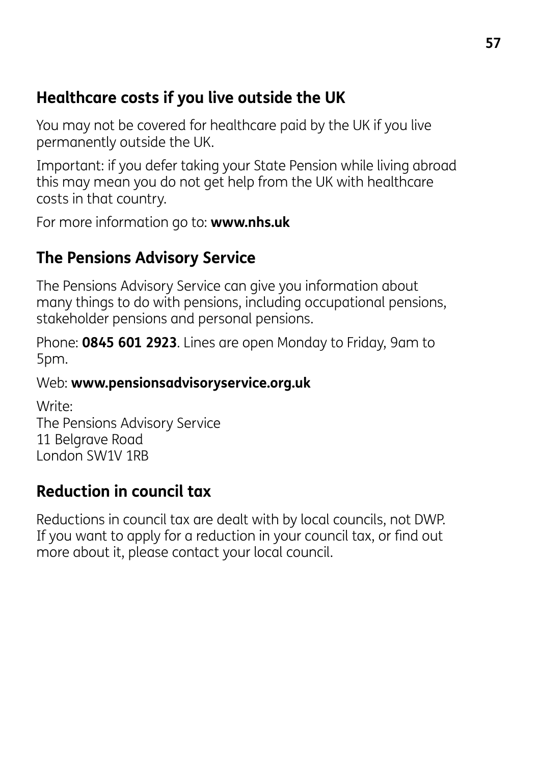## Healthcare costs if you live outside the UK

You may not be covered for healthcare paid by the UK if you live permanently outside the UK.

Important: if you defer taking your State Pension while living abroad this may mean you do not get help from the UK with healthcare costs in that country.

For more information go to: **www.nhs.uk**

## The Pensions Advisory Service

The Pensions Advisory Service can give you information about many things to do with pensions, including occupational pensions, stakeholder pensions and personal pensions.

Phone: **0845 601 2923**. Lines are open Monday to Friday, 9am to 5pm.

Web: **www.pensionsadvisoryservice.org.uk**

Write:
The Pensions Advisory Service
11 Belgrave Road
London SW1V 1RB

## Reduction in council tax

Reductions in council tax are dealt with by local councils, not DWP. If you want to apply for a reduction in your council tax, or find out more about it, please contact your local council.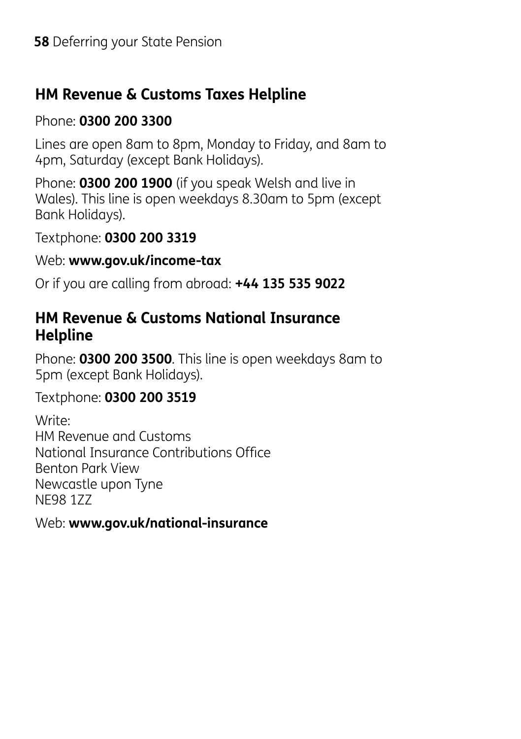## HM Revenue & Customs Taxes Helpline

Phone: **0300 200 3300**

Lines are open 8am to 8pm, Monday to Friday, and 8am to 4pm, Saturday (except Bank Holidays).

Phone: **0300 200 1900** (if you speak Welsh and live in Wales). This line is open weekdays 8.30am to 5pm (except Bank Holidays).

Textphone: **0300 200 3319**

Web: **www.gov.uk/income-tax**

Or if you are calling from abroad: **+44 135 535 9022**

## HM Revenue & Customs National Insurance Helpline

Phone: **0300 200 3500**. This line is open weekdays 8am to 5pm (except Bank Holidays).

Textphone: **0300 200 3519**

Write:
HM Revenue and Customs
National Insurance Contributions Office
Benton Park View
Newcastle upon Tyne
NE98 1ZZ

Web: **www.gov.uk/national-insurance**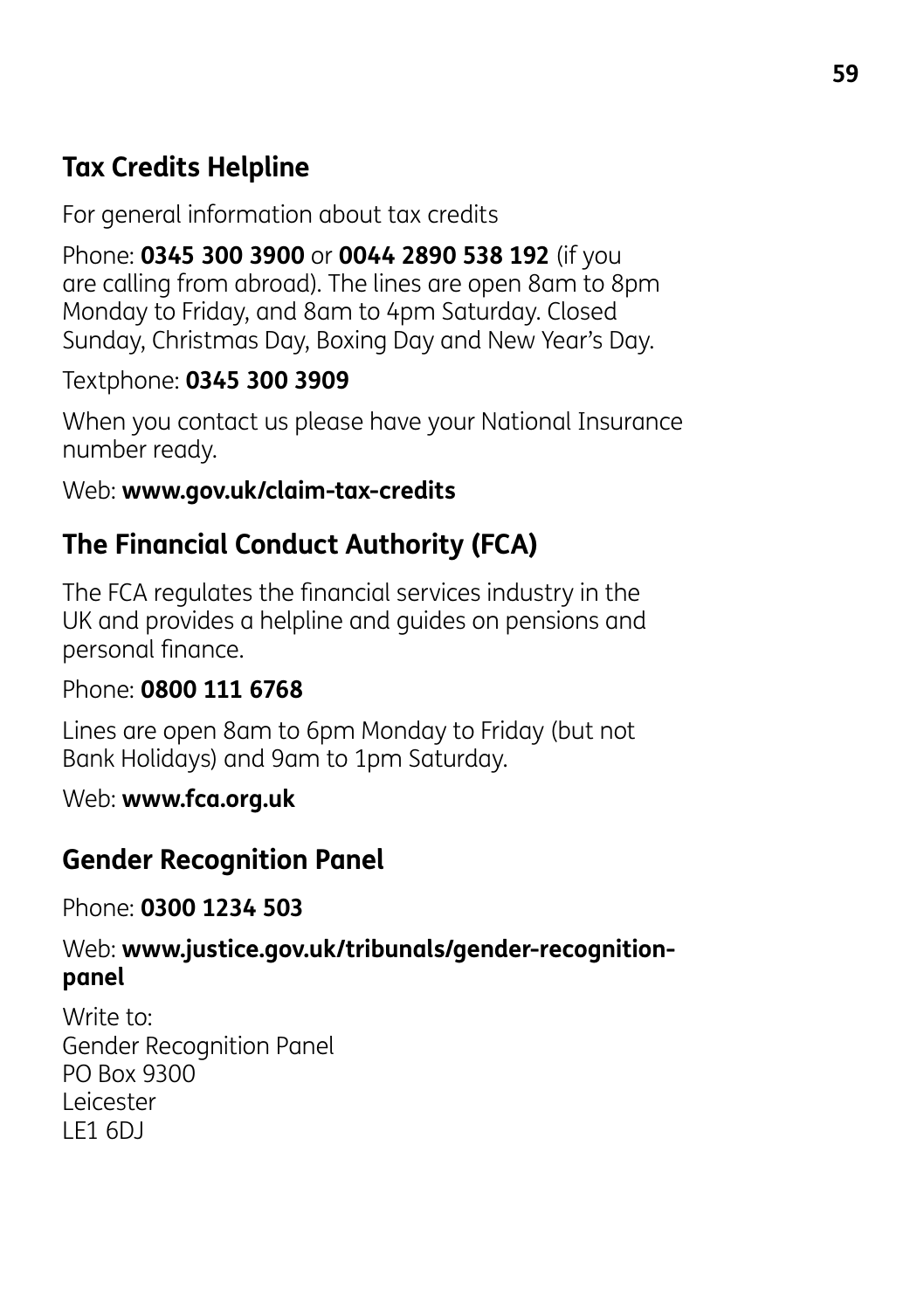## Tax Credits Helpline

For general information about tax credits

Phone: **0345 300 3900** or **0044 2890 538 192** (if you are calling from abroad). The lines are open 8am to 8pm Monday to Friday, and 8am to 4pm Saturday. Closed Sunday, Christmas Day, Boxing Day and New Year's Day.

Textphone: **0345 300 3909**

When you contact us please have your National Insurance number ready.

Web: **www.gov.uk/claim-tax-credits**

## The Financial Conduct Authority (FCA)

The FCA regulates the financial services industry in the UK and provides a helpline and guides on pensions and personal finance.

Phone: **0800 111 6768**

Lines are open 8am to 6pm Monday to Friday (but not Bank Holidays) and 9am to 1pm Saturday.

Web: **www.fca.org.uk**

## Gender Recognition Panel

Phone: **0300 1234 503**

Web: **www.justice.gov.uk/tribunals/gender-recognition-panel**

Write to:
Gender Recognition Panel
PO Box 9300
Leicester
LE1 6DJ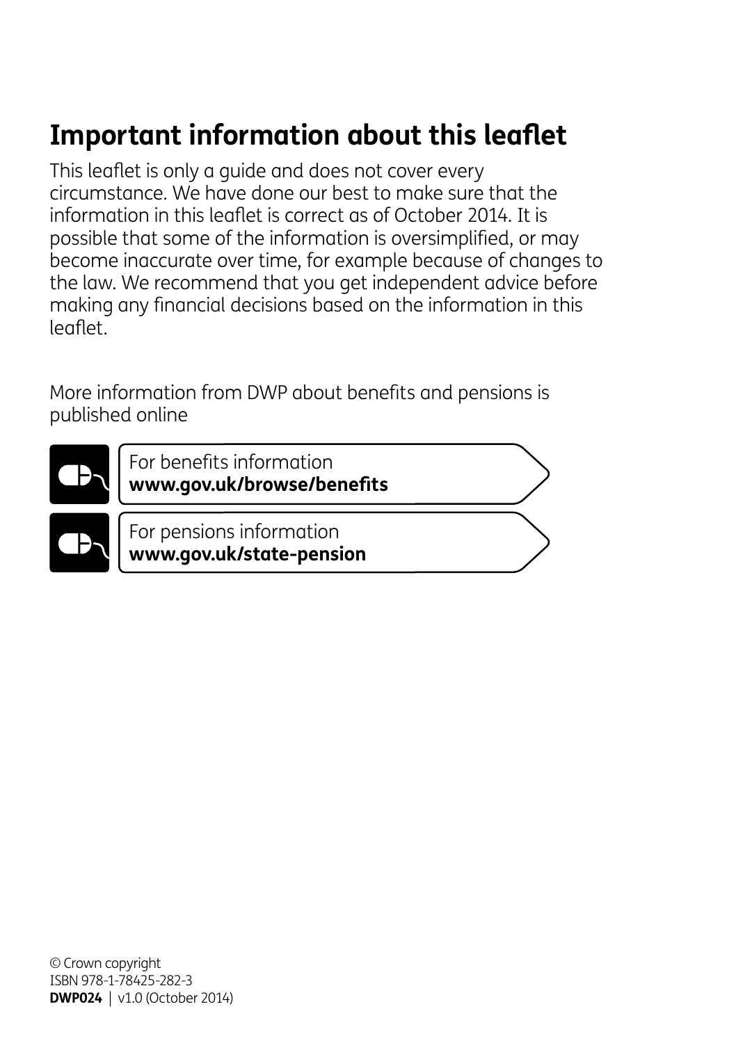# Important information about this leaflet

This leaflet is only a guide and does not cover every circumstance. We have done our best to make sure that the information in this leaflet is correct as of October 2014. It is possible that some of the information is oversimplified, or may become inaccurate over time, for example because of changes to the law. We recommend that you get independent advice before making any financial decisions based on the information in this leaflet.

More information from DWP about benefits and pensions is published online

For benefits information
**www.gov.uk/browse/benefits**

For pensions information
**www.gov.uk/state-pension**

© Crown copyright
ISBN 978-1-78425-282-3
**DWP024** | v1.0 (October 2014)